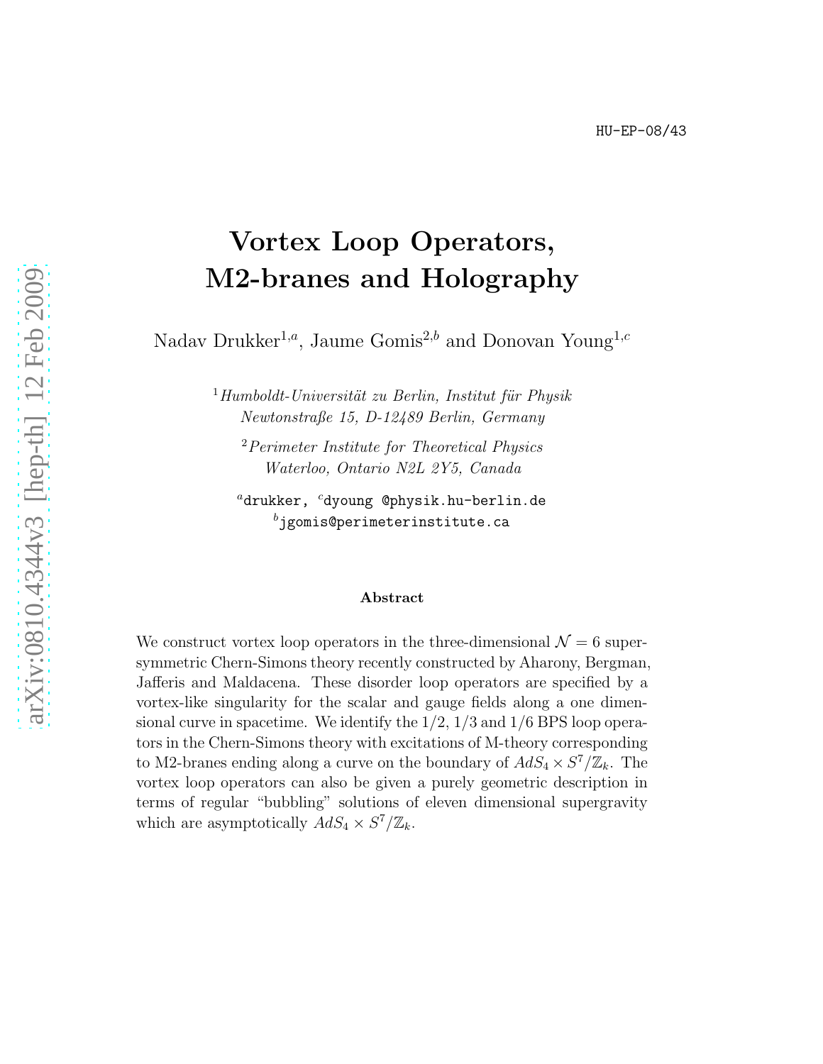HU-EP-08/43

# Vortex Loop Operators, M2-branes and Holography

Nadav Drukker[1,a], Jaume Gomis[2,b] and Donovan Young[1,c]

[1] *Humboldt-Universität zu Berlin, Institut für Physik Newtonstraße 15, D-12489 Berlin, Germany*

[2] *Perimeter Institute for Theoretical Physics Waterloo, Ontario N2L 2Y5, Canada*

[a] drukker, [c] dyoung @physik.hu-berlin.de
[b] jgomis@perimeterinstitute.ca

### Abstract

We construct vortex loop operators in the three-dimensional $\mathcal{N} = 6$ supersymmetric Chern-Simons theory recently constructed by Aharony, Bergman, Jafferis and Maldacena. These disorder loop operators are specified by a vortex-like singularity for the scalar and gauge fields along a one dimensional curve in spacetime. We identify the 1/2, 1/3 and 1/6 BPS loop operators in the Chern-Simons theory with excitations of M-theory corresponding to M2-branes ending along a curve on the boundary of $AdS_4 \times S^7/\mathbb{Z}_k$. The vortex loop operators can also be given a purely geometric description in terms of regular "bubbling" solutions of eleven dimensional supergravity which are asymptotically $AdS_4 \times S^7/\mathbb{Z}_k$.

arXiv:0810.4344v3 [hep-th] 12 Feb 2009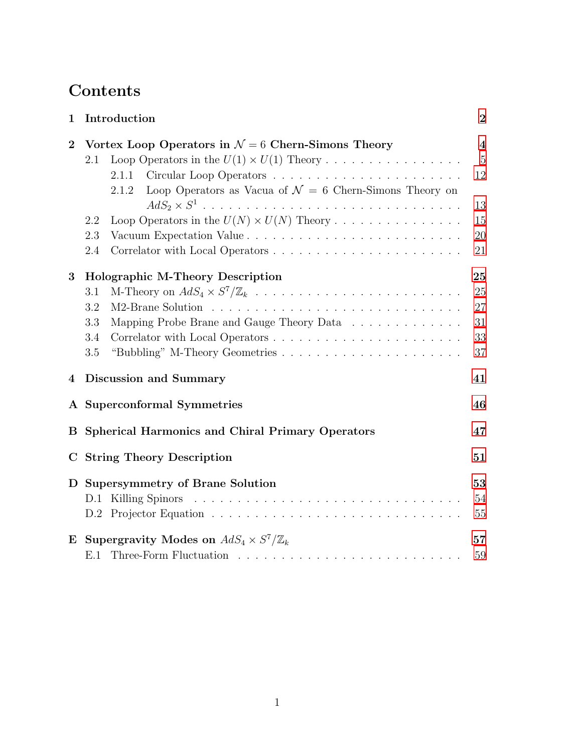# Contents

**1 Introduction** 2

**2 Vortex Loop Operators in $\mathcal{N} = 6$ Chern-Simons Theory** 4

- 2.1 Loop Operators in the $U(1) \times U(1)$ Theory . . . . . 5
  - 2.1.1 Circular Loop Operators . . . . . 12
  - 2.1.2 Loop Operators as Vacua of $\mathcal{N} = 6$ Chern-Simons Theory on $AdS_2 \times S^1$ . . . . . 13
- 2.2 Loop Operators in the $U(N) \times U(N)$ Theory . . . . . 15
- 2.3 Vacuum Expectation Value . . . . . 20
- 2.4 Correlator with Local Operators . . . . . 21

**3 Holographic M-Theory Description** 25

- 3.1 M-Theory on $AdS_4 \times S^7/\mathbb{Z}_k$ . . . . . 25
- 3.2 M2-Brane Solution . . . . . 27
- 3.3 Mapping Probe Brane and Gauge Theory Data . . . . . 31
- 3.4 Correlator with Local Operators . . . . . 33
- 3.5 "Bubbling" M-Theory Geometries . . . . . 37

**4 Discussion and Summary** 41

**A Superconformal Symmetries** 46

**B Spherical Harmonics and Chiral Primary Operators** 47

**C String Theory Description** 51

**D Supersymmetry of Brane Solution** 53

- D.1 Killing Spinors . . . . . 54
- D.2 Projector Equation . . . . . 55

**E Supergravity Modes on $AdS_4 \times S^7/\mathbb{Z}_k$** 57

- E.1 Three-Form Fluctuation . . . . . 59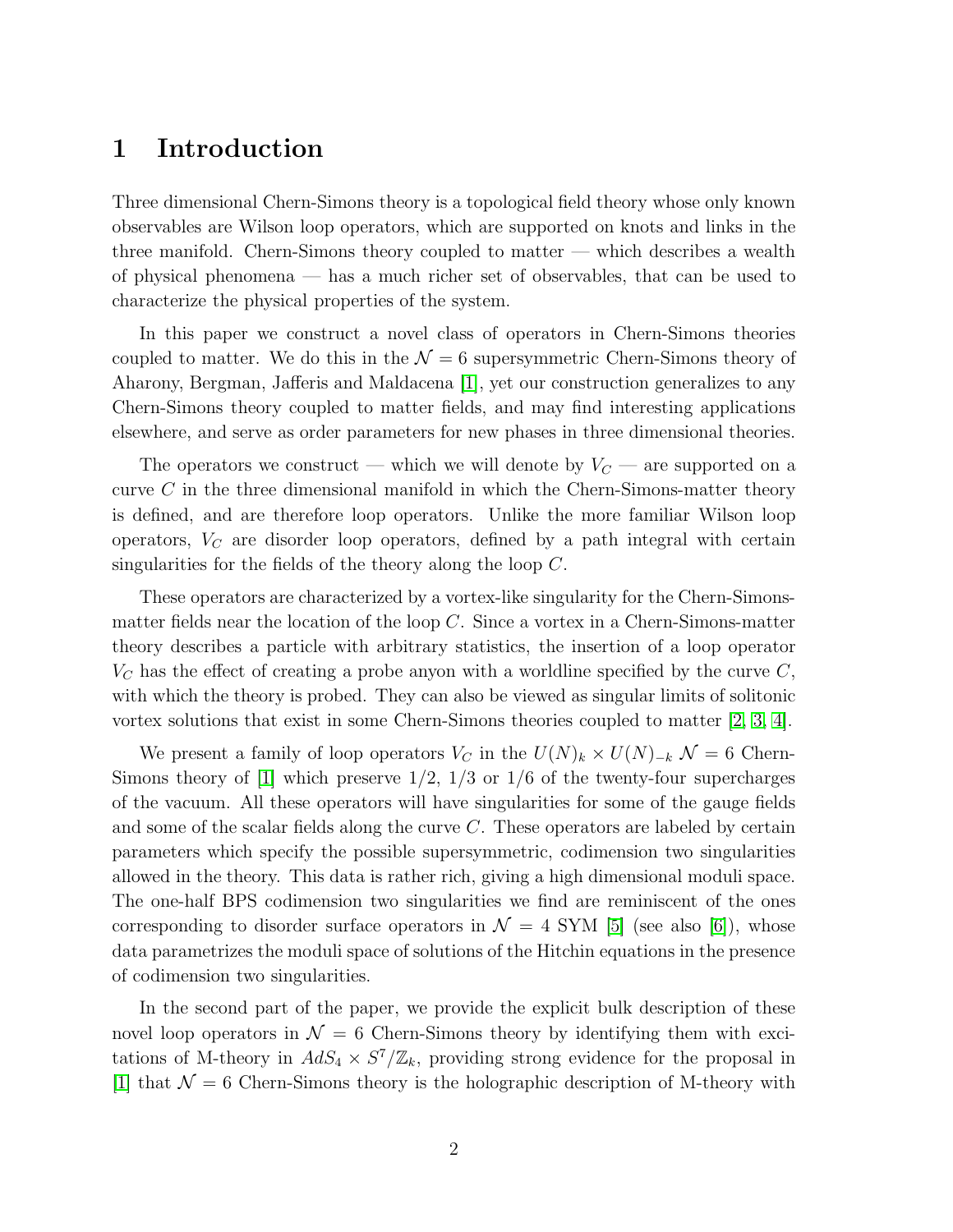# 1 Introduction

Three dimensional Chern-Simons theory is a topological field theory whose only known observables are Wilson loop operators, which are supported on knots and links in the three manifold. Chern-Simons theory coupled to matter — which describes a wealth of physical phenomena — has a much richer set of observables, that can be used to characterize the physical properties of the system.

In this paper we construct a novel class of operators in Chern-Simons theories coupled to matter. We do this in the $\mathcal{N} = 6$ supersymmetric Chern-Simons theory of Aharony, Bergman, Jafferis and Maldacena [1], yet our construction generalizes to any Chern-Simons theory coupled to matter fields, and may find interesting applications elsewhere, and serve as order parameters for new phases in three dimensional theories.

The operators we construct — which we will denote by $V_C$ — are supported on a curve $C$ in the three dimensional manifold in which the Chern-Simons-matter theory is defined, and are therefore loop operators. Unlike the more familiar Wilson loop operators, $V_C$ are disorder loop operators, defined by a path integral with certain singularities for the fields of the theory along the loop $C$.

These operators are characterized by a vortex-like singularity for the Chern-Simons-matter fields near the location of the loop $C$. Since a vortex in a Chern-Simons-matter theory describes a particle with arbitrary statistics, the insertion of a loop operator $V_C$ has the effect of creating a probe anyon with a worldline specified by the curve $C$, with which the theory is probed. They can also be viewed as singular limits of solitonic vortex solutions that exist in some Chern-Simons theories coupled to matter [2, 3, 4].

We present a family of loop operators $V_C$ in the $U(N)_k \times U(N)_{-k}$ $\mathcal{N} = 6$ Chern-Simons theory of [1] which preserve 1/2, 1/3 or 1/6 of the twenty-four supercharges of the vacuum. All these operators will have singularities for some of the gauge fields and some of the scalar fields along the curve $C$. These operators are labeled by certain parameters which specify the possible supersymmetric, codimension two singularities allowed in the theory. This data is rather rich, giving a high dimensional moduli space. The one-half BPS codimension two singularities we find are reminiscent of the ones corresponding to disorder surface operators in $\mathcal{N} = 4$ SYM [5] (see also [6]), whose data parametrizes the moduli space of solutions of the Hitchin equations in the presence of codimension two singularities.

In the second part of the paper, we provide the explicit bulk description of these novel loop operators in $\mathcal{N} = 6$ Chern-Simons theory by identifying them with excitations of M-theory in $AdS_4 \times S^7/\mathbb{Z}_k$, providing strong evidence for the proposal in [1] that $\mathcal{N} = 6$ Chern-Simons theory is the holographic description of M-theory with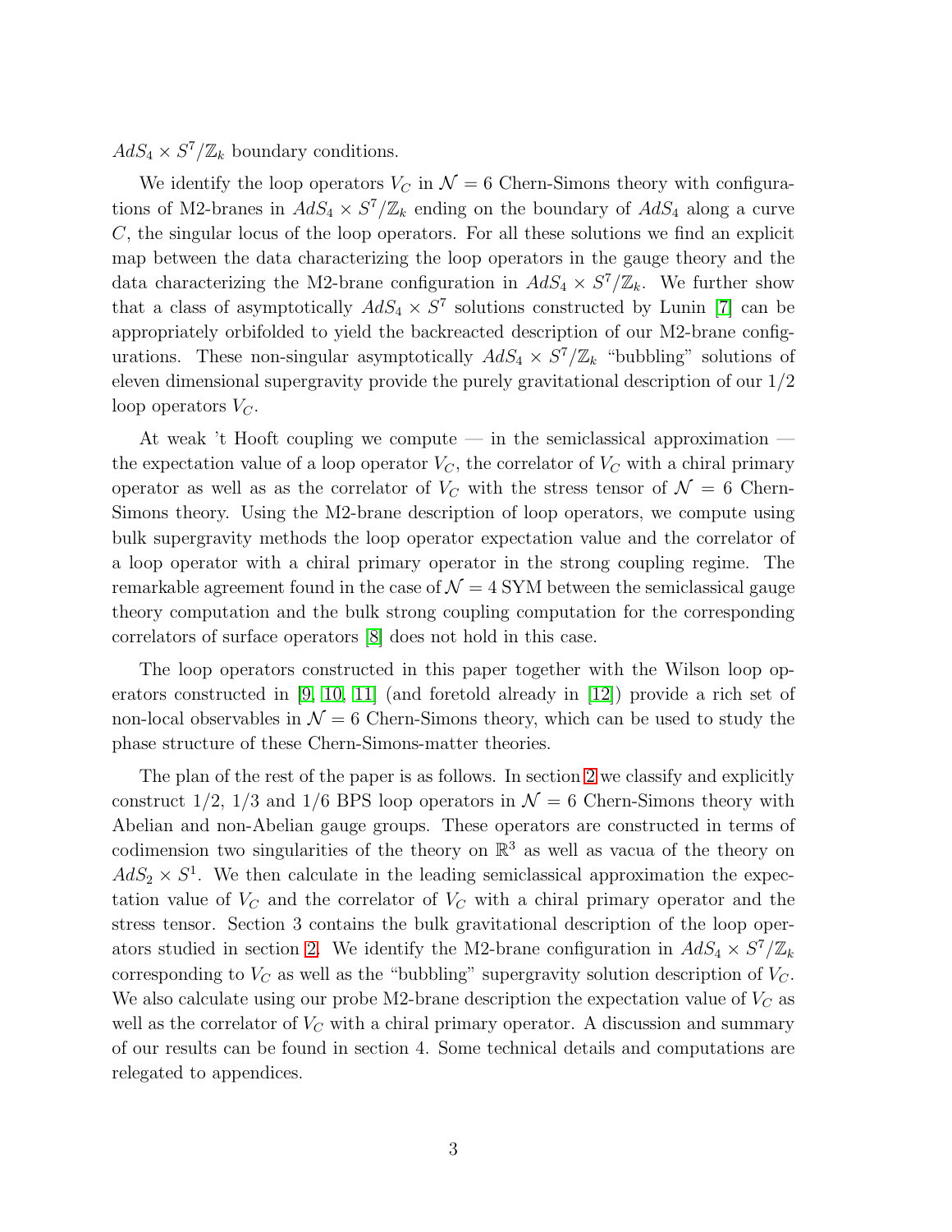$AdS_4 \times S^7/\mathbb{Z}_k$ boundary conditions.

We identify the loop operators $V_C$ in $\mathcal{N}=6$ Chern-Simons theory with configurations of M2-branes in $AdS_4 \times S^7/\mathbb{Z}_k$ ending on the boundary of $AdS_4$ along a curve $C$, the singular locus of the loop operators. For all these solutions we find an explicit map between the data characterizing the loop operators in the gauge theory and the data characterizing the M2-brane configuration in $AdS_4 \times S^7/\mathbb{Z}_k$. We further show that a class of asymptotically $AdS_4 \times S^7$ solutions constructed by Lunin [7] can be appropriately orbifolded to yield the backreacted description of our M2-brane configurations. These non-singular asymptotically $AdS_4 \times S^7/\mathbb{Z}_k$ "bubbling" solutions of eleven dimensional supergravity provide the purely gravitational description of our 1/2 loop operators $V_C$.

At weak 't Hooft coupling we compute — in the semiclassical approximation — the expectation value of a loop operator $V_C$, the correlator of $V_C$ with a chiral primary operator as well as as the correlator of $V_C$ with the stress tensor of $\mathcal{N}=6$ Chern-Simons theory. Using the M2-brane description of loop operators, we compute using bulk supergravity methods the loop operator expectation value and the correlator of a loop operator with a chiral primary operator in the strong coupling regime. The remarkable agreement found in the case of $\mathcal{N}=4$ SYM between the semiclassical gauge theory computation and the bulk strong coupling computation for the corresponding correlators of surface operators [8] does not hold in this case.

The loop operators constructed in this paper together with the Wilson loop operators constructed in [9, 10, 11] (and foretold already in [12]) provide a rich set of non-local observables in $\mathcal{N}=6$ Chern-Simons theory, which can be used to study the phase structure of these Chern-Simons-matter theories.

The plan of the rest of the paper is as follows. In section 2 we classify and explicitly construct 1/2, 1/3 and 1/6 BPS loop operators in $\mathcal{N}=6$ Chern-Simons theory with Abelian and non-Abelian gauge groups. These operators are constructed in terms of codimension two singularities of the theory on $\mathbb{R}^3$ as well as vacua of the theory on $AdS_2 \times S^1$. We then calculate in the leading semiclassical approximation the expectation value of $V_C$ and the correlator of $V_C$ with a chiral primary operator and the stress tensor. Section 3 contains the bulk gravitational description of the loop operators studied in section 2. We identify the M2-brane configuration in $AdS_4 \times S^7/\mathbb{Z}_k$ corresponding to $V_C$ as well as the "bubbling" supergravity solution description of $V_C$. We also calculate using our probe M2-brane description the expectation value of $V_C$ as well as the correlator of $V_C$ with a chiral primary operator. A discussion and summary of our results can be found in section 4. Some technical details and computations are relegated to appendices.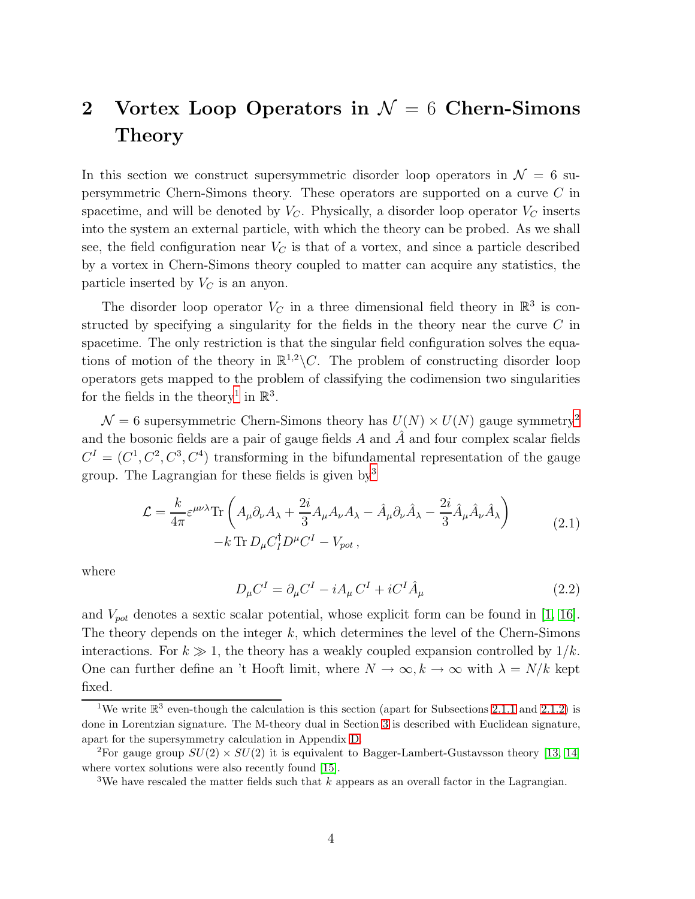# 2 Vortex Loop Operators in $\mathcal{N} = 6$ Chern-Simons Theory

In this section we construct supersymmetric disorder loop operators in $\mathcal{N} = 6$ supersymmetric Chern-Simons theory. These operators are supported on a curve $C$ in spacetime, and will be denoted by $V_C$. Physically, a disorder loop operator $V_C$ inserts into the system an external particle, with which the theory can be probed. As we shall see, the field configuration near $V_C$ is that of a vortex, and since a particle described by a vortex in Chern-Simons theory coupled to matter can acquire any statistics, the particle inserted by $V_C$ is an anyon.

The disorder loop operator $V_C$ in a three dimensional field theory in $\mathbb{R}^3$ is constructed by specifying a singularity for the fields in the theory near the curve $C$ in spacetime. The only restriction is that the singular field configuration solves the equations of motion of the theory in $\mathbb{R}^{1,2}\backslash C$. The problem of constructing disorder loop operators gets mapped to the problem of classifying the codimension two singularities for the fields in the theory[1] in $\mathbb{R}^3$.

$\mathcal{N} = 6$ supersymmetric Chern-Simons theory has $U(N) \times U(N)$ gauge symmetry[2] and the bosonic fields are a pair of gauge fields $A$ and $\hat{A}$ and four complex scalar fields $C^I = (C^1, C^2, C^3, C^4)$ transforming in the bifundamental representation of the gauge group. The Lagrangian for these fields is given by[3]

$$
\begin{aligned}
\mathcal{L} = \frac{k}{4\pi}\varepsilon^{\mu\nu\lambda}\mathrm{Tr}\left(A_\mu\partial_\nu A_\lambda + \frac{2i}{3}A_\mu A_\nu A_\lambda - \hat{A}_\mu\partial_\nu\hat{A}_\lambda - \frac{2i}{3}\hat{A}_\mu\hat{A}_\nu\hat{A}_\lambda\right) \\
-k\,\mathrm{Tr}\,D_\mu C_I^\dagger D^\mu C^I - V_{pot}\,,
\end{aligned}
\tag{2.1}
$$

where

$$
D_\mu C^I = \partial_\mu C^I - iA_\mu\, C^I + iC^I\hat{A}_\mu
\tag{2.2}
$$

and $V_{pot}$ denotes a sextic scalar potential, whose explicit form can be found in [1, 16]. The theory depends on the integer $k$, which determines the level of the Chern-Simons interactions. For $k \gg 1$, the theory has a weakly coupled expansion controlled by $1/k$. One can further define an 't Hooft limit, where $N \to \infty, k \to \infty$ with $\lambda = N/k$ kept fixed.

---

[1] We write $\mathbb{R}^3$ even-though the calculation is this section (apart for Subsections 2.1.1 and 2.1.2) is done in Lorentzian signature. The M-theory dual in Section 3 is described with Euclidean signature, apart for the supersymmetry calculation in Appendix D.

[2] For gauge group $SU(2) \times SU(2)$ it is equivalent to Bagger-Lambert-Gustavsson theory [13, 14] where vortex solutions were also recently found [15].

[3] We have rescaled the matter fields such that $k$ appears as an overall factor in the Lagrangian.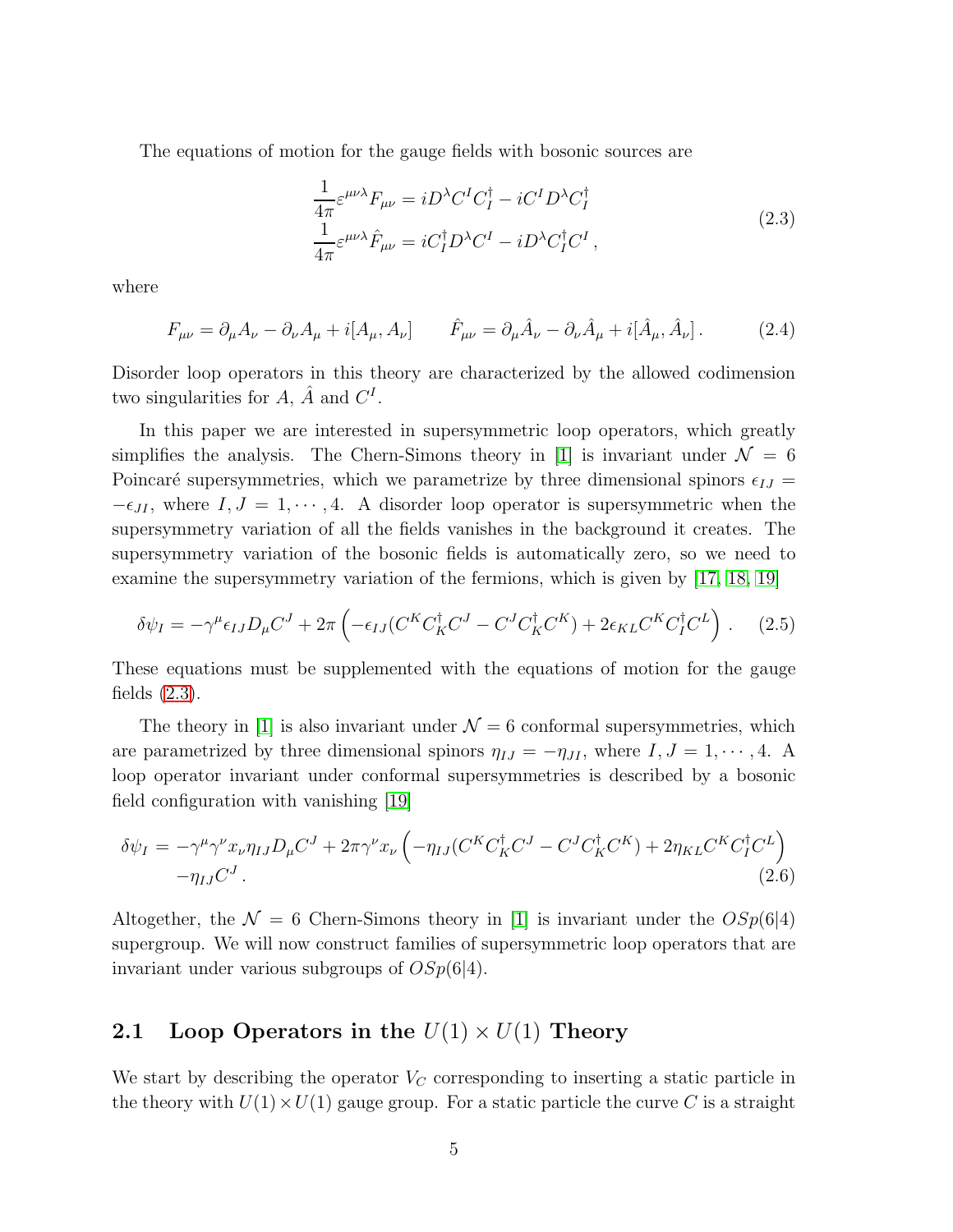The equations of motion for the gauge fields with bosonic sources are

$$
\begin{aligned}
\frac{1}{4\pi}\varepsilon^{\mu\nu\lambda}F_{\mu\nu} &= iD^\lambda C^I C_I^\dagger - iC^I D^\lambda C_I^\dagger \\
\frac{1}{4\pi}\varepsilon^{\mu\nu\lambda}\hat{F}_{\mu\nu} &= iC_I^\dagger D^\lambda C^I - iD^\lambda C_I^\dagger C^I \,,
\end{aligned}
\tag{2.3}
$$

where

$$
F_{\mu\nu} = \partial_\mu A_\nu - \partial_\nu A_\mu + i[A_\mu, A_\nu] \qquad \hat{F}_{\mu\nu} = \partial_\mu \hat{A}_\nu - \partial_\nu \hat{A}_\mu + i[\hat{A}_\mu, \hat{A}_\nu]\,. \tag{2.4}
$$

Disorder loop operators in this theory are characterized by the allowed codimension two singularities for $A$, $\hat{A}$ and $C^I$.

In this paper we are interested in supersymmetric loop operators, which greatly simplifies the analysis. The Chern-Simons theory in [1] is invariant under $\mathcal{N} = 6$ Poincaré supersymmetries, which we parametrize by three dimensional spinors $\epsilon_{IJ} = -\epsilon_{JI}$, where $I, J = 1, \cdots, 4$. A disorder loop operator is supersymmetric when the supersymmetry variation of all the fields vanishes in the background it creates. The supersymmetry variation of the bosonic fields is automatically zero, so we need to examine the supersymmetry variation of the fermions, which is given by [17, 18, 19]

$$
\delta\psi_I = -\gamma^\mu \epsilon_{IJ} D_\mu C^J + 2\pi\left(-\epsilon_{IJ}(C^K C_K^\dagger C^J - C^J C_K^\dagger C^K) + 2\epsilon_{KL} C^K C_I^\dagger C^L\right)\,. \tag{2.5}
$$

These equations must be supplemented with the equations of motion for the gauge fields (2.3).

The theory in [1] is also invariant under $\mathcal{N} = 6$ conformal supersymmetries, which are parametrized by three dimensional spinors $\eta_{IJ} = -\eta_{JI}$, where $I, J = 1, \cdots, 4$. A loop operator invariant under conformal supersymmetries is described by a bosonic field configuration with vanishing [19]

$$
\begin{aligned}
\delta\psi_I = &-\gamma^\mu\gamma^\nu x_\nu \eta_{IJ} D_\mu C^J + 2\pi\gamma^\nu x_\nu\left(-\eta_{IJ}(C^K C_K^\dagger C^J - C^J C_K^\dagger C^K) + 2\eta_{KL} C^K C_I^\dagger C^L\right) \\
&-\eta_{IJ} C^J\,.
\end{aligned}
\tag{2.6}
$$

Altogether, the $\mathcal{N} = 6$ Chern-Simons theory in [1] is invariant under the $OSp(6|4)$ supergroup. We will now construct families of supersymmetric loop operators that are invariant under various subgroups of $OSp(6|4)$.

## 2.1 Loop Operators in the $U(1) \times U(1)$ Theory

We start by describing the operator $V_C$ corresponding to inserting a static particle in the theory with $U(1) \times U(1)$ gauge group. For a static particle the curve $C$ is a straight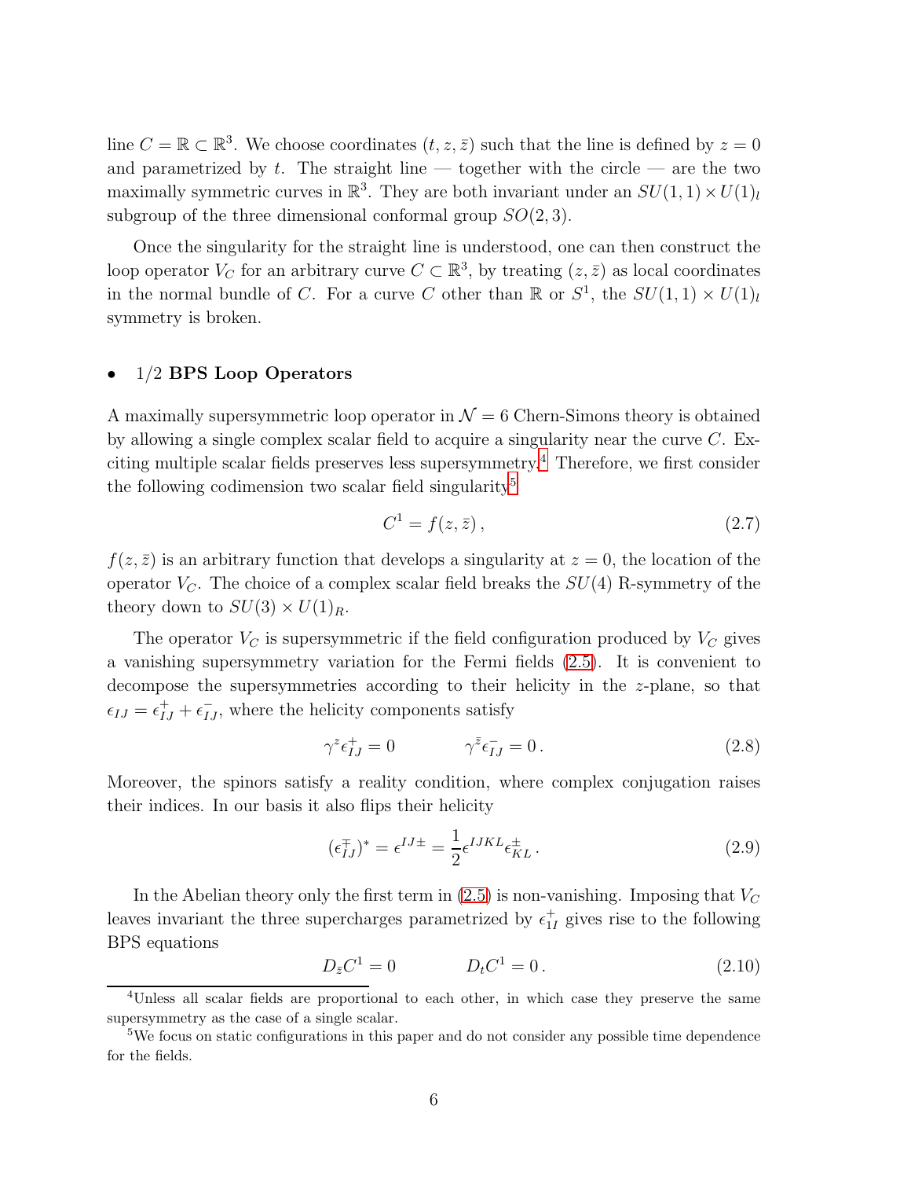line $C = \mathbb{R} \subset \mathbb{R}^3$. We choose coordinates $(t, z, \bar{z})$ such that the line is defined by $z = 0$ and parametrized by $t$. The straight line — together with the circle — are the two maximally symmetric curves in $\mathbb{R}^3$. They are both invariant under an $SU(1,1) \times U(1)_l$ subgroup of the three dimensional conformal group $SO(2,3)$.

Once the singularity for the straight line is understood, one can then construct the loop operator $V_C$ for an arbitrary curve $C \subset \mathbb{R}^3$, by treating $(z, \bar{z})$ as local coordinates in the normal bundle of $C$. For a curve $C$ other than $\mathbb{R}$ or $S^1$, the $SU(1,1) \times U(1)_l$ symmetry is broken.

- $1/2$ **BPS Loop Operators**

A maximally supersymmetric loop operator in $\mathcal{N} = 6$ Chern-Simons theory is obtained by allowing a single complex scalar field to acquire a singularity near the curve $C$. Exciting multiple scalar fields preserves less supersymmetry.[4] Therefore, we first consider the following codimension two scalar field singularity[5]

$$C^1 = f(z, \bar{z}), \tag{2.7}$$

$f(z, \bar{z})$ is an arbitrary function that develops a singularity at $z = 0$, the location of the operator $V_C$. The choice of a complex scalar field breaks the $SU(4)$ R-symmetry of the theory down to $SU(3) \times U(1)_R$.

The operator $V_C$ is supersymmetric if the field configuration produced by $V_C$ gives a vanishing supersymmetry variation for the Fermi fields (2.5). It is convenient to decompose the supersymmetries according to their helicity in the $z$-plane, so that $\epsilon_{IJ} = \epsilon^+_{IJ} + \epsilon^-_{IJ}$, where the helicity components satisfy

$$\gamma^z \epsilon^+_{IJ} = 0 \qquad\qquad \gamma^{\bar{z}} \epsilon^-_{IJ} = 0\,. \tag{2.8}$$

Moreover, the spinors satisfy a reality condition, where complex conjugation raises their indices. In our basis it also flips their helicity

$$(\epsilon^{\mp}_{IJ})^* = \epsilon^{IJ\pm} = \frac{1}{2}\epsilon^{IJKL}\epsilon^{\pm}_{KL}\,. \tag{2.9}$$

In the Abelian theory only the first term in (2.5) is non-vanishing. Imposing that $V_C$ leaves invariant the three supercharges parametrized by $\epsilon^+_{1I}$ gives rise to the following BPS equations

$$D_{\bar{z}} C^1 = 0 \qquad\qquad D_t C^1 = 0\,. \tag{2.10}$$

[4] Unless all scalar fields are proportional to each other, in which case they preserve the same supersymmetry as the case of a single scalar.

[5] We focus on static configurations in this paper and do not consider any possible time dependence for the fields.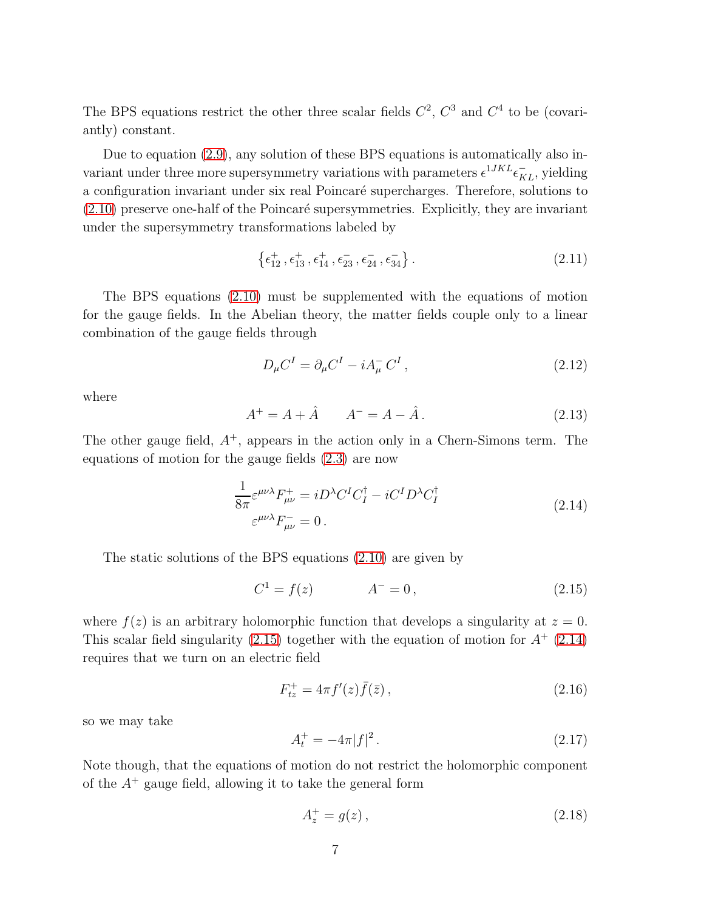The BPS equations restrict the other three scalar fields $C^2$, $C^3$ and $C^4$ to be (covariantly) constant.

Due to equation (2.9), any solution of these BPS equations is automatically also invariant under three more supersymmetry variations with parameters $\epsilon^{1JKL}\epsilon^-_{KL}$, yielding a configuration invariant under six real Poincaré supercharges. Therefore, solutions to (2.10) preserve one-half of the Poincaré supersymmetries. Explicitly, they are invariant under the supersymmetry transformations labeled by

$$\left\{\epsilon^+_{12}\,,\epsilon^+_{13}\,,\epsilon^+_{14}\,,\epsilon^-_{23}\,,\epsilon^-_{24}\,,\epsilon^-_{34}\right\}. \tag{2.11}$$

The BPS equations (2.10) must be supplemented with the equations of motion for the gauge fields. In the Abelian theory, the matter fields couple only to a linear combination of the gauge fields through

$$D_\mu C^I = \partial_\mu C^I - iA^-_\mu\, C^I\,, \tag{2.12}$$

where

$$A^+ = A + \hat{A} \qquad A^- = A - \hat{A}\,. \tag{2.13}$$

The other gauge field, $A^+$, appears in the action only in a Chern-Simons term. The equations of motion for the gauge fields (2.3) are now

$$\begin{aligned}\frac{1}{8\pi}\varepsilon^{\mu\nu\lambda}F^+_{\mu\nu} &= iD^\lambda C^I C^\dagger_I - iC^I D^\lambda C^\dagger_I \\ \varepsilon^{\mu\nu\lambda}F^-_{\mu\nu} &= 0\,.\end{aligned} \tag{2.14}$$

The static solutions of the BPS equations (2.10) are given by

$$C^1 = f(z) \qquad\qquad A^- = 0\,, \tag{2.15}$$

where $f(z)$ is an arbitrary holomorphic function that develops a singularity at $z = 0$. This scalar field singularity (2.15) together with the equation of motion for $A^+$ (2.14) requires that we turn on an electric field

$$F^+_{tz} = 4\pi f'(z)\bar{f}(\bar{z})\,, \tag{2.16}$$

so we may take

$$A^+_t = -4\pi|f|^2\,. \tag{2.17}$$

Note though, that the equations of motion do not restrict the holomorphic component of the $A^+$ gauge field, allowing it to take the general form

$$A^+_z = g(z)\,, \tag{2.18}$$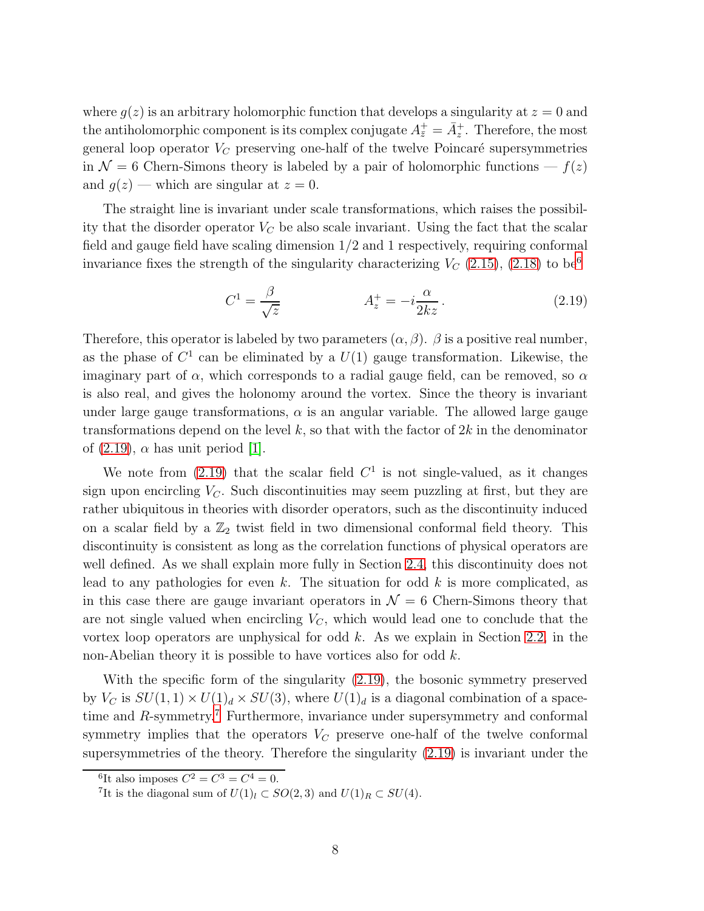where $g(z)$ is an arbitrary holomorphic function that develops a singularity at $z = 0$ and the antiholomorphic component is its complex conjugate $A^+_{\bar{z}} = \bar{A}^+_z$. Therefore, the most general loop operator $V_C$ preserving one-half of the twelve Poincaré supersymmetries in $\mathcal{N} = 6$ Chern-Simons theory is labeled by a pair of holomorphic functions — $f(z)$ and $g(z)$ — which are singular at $z = 0$.

The straight line is invariant under scale transformations, which raises the possibility that the disorder operator $V_C$ be also scale invariant. Using the fact that the scalar field and gauge field have scaling dimension $1/2$ and $1$ respectively, requiring conformal invariance fixes the strength of the singularity characterizing $V_C$ (2.15), (2.18) to be[6]

$$C^1 = \frac{\beta}{\sqrt{z}} \qquad\qquad A^+_z = -i\frac{\alpha}{2kz}\,. \tag{2.19}$$

Therefore, this operator is labeled by two parameters $(\alpha, \beta)$. $\beta$ is a positive real number, as the phase of $C^1$ can be eliminated by a $U(1)$ gauge transformation. Likewise, the imaginary part of $\alpha$, which corresponds to a radial gauge field, can be removed, so $\alpha$ is also real, and gives the holonomy around the vortex. Since the theory is invariant under large gauge transformations, $\alpha$ is an angular variable. The allowed large gauge transformations depend on the level $k$, so that with the factor of $2k$ in the denominator of (2.19), $\alpha$ has unit period [1].

We note from (2.19) that the scalar field $C^1$ is not single-valued, as it changes sign upon encircling $V_C$. Such discontinuities may seem puzzling at first, but they are rather ubiquitous in theories with disorder operators, such as the discontinuity induced on a scalar field by a $\mathbb{Z}_2$ twist field in two dimensional conformal field theory. This discontinuity is consistent as long as the correlation functions of physical operators are well defined. As we shall explain more fully in Section 2.4, this discontinuity does not lead to any pathologies for even $k$. The situation for odd $k$ is more complicated, as in this case there are gauge invariant operators in $\mathcal{N} = 6$ Chern-Simons theory that are not single valued when encircling $V_C$, which would lead one to conclude that the vortex loop operators are unphysical for odd $k$. As we explain in Section 2.2, in the non-Abelian theory it is possible to have vortices also for odd $k$.

With the specific form of the singularity (2.19), the bosonic symmetry preserved by $V_C$ is $SU(1,1) \times U(1)_d \times SU(3)$, where $U(1)_d$ is a diagonal combination of a space-time and $R$-symmetry.[7] Furthermore, invariance under supersymmetry and conformal symmetry implies that the operators $V_C$ preserve one-half of the twelve conformal supersymmetries of the theory. Therefore the singularity (2.19) is invariant under the

---

[6] It also imposes $C^2 = C^3 = C^4 = 0$.

[7] It is the diagonal sum of $U(1)_l \subset SO(2,3)$ and $U(1)_R \subset SU(4)$.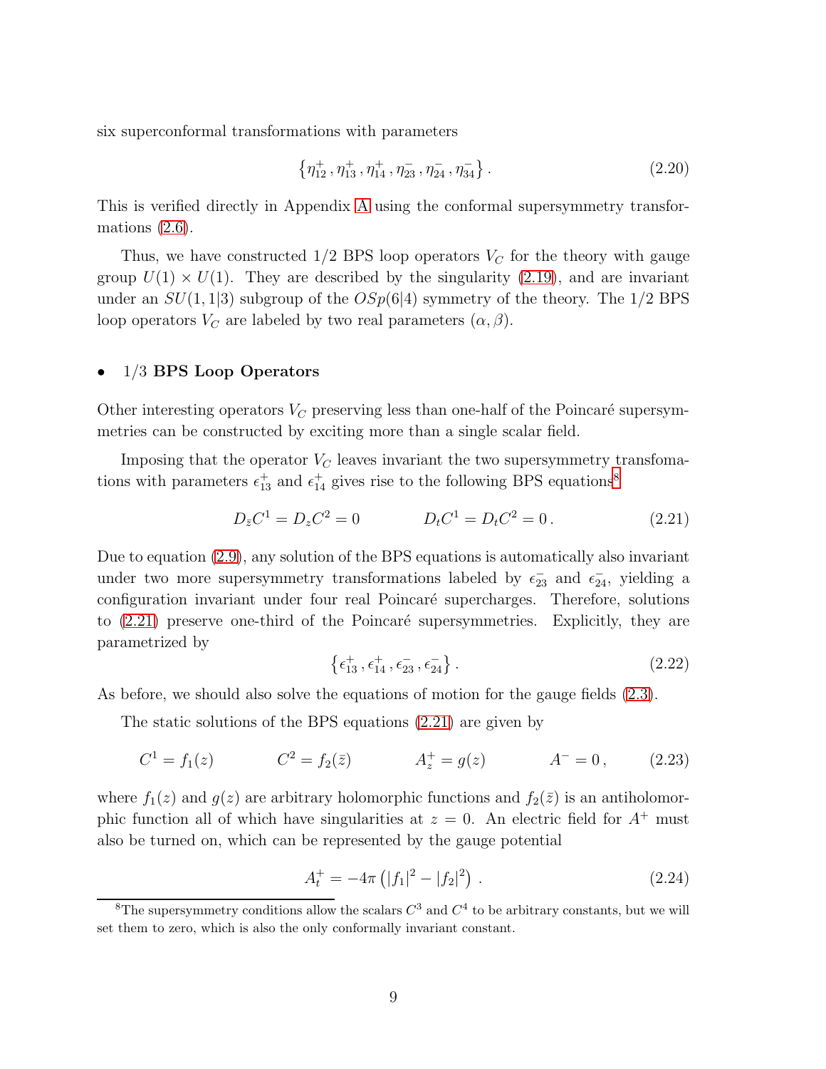six superconformal transformations with parameters

$$\left\{\eta^+_{12}\,,\eta^+_{13}\,,\eta^+_{14}\,,\eta^-_{23}\,,\eta^-_{24}\,,\eta^-_{34}\right\}. \tag{2.20}$$

This is verified directly in Appendix A using the conformal supersymmetry transformations (2.6).

Thus, we have constructed 1/2 BPS loop operators $V_C$ for the theory with gauge group $U(1) \times U(1)$. They are described by the singularity (2.19), and are invariant under an $SU(1,1|3)$ subgroup of the $OSp(6|4)$ symmetry of the theory. The 1/2 BPS loop operators $V_C$ are labeled by two real parameters $(\alpha, \beta)$.

- **1/3 BPS Loop Operators**

Other interesting operators $V_C$ preserving less than one-half of the Poincaré supersymmetries can be constructed by exciting more than a single scalar field.

Imposing that the operator $V_C$ leaves invariant the two supersymmetry transfomations with parameters $\epsilon^+_{13}$ and $\epsilon^+_{14}$ gives rise to the following BPS equations[8]

$$D_{\bar{z}}C^1 = D_zC^2 = 0 \qquad\qquad D_tC^1 = D_tC^2 = 0\,. \tag{2.21}$$

Due to equation (2.9), any solution of the BPS equations is automatically also invariant under two more supersymmetry transformations labeled by $\epsilon^-_{23}$ and $\epsilon^-_{24}$, yielding a configuration invariant under four real Poincaré supercharges. Therefore, solutions to (2.21) preserve one-third of the Poincaré supersymmetries. Explicitly, they are parametrized by

$$\left\{\epsilon^+_{13}\,,\epsilon^+_{14}\,,\epsilon^-_{23}\,,\epsilon^-_{24}\right\}. \tag{2.22}$$

As before, we should also solve the equations of motion for the gauge fields (2.3).

The static solutions of the BPS equations (2.21) are given by

$$C^1 = f_1(z) \qquad\qquad C^2 = f_2(\bar{z}) \qquad\qquad A^+_z = g(z) \qquad\qquad A^- = 0\,, \tag{2.23}$$

where $f_1(z)$ and $g(z)$ are arbitrary holomorphic functions and $f_2(\bar{z})$ is an antiholomorphic function all of which have singularities at $z = 0$. An electric field for $A^+$ must also be turned on, which can be represented by the gauge potential

$$A^+_t = -4\pi\left(|f_1|^2 - |f_2|^2\right)\,. \tag{2.24}$$

[8] The supersymmetry conditions allow the scalars $C^3$ and $C^4$ to be arbitrary constants, but we will set them to zero, which is also the only conformally invariant constant.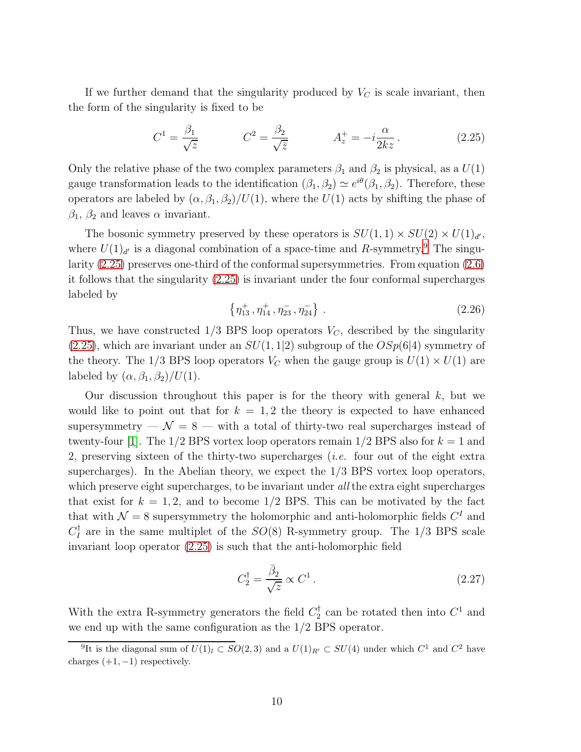If we further demand that the singularity produced by $V_C$ is scale invariant, then the form of the singularity is fixed to be

$$C^1 = \frac{\beta_1}{\sqrt{z}} \qquad\qquad C^2 = \frac{\beta_2}{\sqrt{\bar{z}}} \qquad\qquad A_z^+ = -i\frac{\alpha}{2kz}\,. \tag{2.25}$$

Only the relative phase of the two complex parameters $\beta_1$ and $\beta_2$ is physical, as a $U(1)$ gauge transformation leads to the identification $(\beta_1, \beta_2) \simeq e^{i\theta}(\beta_1, \beta_2)$. Therefore, these operators are labeled by $(\alpha, \beta_1, \beta_2)/U(1)$, where the $U(1)$ acts by shifting the phase of $\beta_1$, $\beta_2$ and leaves $\alpha$ invariant.

The bosonic symmetry preserved by these operators is $SU(1,1) \times SU(2) \times U(1)_{d'}$, where $U(1)_{d'}$ is a diagonal combination of a space-time and $R$-symmetry.[9] The singularity (2.25) preserves one-third of the conformal supersymmetries. From equation (2.6) it follows that the singularity (2.25) is invariant under the four conformal supercharges labeled by

$$\left\{\eta_{13}^+\,, \eta_{14}^+\,, \eta_{23}^-\,, \eta_{24}^-\right\}\,. \tag{2.26}$$

Thus, we have constructed 1/3 BPS loop operators $V_C$, described by the singularity (2.25), which are invariant under an $SU(1,1|2)$ subgroup of the $OSp(6|4)$ symmetry of the theory. The 1/3 BPS loop operators $V_C$ when the gauge group is $U(1) \times U(1)$ are labeled by $(\alpha, \beta_1, \beta_2)/U(1)$.

Our discussion throughout this paper is for the theory with general $k$, but we would like to point out that for $k = 1, 2$ the theory is expected to have enhanced supersymmetry — $\mathcal{N} = 8$ — with a total of thirty-two real supercharges instead of twenty-four [1]. The 1/2 BPS vortex loop operators remain 1/2 BPS also for $k = 1$ and 2, preserving sixteen of the thirty-two supercharges (*i.e.* four out of the eight extra supercharges). In the Abelian theory, we expect the 1/3 BPS vortex loop operators, which preserve eight supercharges, to be invariant under *all* the extra eight supercharges that exist for $k = 1, 2$, and to become 1/2 BPS. This can be motivated by the fact that with $\mathcal{N} = 8$ supersymmetry the holomorphic and anti-holomorphic fields $C^I$ and $C_I^\dagger$ are in the same multiplet of the $SO(8)$ R-symmetry group. The 1/3 BPS scale invariant loop operator (2.25) is such that the anti-holomorphic field

$$C_2^\dagger = \frac{\bar{\beta}_2}{\sqrt{z}} \propto C^1\,. \tag{2.27}$$

With the extra R-symmetry generators the field $C_2^\dagger$ can be rotated then into $C^1$ and we end up with the same configuration as the 1/2 BPS operator.

[9] It is the diagonal sum of $U(1)_l \subset SO(2,3)$ and a $U(1)_{R'} \subset SU(4)$ under which $C^1$ and $C^2$ have charges $(+1, -1)$ respectively.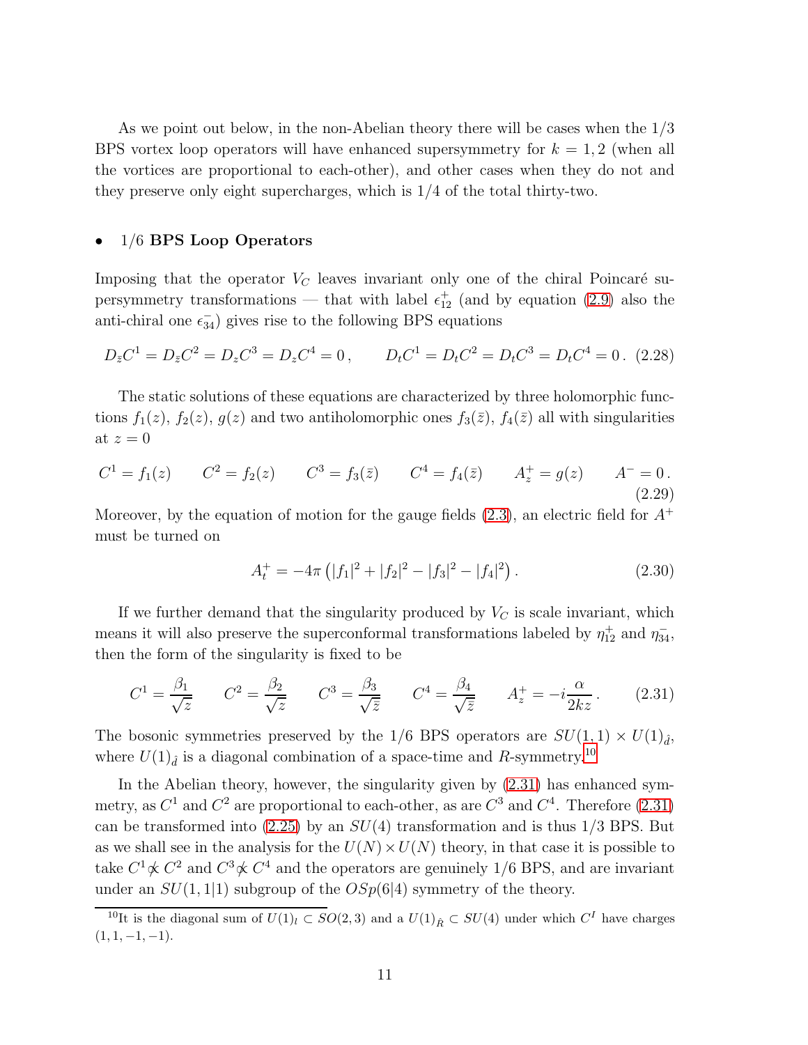As we point out below, in the non-Abelian theory there will be cases when the 1/3 BPS vortex loop operators will have enhanced supersymmetry for $k = 1, 2$ (when all the vortices are proportional to each-other), and other cases when they do not and they preserve only eight supercharges, which is 1/4 of the total thirty-two.

- **1/6 BPS Loop Operators**

Imposing that the operator $V_C$ leaves invariant only one of the chiral Poincaré supersymmetry transformations — that with label $\epsilon^+_{12}$ (and by equation (2.9) also the anti-chiral one $\epsilon^-_{34}$) gives rise to the following BPS equations

$$D_{\bar{z}}C^1 = D_{\bar{z}}C^2 = D_z C^3 = D_z C^4 = 0\,, \qquad D_t C^1 = D_t C^2 = D_t C^3 = D_t C^4 = 0\,. \tag{2.28}$$

The static solutions of these equations are characterized by three holomorphic functions $f_1(z)$, $f_2(z)$, $g(z)$ and two antiholomorphic ones $f_3(\bar{z})$, $f_4(\bar{z})$ all with singularities at $z = 0$

$$C^1 = f_1(z) \qquad C^2 = f_2(z) \qquad C^3 = f_3(\bar{z}) \qquad C^4 = f_4(\bar{z}) \qquad A^+_z = g(z) \qquad A^- = 0\,. \tag{2.29}$$

Moreover, by the equation of motion for the gauge fields (2.3), an electric field for $A^+$ must be turned on

$$A^+_t = -4\pi\left(|f_1|^2 + |f_2|^2 - |f_3|^2 - |f_4|^2\right). \tag{2.30}$$

If we further demand that the singularity produced by $V_C$ is scale invariant, which means it will also preserve the superconformal transformations labeled by $\eta^+_{12}$ and $\eta^-_{34}$, then the form of the singularity is fixed to be

$$C^1 = \frac{\beta_1}{\sqrt{z}} \qquad C^2 = \frac{\beta_2}{\sqrt{z}} \qquad C^3 = \frac{\beta_3}{\sqrt{\bar{z}}} \qquad C^4 = \frac{\beta_4}{\sqrt{\bar{z}}} \qquad A^+_z = -i\frac{\alpha}{2kz}\,. \tag{2.31}$$

The bosonic symmetries preserved by the 1/6 BPS operators are $SU(1,1) \times U(1)_{\hat{d}}$, where $U(1)_{\hat{d}}$ is a diagonal combination of a space-time and $R$-symmetry.[10]

In the Abelian theory, however, the singularity given by (2.31) has enhanced symmetry, as $C^1$ and $C^2$ are proportional to each-other, as are $C^3$ and $C^4$. Therefore (2.31) can be transformed into (2.25) by an $SU(4)$ transformation and is thus 1/3 BPS. But as we shall see in the analysis for the $U(N) \times U(N)$ theory, in that case it is possible to take $C^1 \not\propto C^2$ and $C^3 \not\propto C^4$ and the operators are genuinely 1/6 BPS, and are invariant under an $SU(1,1|1)$ subgroup of the $OSp(6|4)$ symmetry of the theory.

[10] It is the diagonal sum of $U(1)_l \subset SO(2,3)$ and a $U(1)_{\hat{R}} \subset SU(4)$ under which $C^I$ have charges $(1, 1, -1, -1)$.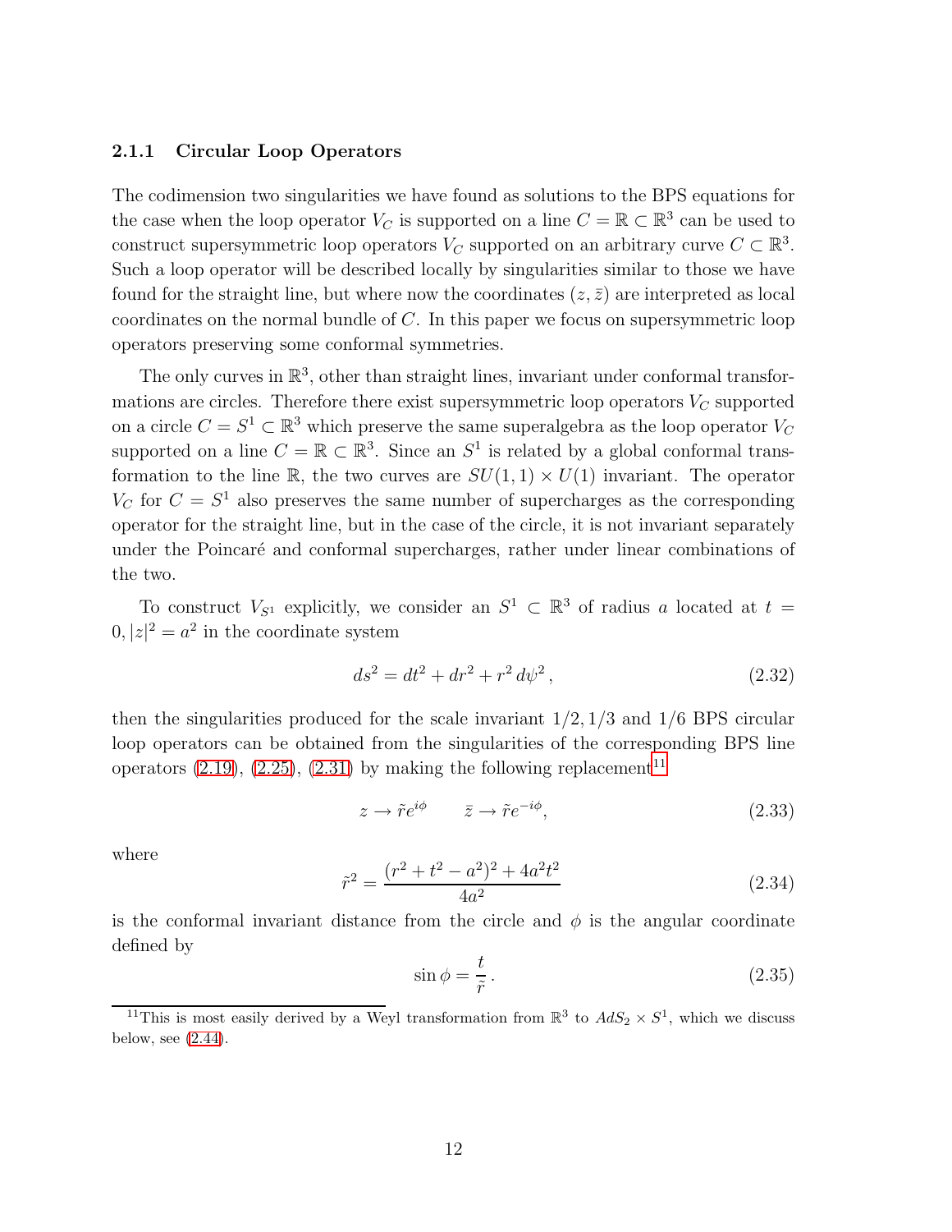### 2.1.1 Circular Loop Operators

The codimension two singularities we have found as solutions to the BPS equations for the case when the loop operator $V_C$ is supported on a line $C = \mathbb{R} \subset \mathbb{R}^3$ can be used to construct supersymmetric loop operators $V_C$ supported on an arbitrary curve $C \subset \mathbb{R}^3$. Such a loop operator will be described locally by singularities similar to those we have found for the straight line, but where now the coordinates $(z, \bar{z})$ are interpreted as local coordinates on the normal bundle of $C$. In this paper we focus on supersymmetric loop operators preserving some conformal symmetries.

The only curves in $\mathbb{R}^3$, other than straight lines, invariant under conformal transformations are circles. Therefore there exist supersymmetric loop operators $V_C$ supported on a circle $C = S^1 \subset \mathbb{R}^3$ which preserve the same superalgebra as the loop operator $V_C$ supported on a line $C = \mathbb{R} \subset \mathbb{R}^3$. Since an $S^1$ is related by a global conformal transformation to the line $\mathbb{R}$, the two curves are $SU(1,1) \times U(1)$ invariant. The operator $V_C$ for $C = S^1$ also preserves the same number of supercharges as the corresponding operator for the straight line, but in the case of the circle, it is not invariant separately under the Poincaré and conformal supercharges, rather under linear combinations of the two.

To construct $V_{S^1}$ explicitly, we consider an $S^1 \subset \mathbb{R}^3$ of radius $a$ located at $t = 0, |z|^2 = a^2$ in the coordinate system

$$ds^2 = dt^2 + dr^2 + r^2\, d\psi^2\,, \tag{2.32}$$

then the singularities produced for the scale invariant $1/2, 1/3$ and $1/6$ BPS circular loop operators can be obtained from the singularities of the corresponding BPS line operators (2.19), (2.25), (2.31) by making the following replacement[11]

$$z \to \tilde{r} e^{i\phi} \qquad \bar{z} \to \tilde{r} e^{-i\phi}, \tag{2.33}$$

where

$$\tilde{r}^2 = \frac{(r^2 + t^2 - a^2)^2 + 4a^2 t^2}{4a^2} \tag{2.34}$$

is the conformal invariant distance from the circle and $\phi$ is the angular coordinate defined by

$$\sin\phi = \frac{t}{\tilde{r}}\,. \tag{2.35}$$

[11] This is most easily derived by a Weyl transformation from $\mathbb{R}^3$ to $AdS_2 \times S^1$, which we discuss below, see (2.44).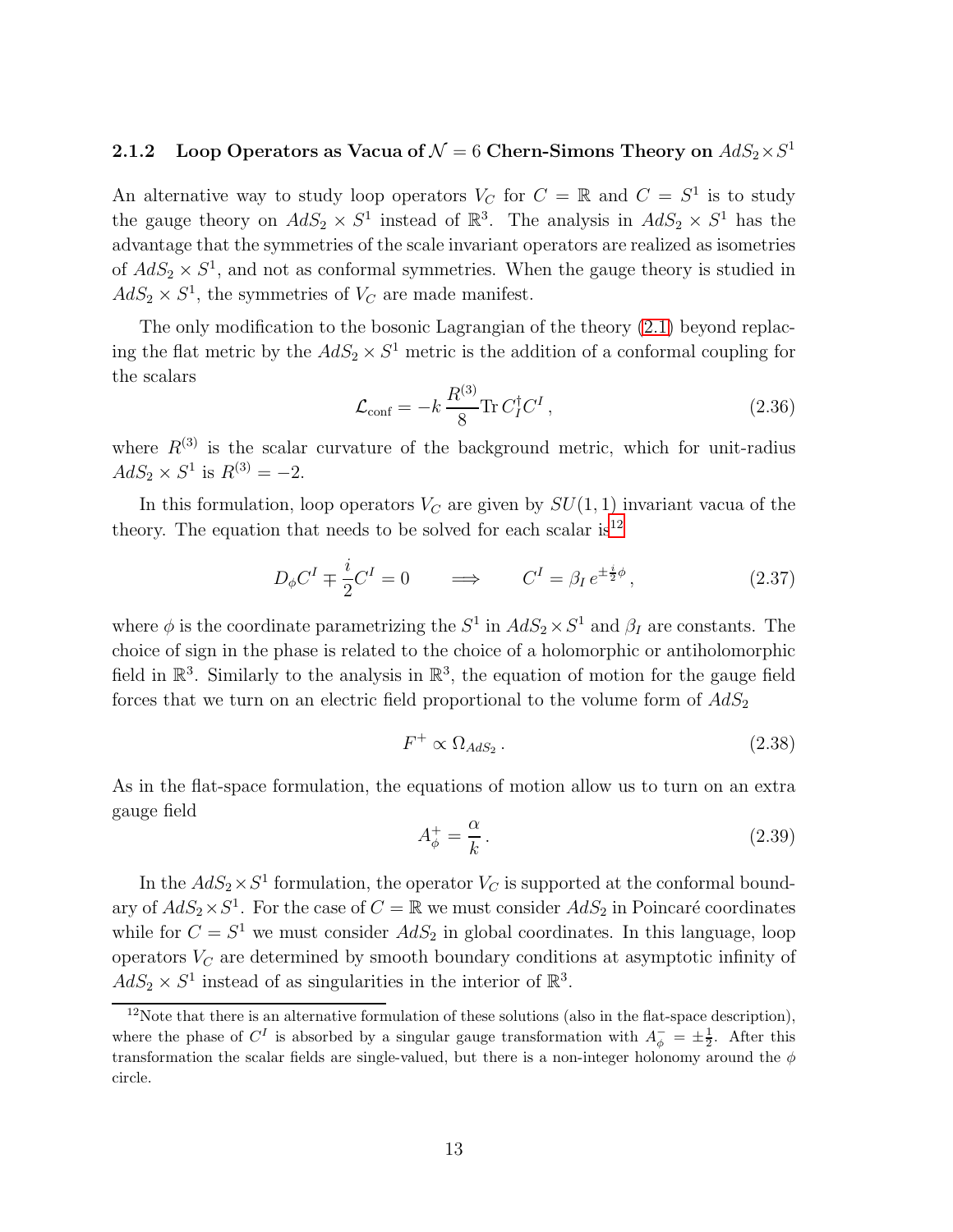### 2.1.2 Loop Operators as Vacua of $\mathcal{N} = 6$ Chern-Simons Theory on $AdS_2 \times S^1$

An alternative way to study loop operators $V_C$ for $C = \mathbb{R}$ and $C = S^1$ is to study the gauge theory on $AdS_2 \times S^1$ instead of $\mathbb{R}^3$. The analysis in $AdS_2 \times S^1$ has the advantage that the symmetries of the scale invariant operators are realized as isometries of $AdS_2 \times S^1$, and not as conformal symmetries. When the gauge theory is studied in $AdS_2 \times S^1$, the symmetries of $V_C$ are made manifest.

The only modification to the bosonic Lagrangian of the theory (2.1) beyond replacing the flat metric by the $AdS_2 \times S^1$ metric is the addition of a conformal coupling for the scalars

$$\mathcal{L}_{\text{conf}} = -k\,\frac{R^{(3)}}{8}\text{Tr}\,C_I^\dagger C^I\,, \tag{2.36}$$

where $R^{(3)}$ is the scalar curvature of the background metric, which for unit-radius $AdS_2 \times S^1$ is $R^{(3)} = -2$.

In this formulation, loop operators $V_C$ are given by $SU(1,1)$ invariant vacua of the theory. The equation that needs to be solved for each scalar is[12]

$$D_\phi C^I \mp \frac{i}{2} C^I = 0 \qquad \Longrightarrow \qquad C^I = \beta_I\, e^{\pm\frac{i}{2}\phi}\,, \tag{2.37}$$

where $\phi$ is the coordinate parametrizing the $S^1$ in $AdS_2 \times S^1$ and $\beta_I$ are constants. The choice of sign in the phase is related to the choice of a holomorphic or antiholomorphic field in $\mathbb{R}^3$. Similarly to the analysis in $\mathbb{R}^3$, the equation of motion for the gauge field forces that we turn on an electric field proportional to the volume form of $AdS_2$

$$F^+ \propto \Omega_{AdS_2}\,. \tag{2.38}$$

As in the flat-space formulation, the equations of motion allow us to turn on an extra gauge field

$$A_\phi^+ = \frac{\alpha}{k}\,. \tag{2.39}$$

In the $AdS_2 \times S^1$ formulation, the operator $V_C$ is supported at the conformal boundary of $AdS_2 \times S^1$. For the case of $C = \mathbb{R}$ we must consider $AdS_2$ in Poincaré coordinates while for $C = S^1$ we must consider $AdS_2$ in global coordinates. In this language, loop operators $V_C$ are determined by smooth boundary conditions at asymptotic infinity of $AdS_2 \times S^1$ instead of as singularities in the interior of $\mathbb{R}^3$.

[12] Note that there is an alternative formulation of these solutions (also in the flat-space description), where the phase of $C^I$ is absorbed by a singular gauge transformation with $A_\phi^- = \pm\frac{1}{2}$. After this transformation the scalar fields are single-valued, but there is a non-integer holonomy around the $\phi$ circle.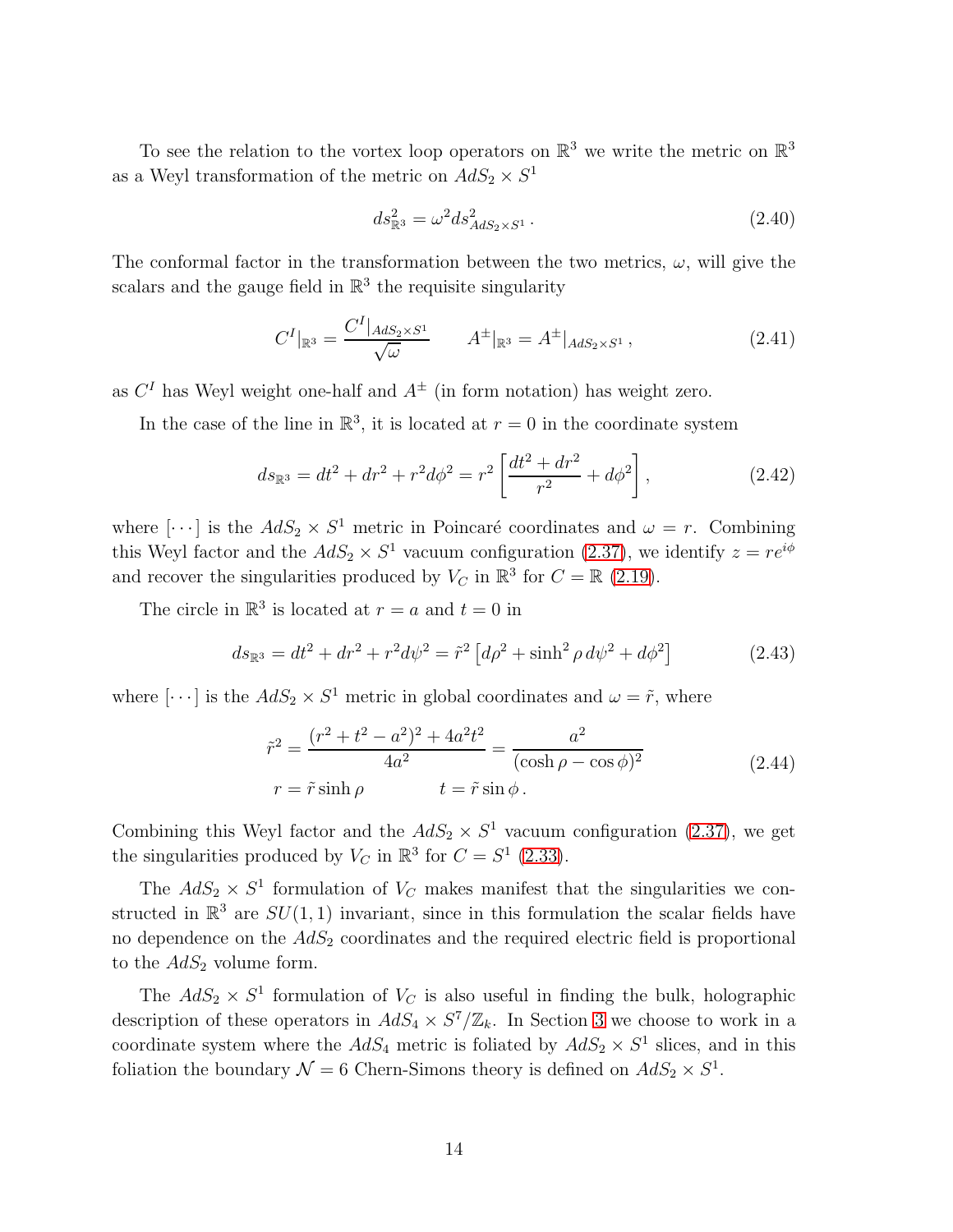To see the relation to the vortex loop operators on $\mathbb{R}^3$ we write the metric on $\mathbb{R}^3$ as a Weyl transformation of the metric on $AdS_2 \times S^1$

$$ds^2_{\mathbb{R}^3} = \omega^2 ds^2_{AdS_2\times S^1}\,. \tag{2.40}$$

The conformal factor in the transformation between the two metrics, $\omega$, will give the scalars and the gauge field in $\mathbb{R}^3$ the requisite singularity

$$C^I|_{\mathbb{R}^3} = \frac{C^I|_{AdS_2\times S^1}}{\sqrt{\omega}} \qquad A^\pm|_{\mathbb{R}^3} = A^\pm|_{AdS_2\times S^1}\,, \tag{2.41}$$

as $C^I$ has Weyl weight one-half and $A^\pm$ (in form notation) has weight zero.

In the case of the line in $\mathbb{R}^3$, it is located at $r=0$ in the coordinate system

$$ds_{\mathbb{R}^3} = dt^2 + dr^2 + r^2 d\phi^2 = r^2\left[\frac{dt^2+dr^2}{r^2} + d\phi^2\right], \tag{2.42}$$

where $[\cdots]$ is the $AdS_2\times S^1$ metric in Poincaré coordinates and $\omega = r$. Combining this Weyl factor and the $AdS_2\times S^1$ vacuum configuration (2.37), we identify $z = re^{i\phi}$ and recover the singularities produced by $V_C$ in $\mathbb{R}^3$ for $C=\mathbb{R}$ (2.19).

The circle in $\mathbb{R}^3$ is located at $r=a$ and $t=0$ in

$$ds_{\mathbb{R}^3} = dt^2 + dr^2 + r^2 d\psi^2 = \tilde{r}^2\left[d\rho^2 + \sinh^2\rho\, d\psi^2 + d\phi^2\right] \tag{2.43}$$

where $[\cdots]$ is the $AdS_2\times S^1$ metric in global coordinates and $\omega = \tilde{r}$, where

$$\begin{aligned}
\tilde{r}^2 &= \frac{(r^2+t^2-a^2)^2 + 4a^2t^2}{4a^2} = \frac{a^2}{(\cosh\rho - \cos\phi)^2} \\
r &= \tilde{r}\sinh\rho \qquad\qquad t = \tilde{r}\sin\phi\,.
\end{aligned} \tag{2.44}$$

Combining this Weyl factor and the $AdS_2\times S^1$ vacuum configuration (2.37), we get the singularities produced by $V_C$ in $\mathbb{R}^3$ for $C = S^1$ (2.33).

The $AdS_2\times S^1$ formulation of $V_C$ makes manifest that the singularities we constructed in $\mathbb{R}^3$ are $SU(1,1)$ invariant, since in this formulation the scalar fields have no dependence on the $AdS_2$ coordinates and the required electric field is proportional to the $AdS_2$ volume form.

The $AdS_2\times S^1$ formulation of $V_C$ is also useful in finding the bulk, holographic description of these operators in $AdS_4\times S^7/\mathbb{Z}_k$. In Section 3 we choose to work in a coordinate system where the $AdS_4$ metric is foliated by $AdS_2\times S^1$ slices, and in this foliation the boundary $\mathcal{N}=6$ Chern-Simons theory is defined on $AdS_2\times S^1$.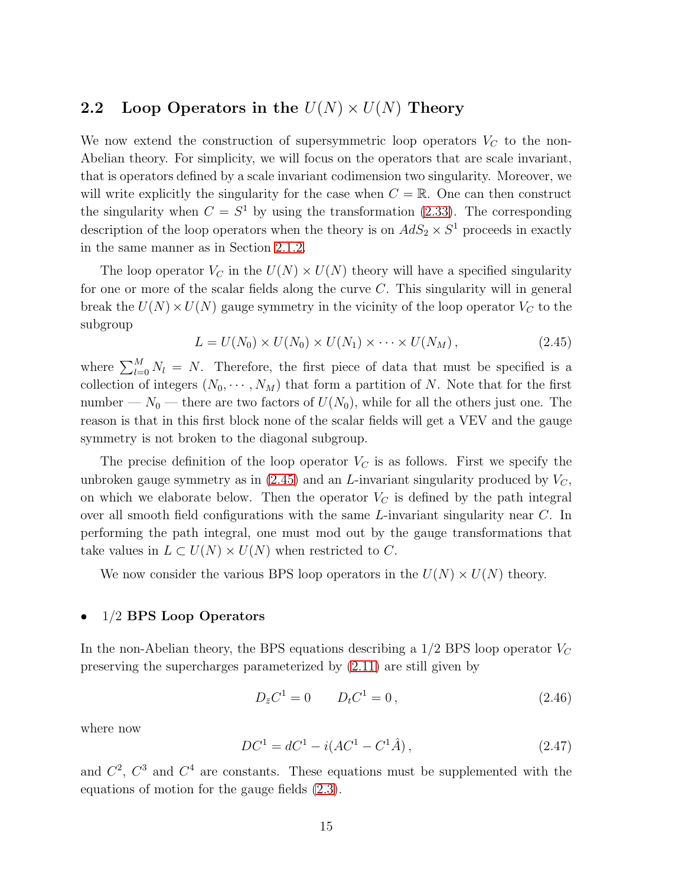## 2.2 Loop Operators in the $U(N) \times U(N)$ Theory

We now extend the construction of supersymmetric loop operators $V_C$ to the non-Abelian theory. For simplicity, we will focus on the operators that are scale invariant, that is operators defined by a scale invariant codimension two singularity. Moreover, we will write explicitly the singularity for the case when $C = \mathbb{R}$. One can then construct the singularity when $C = S^1$ by using the transformation (2.33). The corresponding description of the loop operators when the theory is on $AdS_2 \times S^1$ proceeds in exactly in the same manner as in Section 2.1.2.

The loop operator $V_C$ in the $U(N) \times U(N)$ theory will have a specified singularity for one or more of the scalar fields along the curve $C$. This singularity will in general break the $U(N) \times U(N)$ gauge symmetry in the vicinity of the loop operator $V_C$ to the subgroup

$$L = U(N_0) \times U(N_0) \times U(N_1) \times \cdots \times U(N_M)\,, \tag{2.45}$$

where $\sum_{l=0}^{M} N_l = N$. Therefore, the first piece of data that must be specified is a collection of integers $(N_0, \cdots, N_M)$ that form a partition of $N$. Note that for the first number — $N_0$ — there are two factors of $U(N_0)$, while for all the others just one. The reason is that in this first block none of the scalar fields will get a VEV and the gauge symmetry is not broken to the diagonal subgroup.

The precise definition of the loop operator $V_C$ is as follows. First we specify the unbroken gauge symmetry as in (2.45) and an $L$-invariant singularity produced by $V_C$, on which we elaborate below. Then the operator $V_C$ is defined by the path integral over all smooth field configurations with the same $L$-invariant singularity near $C$. In performing the path integral, one must mod out by the gauge transformations that take values in $L \subset U(N) \times U(N)$ when restricted to $C$.

We now consider the various BPS loop operators in the $U(N) \times U(N)$ theory.

- **$1/2$ BPS Loop Operators**

In the non-Abelian theory, the BPS equations describing a $1/2$ BPS loop operator $V_C$ preserving the supercharges parameterized by (2.11) are still given by

$$D_{\bar{z}} C^1 = 0 \qquad D_t C^1 = 0\,, \tag{2.46}$$

where now

$$DC^1 = dC^1 - i(AC^1 - C^1 \hat{A})\,, \tag{2.47}$$

and $C^2$, $C^3$ and $C^4$ are constants. These equations must be supplemented with the equations of motion for the gauge fields (2.3).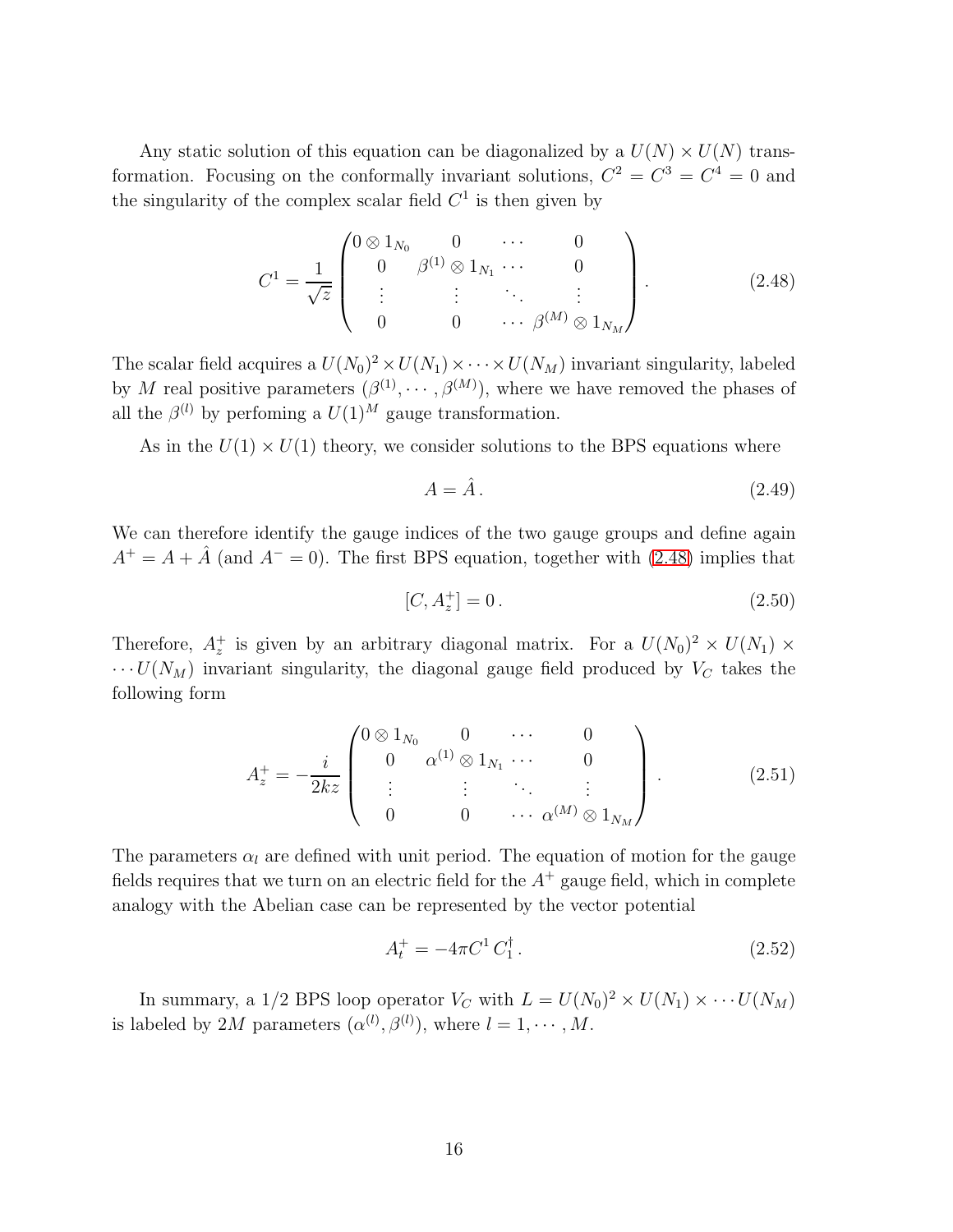Any static solution of this equation can be diagonalized by a $U(N) \times U(N)$ transformation. Focusing on the conformally invariant solutions, $C^2 = C^3 = C^4 = 0$ and the singularity of the complex scalar field $C^1$ is then given by

$$
C^1 = \frac{1}{\sqrt{z}} \begin{pmatrix} 0 \otimes 1_{N_0} & 0 & \cdots & 0 \\ 0 & \beta^{(1)} \otimes 1_{N_1} & \cdots & 0 \\ \vdots & \vdots & \ddots & \vdots \\ 0 & 0 & \cdots & \beta^{(M)} \otimes 1_{N_M} \end{pmatrix} . \tag{2.48}
$$

The scalar field acquires a $U(N_0)^2 \times U(N_1) \times \cdots \times U(N_M)$ invariant singularity, labeled by $M$ real positive parameters $(\beta^{(1)}, \cdots, \beta^{(M)})$, where we have removed the phases of all the $\beta^{(l)}$ by perfoming a $U(1)^M$ gauge transformation.

As in the $U(1) \times U(1)$ theory, we consider solutions to the BPS equations where

$$
A = \hat{A} . \tag{2.49}
$$

We can therefore identify the gauge indices of the two gauge groups and define again $A^+ = A + \hat{A}$ (and $A^- = 0$). The first BPS equation, together with (2.48) implies that

$$
[C, A_{\bar{z}}^+] = 0 . \tag{2.50}
$$

Therefore, $A_{\bar{z}}^+$ is given by an arbitrary diagonal matrix. For a $U(N_0)^2 \times U(N_1) \times \cdots U(N_M)$ invariant singularity, the diagonal gauge field produced by $V_C$ takes the following form

$$
A_{\bar{z}}^+ = -\frac{i}{2k\bar{z}} \begin{pmatrix} 0 \otimes 1_{N_0} & 0 & \cdots & 0 \\ 0 & \alpha^{(1)} \otimes 1_{N_1} & \cdots & 0 \\ \vdots & \vdots & \ddots & \vdots \\ 0 & 0 & \cdots & \alpha^{(M)} \otimes 1_{N_M} \end{pmatrix} . \tag{2.51}
$$

The parameters $\alpha_l$ are defined with unit period. The equation of motion for the gauge fields requires that we turn on an electric field for the $A^+$ gauge field, which in complete analogy with the Abelian case can be represented by the vector potential

$$
A_t^+ = -4\pi C^1 C_1^\dagger . \tag{2.52}
$$

In summary, a 1/2 BPS loop operator $V_C$ with $L = U(N_0)^2 \times U(N_1) \times \cdots U(N_M)$ is labeled by $2M$ parameters $(\alpha^{(l)}, \beta^{(l)})$, where $l = 1, \cdots, M$.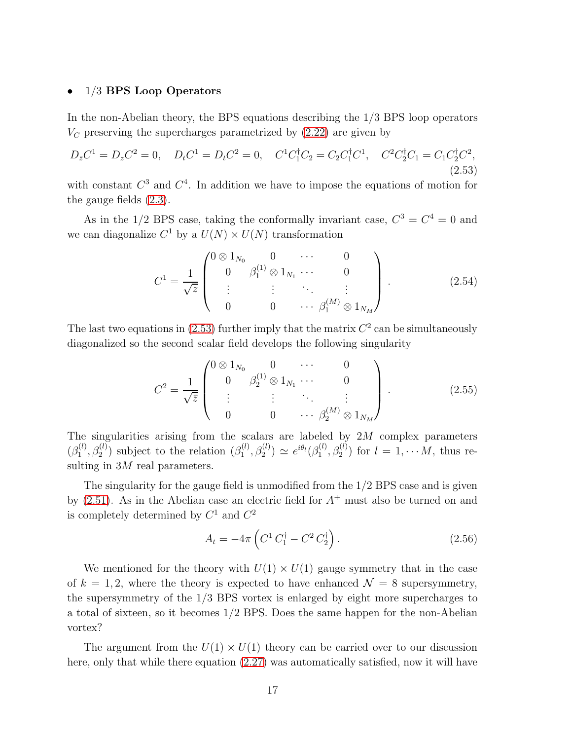- **1/3 BPS Loop Operators**

In the non-Abelian theory, the BPS equations describing the 1/3 BPS loop operators $V_C$ preserving the supercharges parametrized by (2.22) are given by

$$D_{\bar{z}}C^1 = D_z C^2 = 0, \quad D_t C^1 = D_t C^2 = 0, \quad C^1 C_1^\dagger C_2 = C_2 C_1^\dagger C^1, \quad C^2 C_2^\dagger C_1 = C_1 C_2^\dagger C^2, \tag{2.53}$$

with constant $C^3$ and $C^4$. In addition we have to impose the equations of motion for the gauge fields (2.3).

As in the 1/2 BPS case, taking the conformally invariant case, $C^3 = C^4 = 0$ and we can diagonalize $C^1$ by a $U(N)\times U(N)$ transformation

$$C^1 = \frac{1}{\sqrt{z}} \begin{pmatrix} 0 \otimes 1_{N_0} & 0 & \cdots & 0 \\ 0 & \beta_1^{(1)} \otimes 1_{N_1} & \cdots & 0 \\ \vdots & \vdots & \ddots & \vdots \\ 0 & 0 & \cdots & \beta_1^{(M)} \otimes 1_{N_M} \end{pmatrix}. \tag{2.54}$$

The last two equations in (2.53) further imply that the matrix $C^2$ can be simultaneously diagonalized so the second scalar field develops the following singularity

$$C^2 = \frac{1}{\sqrt{\bar{z}}} \begin{pmatrix} 0 \otimes 1_{N_0} & 0 & \cdots & 0 \\ 0 & \beta_2^{(1)} \otimes 1_{N_1} & \cdots & 0 \\ \vdots & \vdots & \ddots & \vdots \\ 0 & 0 & \cdots & \beta_2^{(M)} \otimes 1_{N_M} \end{pmatrix}. \tag{2.55}$$

The singularities arising from the scalars are labeled by $2M$ complex parameters $(\beta_1^{(l)}, \beta_2^{(l)})$ subject to the relation $(\beta_1^{(l)}, \beta_2^{(l)}) \simeq e^{i\theta_l}(\beta_1^{(l)}, \beta_2^{(l)})$ for $l = 1, \cdots M$, thus resulting in $3M$ real parameters.

The singularity for the gauge field is unmodified from the 1/2 BPS case and is given by (2.51). As in the Abelian case an electric field for $A^+$ must also be turned on and is completely determined by $C^1$ and $C^2$

$$A_t = -4\pi \left( C^1 C_1^\dagger - C^2 C_2^\dagger \right). \tag{2.56}$$

We mentioned for the theory with $U(1)\times U(1)$ gauge symmetry that in the case of $k = 1, 2$, where the theory is expected to have enhanced $\mathcal{N} = 8$ supersymmetry, the supersymmetry of the 1/3 BPS vortex is enlarged by eight more supercharges to a total of sixteen, so it becomes 1/2 BPS. Does the same happen for the non-Abelian vortex?

The argument from the $U(1)\times U(1)$ theory can be carried over to our discussion here, only that while there equation (2.27) was automatically satisfied, now it will have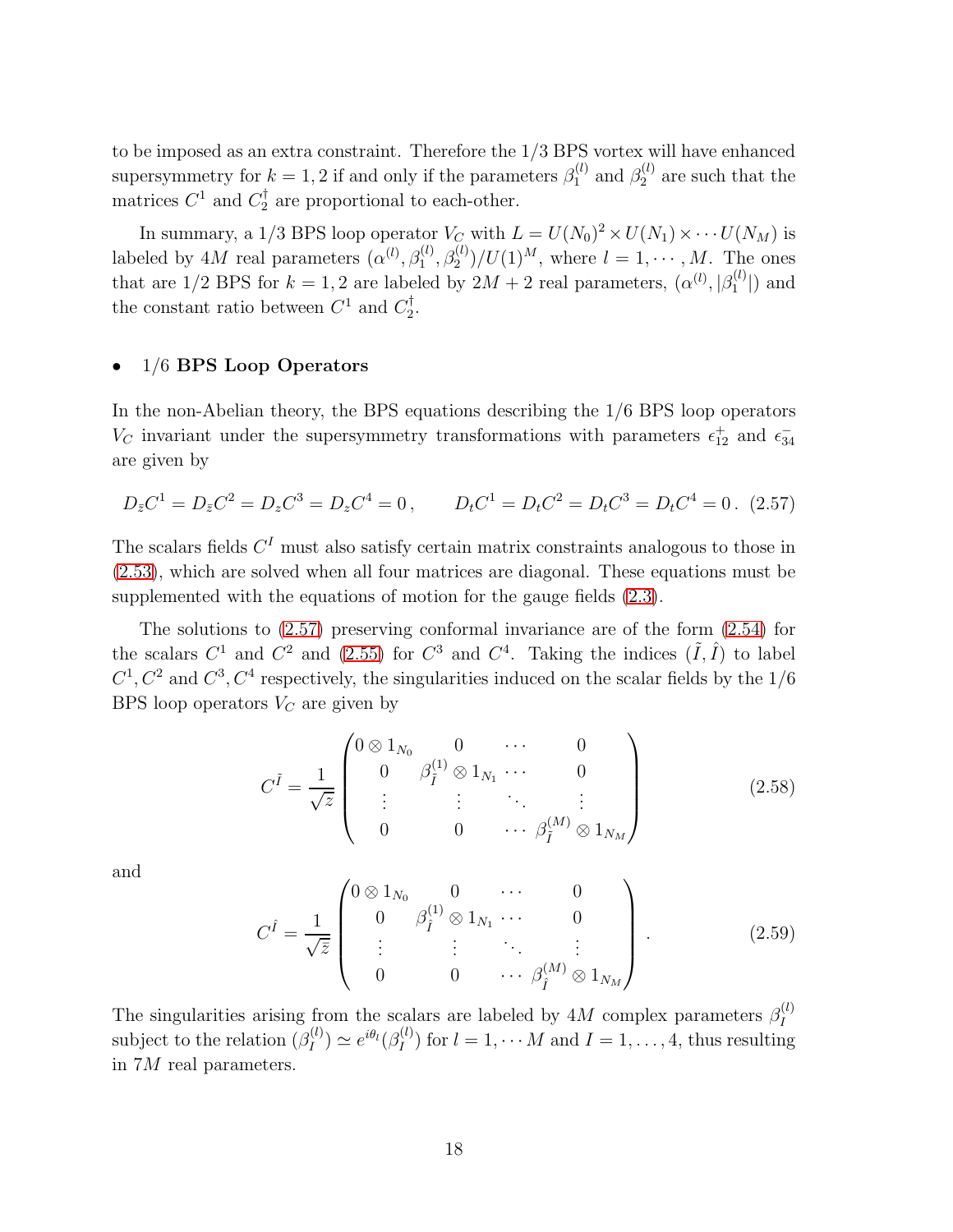to be imposed as an extra constraint. Therefore the 1/3 BPS vortex will have enhanced supersymmetry for $k = 1, 2$ if and only if the parameters $\beta_1^{(l)}$ and $\beta_2^{(l)}$ are such that the matrices $C^1$ and $C_2^\dagger$ are proportional to each-other.

In summary, a 1/3 BPS loop operator $V_C$ with $L = U(N_0)^2 \times U(N_1) \times \cdots U(N_M)$ is labeled by $4M$ real parameters $(\alpha^{(l)}, \beta_1^{(l)}, \beta_2^{(l)})/U(1)^M$, where $l = 1, \cdots, M$. The ones that are 1/2 BPS for $k = 1, 2$ are labeled by $2M + 2$ real parameters, $(\alpha^{(l)}, |\beta_1^{(l)}|)$ and the constant ratio between $C^1$ and $C_2^\dagger$.

- 1/6 **BPS Loop Operators**

In the non-Abelian theory, the BPS equations describing the 1/6 BPS loop operators $V_C$ invariant under the supersymmetry transformations with parameters $\epsilon_{12}^+$ and $\epsilon_{34}^-$ are given by

$$
D_{\bar{z}}C^1 = D_{\bar{z}}C^2 = D_z C^3 = D_z C^4 = 0\,, \qquad D_t C^1 = D_t C^2 = D_t C^3 = D_t C^4 = 0\,. \tag{2.57}
$$

The scalars fields $C^I$ must also satisfy certain matrix constraints analogous to those in (2.53), which are solved when all four matrices are diagonal. These equations must be supplemented with the equations of motion for the gauge fields (2.3).

The solutions to (2.57) preserving conformal invariance are of the form (2.54) for the scalars $C^1$ and $C^2$ and (2.55) for $C^3$ and $C^4$. Taking the indices $(\tilde{I}, \hat{I})$ to label $C^1, C^2$ and $C^3, C^4$ respectively, the singularities induced on the scalar fields by the 1/6 BPS loop operators $V_C$ are given by

$$
C^{\tilde{I}} = \frac{1}{\sqrt{z}} \begin{pmatrix} 0 \otimes 1_{N_0} & 0 & \cdots & 0 \\ 0 & \beta_{\tilde{I}}^{(1)} \otimes 1_{N_1} & \cdots & 0 \\ \vdots & \vdots & \ddots & \vdots \\ 0 & 0 & \cdots & \beta_{\tilde{I}}^{(M)} \otimes 1_{N_M} \end{pmatrix} \tag{2.58}
$$

and

$$
C^{\hat{I}} = \frac{1}{\sqrt{\bar{z}}} \begin{pmatrix} 0 \otimes 1_{N_0} & 0 & \cdots & 0 \\ 0 & \beta_{\hat{I}}^{(1)} \otimes 1_{N_1} & \cdots & 0 \\ \vdots & \vdots & \ddots & \vdots \\ 0 & 0 & \cdots & \beta_{\hat{I}}^{(M)} \otimes 1_{N_M} \end{pmatrix}. \tag{2.59}
$$

The singularities arising from the scalars are labeled by $4M$ complex parameters $\beta_I^{(l)}$ subject to the relation $(\beta_I^{(l)}) \simeq e^{i\theta_l}(\beta_I^{(l)})$ for $l = 1, \cdots M$ and $I = 1, \ldots, 4$, thus resulting in $7M$ real parameters.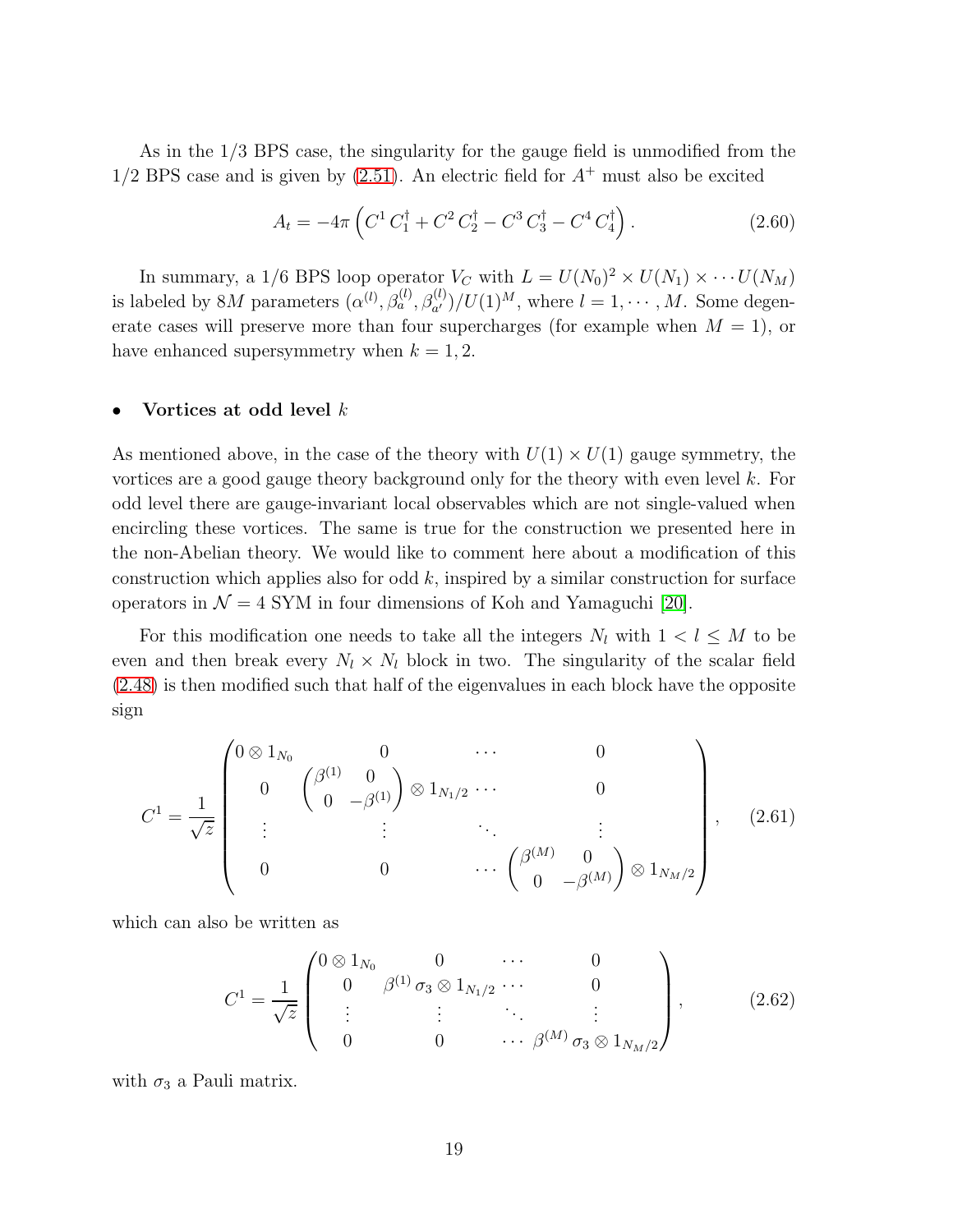As in the 1/3 BPS case, the singularity for the gauge field is unmodified from the 1/2 BPS case and is given by (2.51). An electric field for $A^+$ must also be excited

$$A_t = -4\pi \left( C^1 \, C_1^\dagger + C^2 \, C_2^\dagger - C^3 \, C_3^\dagger - C^4 \, C_4^\dagger \right). \tag{2.60}$$

In summary, a 1/6 BPS loop operator $V_C$ with $L = U(N_0)^2 \times U(N_1) \times \cdots U(N_M)$ is labeled by $8M$ parameters $(\alpha^{(l)}, \beta_a^{(l)}, \beta_{a'}^{(l)})/U(1)^M$, where $l = 1, \cdots, M$. Some degenerate cases will preserve more than four supercharges (for example when $M = 1$), or have enhanced supersymmetry when $k = 1, 2$.

- **Vortices at odd level** $k$

As mentioned above, in the case of the theory with $U(1) \times U(1)$ gauge symmetry, the vortices are a good gauge theory background only for the theory with even level $k$. For odd level there are gauge-invariant local observables which are not single-valued when encircling these vortices. The same is true for the construction we presented here in the non-Abelian theory. We would like to comment here about a modification of this construction which applies also for odd $k$, inspired by a similar construction for surface operators in $\mathcal{N} = 4$ SYM in four dimensions of Koh and Yamaguchi [20].

For this modification one needs to take all the integers $N_l$ with $1 < l \leq M$ to be even and then break every $N_l \times N_l$ block in two. The singularity of the scalar field (2.48) is then modified such that half of the eigenvalues in each block have the opposite sign

$$C^1 = \frac{1}{\sqrt{z}} \begin{pmatrix} 0 \otimes 1_{N_0} & 0 & \cdots & 0 \\ 0 & \begin{pmatrix} \beta^{(1)} & 0 \\ 0 & -\beta^{(1)} \end{pmatrix} \otimes 1_{N_1/2} & \cdots & 0 \\ \vdots & \vdots & \ddots & \vdots \\ 0 & 0 & \cdots & \begin{pmatrix} \beta^{(M)} & 0 \\ 0 & -\beta^{(M)} \end{pmatrix} \otimes 1_{N_M/2} \end{pmatrix}, \tag{2.61}$$

which can also be written as

$$C^1 = \frac{1}{\sqrt{z}} \begin{pmatrix} 0 \otimes 1_{N_0} & 0 & \cdots & 0 \\ 0 & \beta^{(1)} \, \sigma_3 \otimes 1_{N_1/2} & \cdots & 0 \\ \vdots & \vdots & \ddots & \vdots \\ 0 & 0 & \cdots & \beta^{(M)} \, \sigma_3 \otimes 1_{N_M/2} \end{pmatrix}, \tag{2.62}$$

with $\sigma_3$ a Pauli matrix.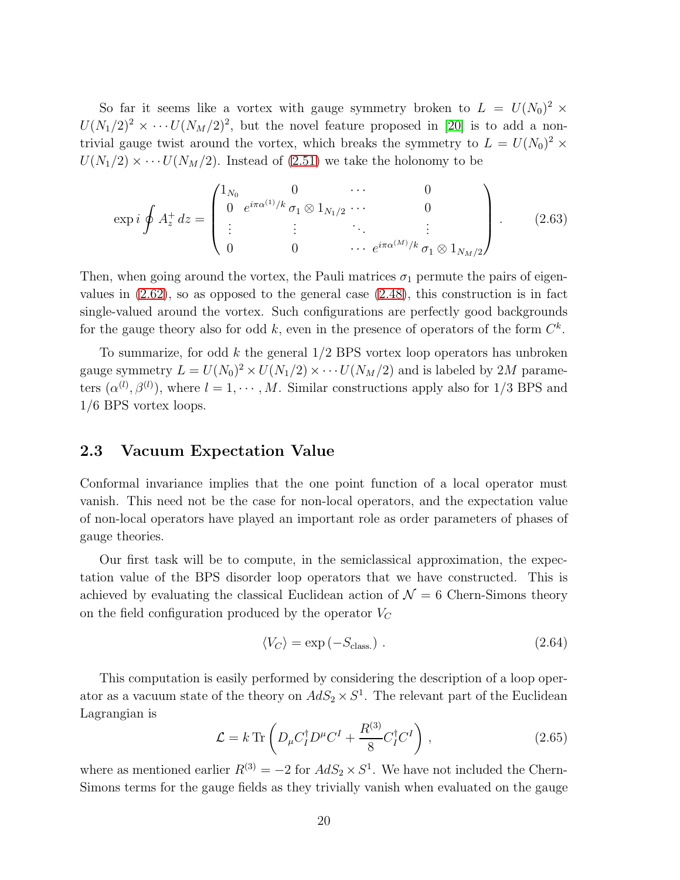So far it seems like a vortex with gauge symmetry broken to $L = U(N_0)^2 \times U(N_1/2)^2 \times \cdots U(N_M/2)^2$, but the novel feature proposed in [20] is to add a non-trivial gauge twist around the vortex, which breaks the symmetry to $L = U(N_0)^2 \times U(N_1/2) \times \cdots U(N_M/2)$. Instead of (2.51) we take the holonomy to be

$$\exp i \oint A_z^+ \, dz = \begin{pmatrix} 1_{N_0} & 0 & \cdots & 0 \\ 0 & e^{i\pi\alpha^{(1)}/k}\, \sigma_1 \otimes 1_{N_1/2} & \cdots & 0 \\ \vdots & \vdots & \ddots & \vdots \\ 0 & 0 & \cdots & e^{i\pi\alpha^{(M)}/k}\, \sigma_1 \otimes 1_{N_M/2} \end{pmatrix} . \tag{2.63}$$

Then, when going around the vortex, the Pauli matrices $\sigma_1$ permute the pairs of eigenvalues in (2.62), so as opposed to the general case (2.48), this construction is in fact single-valued around the vortex. Such configurations are perfectly good backgrounds for the gauge theory also for odd $k$, even in the presence of operators of the form $C^k$.

To summarize, for odd $k$ the general 1/2 BPS vortex loop operators has unbroken gauge symmetry $L = U(N_0)^2 \times U(N_1/2) \times \cdots U(N_M/2)$ and is labeled by $2M$ parameters $(\alpha^{(l)}, \beta^{(l)})$, where $l = 1, \cdots, M$. Similar constructions apply also for 1/3 BPS and 1/6 BPS vortex loops.

### 2.3 Vacuum Expectation Value

Conformal invariance implies that the one point function of a local operator must vanish. This need not be the case for non-local operators, and the expectation value of non-local operators have played an important role as order parameters of phases of gauge theories.

Our first task will be to compute, in the semiclassical approximation, the expectation value of the BPS disorder loop operators that we have constructed. This is achieved by evaluating the classical Euclidean action of $\mathcal{N} = 6$ Chern-Simons theory on the field configuration produced by the operator $V_C$

$$\langle V_C \rangle = \exp\left(-S_{\text{class.}}\right) . \tag{2.64}$$

This computation is easily performed by considering the description of a loop operator as a vacuum state of the theory on $AdS_2 \times S^1$. The relevant part of the Euclidean Lagrangian is

$$\mathcal{L} = k \, \text{Tr} \left( D_\mu C_I^\dagger D^\mu C^I + \frac{R^{(3)}}{8} C_I^\dagger C^I \right) , \tag{2.65}$$

where as mentioned earlier $R^{(3)} = -2$ for $AdS_2 \times S^1$. We have not included the Chern-Simons terms for the gauge fields as they trivially vanish when evaluated on the gauge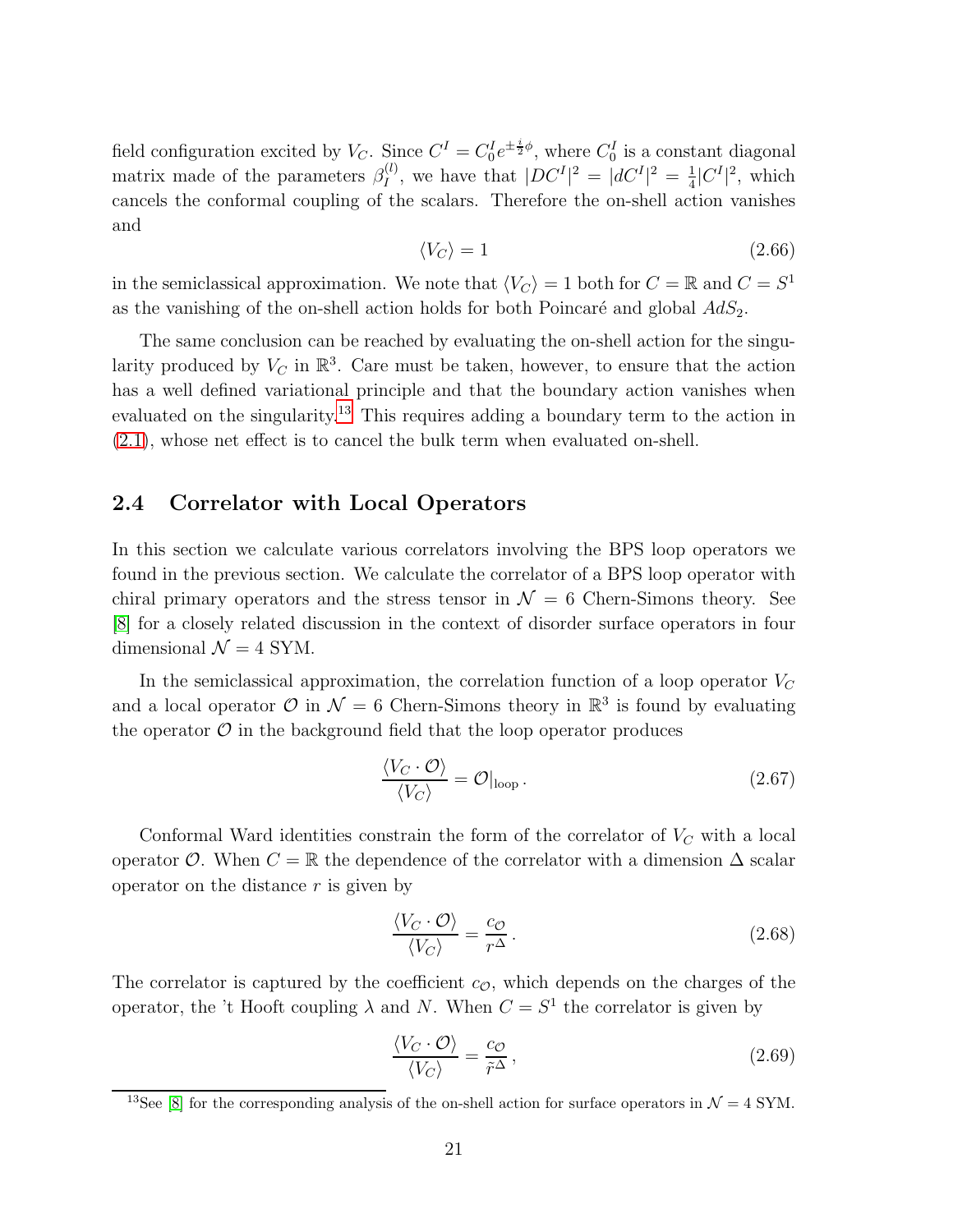field configuration excited by $V_C$. Since $C^I = C_0^I e^{\pm \frac{i}{2}\phi}$, where $C_0^I$ is a constant diagonal matrix made of the parameters $\beta_I^{(l)}$, we have that $|DC^I|^2 = |dC^I|^2 = \frac{1}{4}|C^I|^2$, which cancels the conformal coupling of the scalars. Therefore the on-shell action vanishes and

$$\langle V_C \rangle = 1 \tag{2.66}$$

in the semiclassical approximation. We note that $\langle V_C \rangle = 1$ both for $C = \mathbb{R}$ and $C = S^1$ as the vanishing of the on-shell action holds for both Poincaré and global $AdS_2$.

The same conclusion can be reached by evaluating the on-shell action for the singularity produced by $V_C$ in $\mathbb{R}^3$. Care must be taken, however, to ensure that the action has a well defined variational principle and that the boundary action vanishes when evaluated on the singularity.[13] This requires adding a boundary term to the action in (2.1), whose net effect is to cancel the bulk term when evaluated on-shell.

## 2.4 Correlator with Local Operators

In this section we calculate various correlators involving the BPS loop operators we found in the previous section. We calculate the correlator of a BPS loop operator with chiral primary operators and the stress tensor in $\mathcal{N} = 6$ Chern-Simons theory. See [8] for a closely related discussion in the context of disorder surface operators in four dimensional $\mathcal{N} = 4$ SYM.

In the semiclassical approximation, the correlation function of a loop operator $V_C$ and a local operator $\mathcal{O}$ in $\mathcal{N} = 6$ Chern-Simons theory in $\mathbb{R}^3$ is found by evaluating the operator $\mathcal{O}$ in the background field that the loop operator produces

$$\frac{\langle V_C \cdot \mathcal{O} \rangle}{\langle V_C \rangle} = \mathcal{O}|_{\text{loop}}\,. \tag{2.67}$$

Conformal Ward identities constrain the form of the correlator of $V_C$ with a local operator $\mathcal{O}$. When $C = \mathbb{R}$ the dependence of the correlator with a dimension $\Delta$ scalar operator on the distance $r$ is given by

$$\frac{\langle V_C \cdot \mathcal{O} \rangle}{\langle V_C \rangle} = \frac{c_{\mathcal{O}}}{r^{\Delta}}\,. \tag{2.68}$$

The correlator is captured by the coefficient $c_{\mathcal{O}}$, which depends on the charges of the operator, the 't Hooft coupling $\lambda$ and $N$. When $C = S^1$ the correlator is given by

$$\frac{\langle V_C \cdot \mathcal{O} \rangle}{\langle V_C \rangle} = \frac{c_{\mathcal{O}}}{\tilde{r}^{\Delta}}\,, \tag{2.69}$$

[13] See [8] for the corresponding analysis of the on-shell action for surface operators in $\mathcal{N} = 4$ SYM.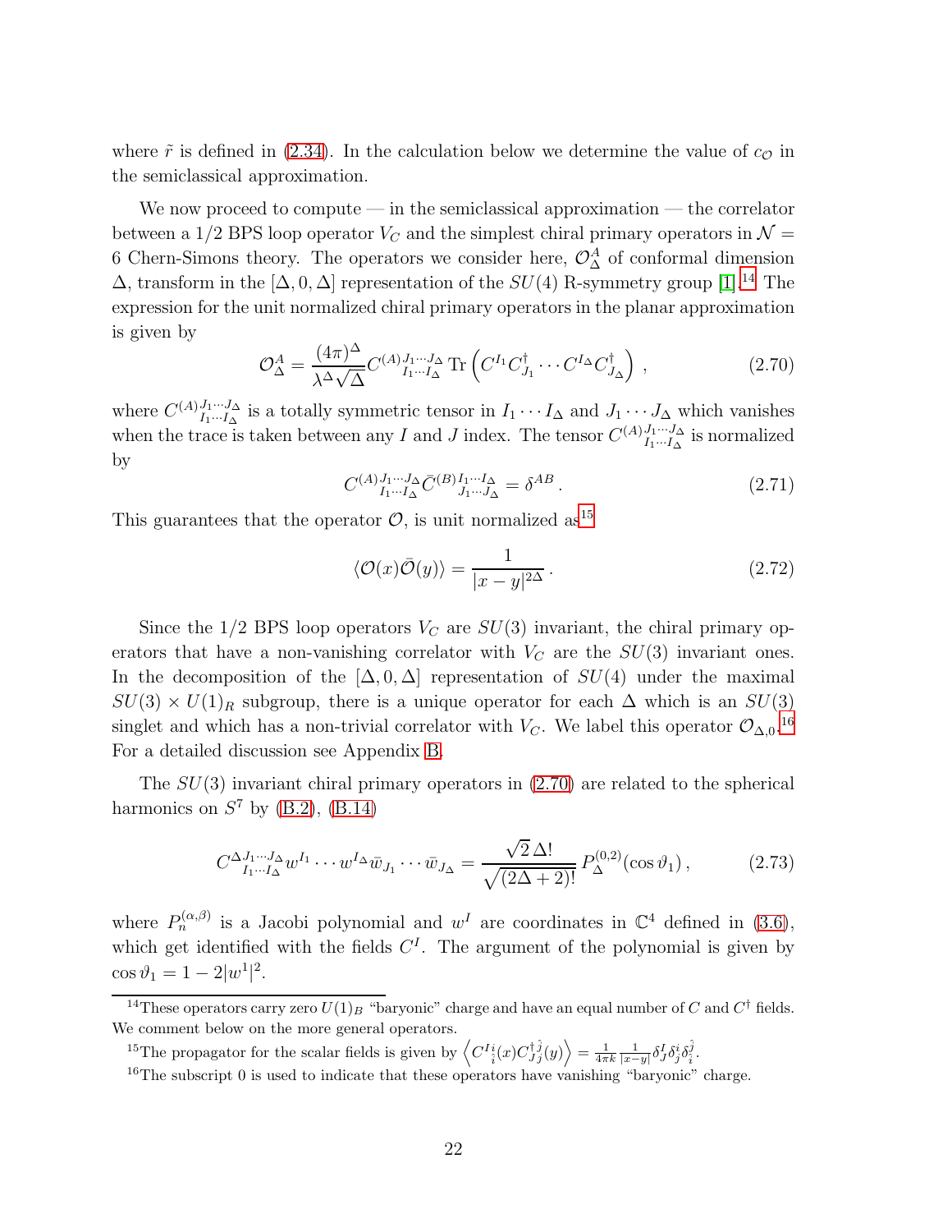where $\tilde{r}$ is defined in (2.34). In the calculation below we determine the value of $c_{\mathcal{O}}$ in the semiclassical approximation.

We now proceed to compute — in the semiclassical approximation — the correlator between a 1/2 BPS loop operator $V_C$ and the simplest chiral primary operators in $\mathcal{N} = 6$ Chern-Simons theory. The operators we consider here, $\mathcal{O}^A_\Delta$ of conformal dimension $\Delta$, transform in the $[\Delta, 0, \Delta]$ representation of the $SU(4)$ R-symmetry group [1].[14] The expression for the unit normalized chiral primary operators in the planar approximation is given by

$$\mathcal{O}^A_\Delta = \frac{(4\pi)^\Delta}{\lambda^\Delta \sqrt{\Delta}} C^{(A)}{}^{J_1\cdots J_\Delta}_{I_1\cdots I_\Delta} \operatorname{Tr}\left(C^{I_1} C^\dagger_{J_1} \cdots C^{I_\Delta} C^\dagger_{J_\Delta}\right) , \tag{2.70}$$

where $C^{(A)}{}^{J_1\cdots J_\Delta}_{I_1\cdots I_\Delta}$ is a totally symmetric tensor in $I_1 \cdots I_\Delta$ and $J_1 \cdots J_\Delta$ which vanishes when the trace is taken between any $I$ and $J$ index. The tensor $C^{(A)}{}^{J_1\cdots J_\Delta}_{I_1\cdots I_\Delta}$ is normalized by

$$C^{(A)}{}^{J_1\cdots J_\Delta}_{I_1\cdots I_\Delta} \bar{C}^{(B)}{}^{I_1\cdots I_\Delta}_{J_1\cdots J_\Delta} = \delta^{AB} . \tag{2.71}$$

This guarantees that the operator $\mathcal{O}$, is unit normalized as[15]

$$\langle \mathcal{O}(x) \bar{\mathcal{O}}(y) \rangle = \frac{1}{|x-y|^{2\Delta}} . \tag{2.72}$$

Since the 1/2 BPS loop operators $V_C$ are $SU(3)$ invariant, the chiral primary operators that have a non-vanishing correlator with $V_C$ are the $SU(3)$ invariant ones. In the decomposition of the $[\Delta, 0, \Delta]$ representation of $SU(4)$ under the maximal $SU(3) \times U(1)_R$ subgroup, there is a unique operator for each $\Delta$ which is an $SU(3)$ singlet and which has a non-trivial correlator with $V_C$. We label this operator $\mathcal{O}_{\Delta,0}$.[16] For a detailed discussion see Appendix B.

The $SU(3)$ invariant chiral primary operators in (2.70) are related to the spherical harmonics on $S^7$ by (B.2), (B.14)

$$C^{\Delta}{}^{J_1\cdots J_\Delta}_{I_1\cdots I_\Delta} w^{I_1} \cdots w^{I_\Delta} \bar{w}_{J_1} \cdots \bar{w}_{J_\Delta} = \frac{\sqrt{2}\,\Delta!}{\sqrt{(2\Delta+2)!}}\, P^{(0,2)}_\Delta(\cos\vartheta_1) , \tag{2.73}$$

where $P^{(\alpha,\beta)}_n$ is a Jacobi polynomial and $w^I$ are coordinates in $\mathbb{C}^4$ defined in (3.6), which get identified with the fields $C^I$. The argument of the polynomial is given by $\cos\vartheta_1 = 1 - 2|w^1|^2$.

---

[14] These operators carry zero $U(1)_B$ "baryonic" charge and have an equal number of $C$ and $C^\dagger$ fields. We comment below on the more general operators.

[15] The propagator for the scalar fields is given by $\left\langle C^{I}{}^{i}_{\hat{i}}(x) C^{\dagger}{}^{\hat{j}}_{J j}(y) \right\rangle = \frac{1}{4\pi k} \frac{1}{|x-y|} \delta^I_J \delta^i_j \delta^{\hat{j}}_{\hat{i}}$.

[16] The subscript 0 is used to indicate that these operators have vanishing "baryonic" charge.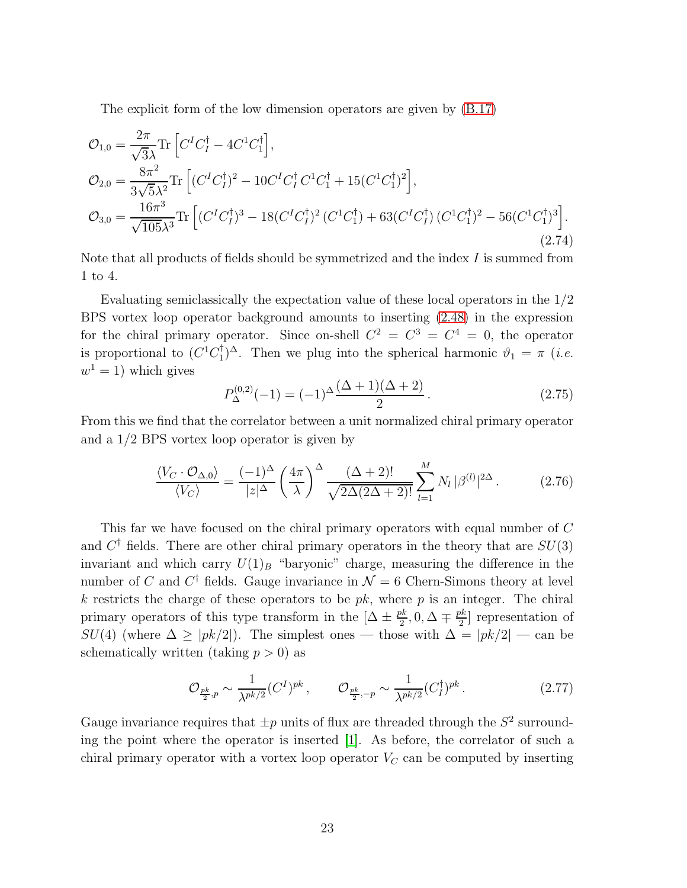The explicit form of the low dimension operators are given by (B.17)

$$
\begin{aligned}
\mathcal{O}_{1,0} &= \frac{2\pi}{\sqrt{3}\lambda}\mathrm{Tr}\left[C^I C_I^\dagger - 4C^1 C_1^\dagger\right],\\
\mathcal{O}_{2,0} &= \frac{8\pi^2}{3\sqrt{5}\lambda^2}\mathrm{Tr}\left[(C^I C_I^\dagger)^2 - 10C^I C_I^\dagger\, C^1 C_1^\dagger + 15(C^1 C_1^\dagger)^2\right],\\
\mathcal{O}_{3,0} &= \frac{16\pi^3}{\sqrt{105}\lambda^3}\mathrm{Tr}\left[(C^I C_I^\dagger)^3 - 18(C^I C_I^\dagger)^2\,(C^1 C_1^\dagger) + 63(C^I C_I^\dagger)\,(C^1 C_1^\dagger)^2 - 56(C^1 C_1^\dagger)^3\right].
\end{aligned}
\tag{2.74}
$$

Note that all products of fields should be symmetrized and the index $I$ is summed from 1 to 4.

Evaluating semiclassically the expectation value of these local operators in the 1/2 BPS vortex loop operator background amounts to inserting (2.48) in the expression for the chiral primary operator. Since on-shell $C^2 = C^3 = C^4 = 0$, the operator is proportional to $(C^1 C_1^\dagger)^\Delta$. Then we plug into the spherical harmonic $\vartheta_1 = \pi$ (*i.e.* $w^1 = 1$) which gives

$$
P_\Delta^{(0,2)}(-1) = (-1)^\Delta \frac{(\Delta+1)(\Delta+2)}{2}\,. \tag{2.75}
$$

From this we find that the correlator between a unit normalized chiral primary operator and a 1/2 BPS vortex loop operator is given by

$$
\frac{\langle V_C \cdot \mathcal{O}_{\Delta,0}\rangle}{\langle V_C\rangle} = \frac{(-1)^\Delta}{|z|^\Delta}\left(\frac{4\pi}{\lambda}\right)^\Delta \frac{(\Delta+2)!}{\sqrt{2\Delta(2\Delta+2)!}}\sum_{l=1}^{M} N_l\,|\beta^{(l)}|^{2\Delta}\,. \tag{2.76}
$$

This far we have focused on the chiral primary operators with equal number of $C$ and $C^\dagger$ fields. There are other chiral primary operators in the theory that are $SU(3)$ invariant and which carry $U(1)_B$ "baryonic" charge, measuring the difference in the number of $C$ and $C^\dagger$ fields. Gauge invariance in $\mathcal{N}=6$ Chern-Simons theory at level $k$ restricts the charge of these operators to be $pk$, where $p$ is an integer. The chiral primary operators of this type transform in the $[\Delta \pm \frac{pk}{2}, 0, \Delta \mp \frac{pk}{2}]$ representation of $SU(4)$ (where $\Delta \geq |pk/2|$). The simplest ones — those with $\Delta = |pk/2|$ — can be schematically written (taking $p > 0$) as

$$
\mathcal{O}_{\frac{pk}{2},p} \sim \frac{1}{\lambda^{pk/2}}(C^I)^{pk}\,, \qquad \mathcal{O}_{\frac{pk}{2},-p} \sim \frac{1}{\lambda^{pk/2}}(C_I^\dagger)^{pk}\,. \tag{2.77}
$$

Gauge invariance requires that $\pm p$ units of flux are threaded through the $S^2$ surrounding the point where the operator is inserted [1]. As before, the correlator of such a chiral primary operator with a vortex loop operator $V_C$ can be computed by inserting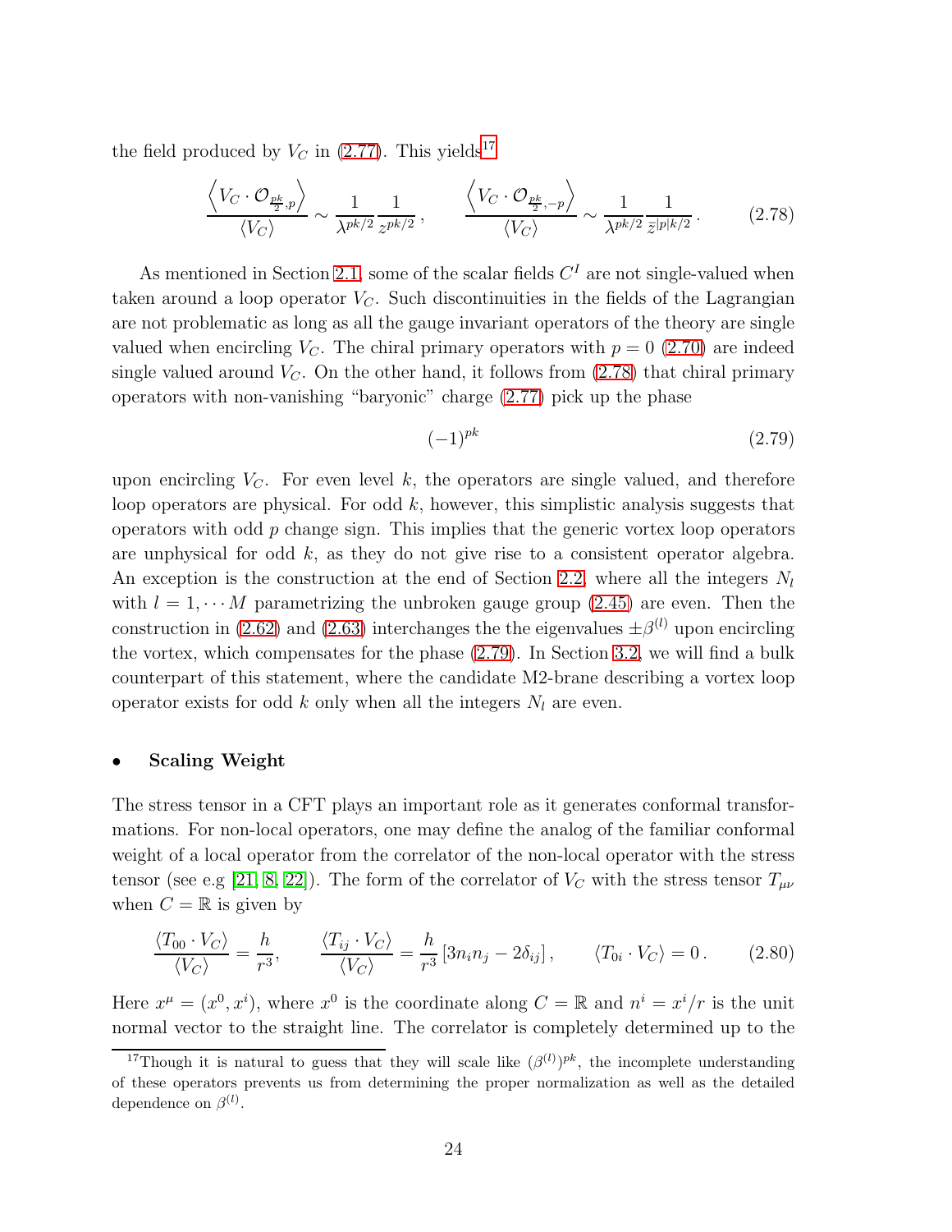the field produced by $V_C$ in (2.77). This yields[17]

$$\frac{\left\langle V_C \cdot \mathcal{O}_{\frac{pk}{2},p}\right\rangle}{\langle V_C\rangle} \sim \frac{1}{\lambda^{pk/2}}\frac{1}{z^{pk/2}}\,, \qquad \frac{\left\langle V_C \cdot \mathcal{O}_{\frac{pk}{2},-p}\right\rangle}{\langle V_C\rangle} \sim \frac{1}{\lambda^{pk/2}}\frac{1}{\bar{z}^{|p|k/2}}\,. \tag{2.78}$$

As mentioned in Section 2.1, some of the scalar fields $C^I$ are not single-valued when taken around a loop operator $V_C$. Such discontinuities in the fields of the Lagrangian are not problematic as long as all the gauge invariant operators of the theory are single valued when encircling $V_C$. The chiral primary operators with $p = 0$ (2.70) are indeed single valued around $V_C$. On the other hand, it follows from (2.78) that chiral primary operators with non-vanishing "baryonic" charge (2.77) pick up the phase

$$(-1)^{pk} \tag{2.79}$$

upon encircling $V_C$. For even level $k$, the operators are single valued, and therefore loop operators are physical. For odd $k$, however, this simplistic analysis suggests that operators with odd $p$ change sign. This implies that the generic vortex loop operators are unphysical for odd $k$, as they do not give rise to a consistent operator algebra. An exception is the construction at the end of Section 2.2, where all the integers $N_l$ with $l = 1, \cdots M$ parametrizing the unbroken gauge group (2.45) are even. Then the construction in (2.62) and (2.63) interchanges the the eigenvalues $\pm\beta^{(l)}$ upon encircling the vortex, which compensates for the phase (2.79). In Section 3.2, we will find a bulk counterpart of this statement, where the candidate M2-brane describing a vortex loop operator exists for odd $k$ only when all the integers $N_l$ are even.

- **Scaling Weight**

The stress tensor in a CFT plays an important role as it generates conformal transformations. For non-local operators, one may define the analog of the familiar conformal weight of a local operator from the correlator of the non-local operator with the stress tensor (see e.g [21, 8, 22]). The form of the correlator of $V_C$ with the stress tensor $T_{\mu\nu}$ when $C = \mathbb{R}$ is given by

$$\frac{\langle T_{00} \cdot V_C\rangle}{\langle V_C\rangle} = \frac{h}{r^3}, \qquad \frac{\langle T_{ij} \cdot V_C\rangle}{\langle V_C\rangle} = \frac{h}{r^3}\left[3n_i n_j - 2\delta_{ij}\right], \qquad \langle T_{0i} \cdot V_C\rangle = 0\,. \tag{2.80}$$

Here $x^\mu = (x^0, x^i)$, where $x^0$ is the coordinate along $C = \mathbb{R}$ and $n^i = x^i/r$ is the unit normal vector to the straight line. The correlator is completely determined up to the

[17] Though it is natural to guess that they will scale like $(\beta^{(l)})^{pk}$, the incomplete understanding of these operators prevents us from determining the proper normalization as well as the detailed dependence on $\beta^{(l)}$.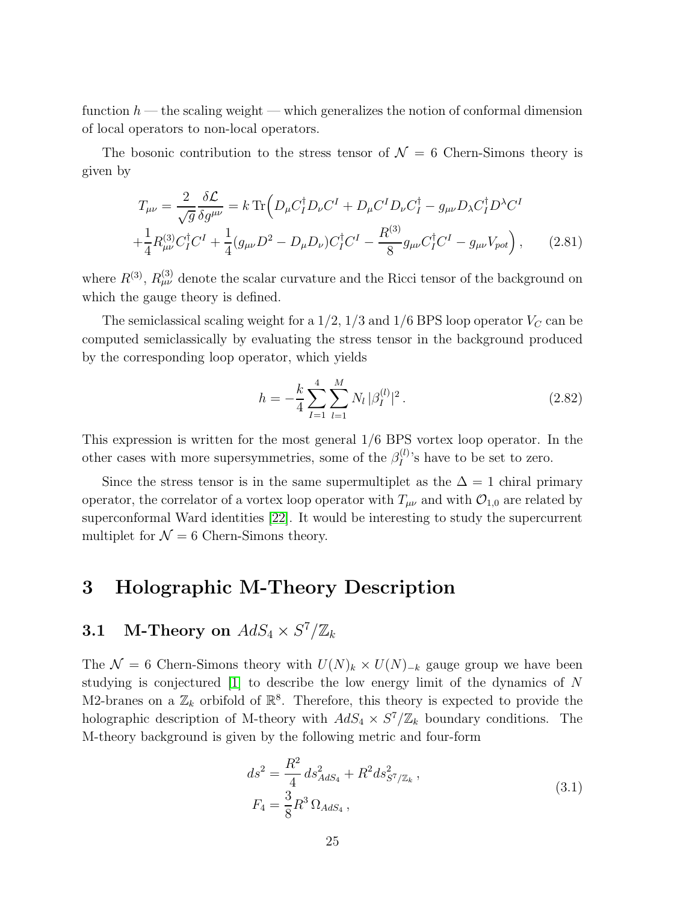function $h$ — the scaling weight — which generalizes the notion of conformal dimension of local operators to non-local operators.

The bosonic contribution to the stress tensor of $\mathcal{N}=6$ Chern-Simons theory is given by

$$
\begin{aligned}
T_{\mu\nu} = \frac{2}{\sqrt{g}}\frac{\delta \mathcal{L}}{\delta g^{\mu\nu}} = k\,\mathrm{Tr}\Big( & D_\mu C_I^\dagger D_\nu C^I + D_\mu C^I D_\nu C_I^\dagger - g_{\mu\nu} D_\lambda C_I^\dagger D^\lambda C^I \\
& + \frac{1}{4} R^{(3)}_{\mu\nu} C_I^\dagger C^I + \frac{1}{4}(g_{\mu\nu} D^2 - D_\mu D_\nu) C_I^\dagger C^I - \frac{R^{(3)}}{8} g_{\mu\nu} C_I^\dagger C^I - g_{\mu\nu} V_{pot} \Big)\,, \qquad (2.81)
\end{aligned}
$$

where $R^{(3)}$, $R^{(3)}_{\mu\nu}$ denote the scalar curvature and the Ricci tensor of the background on which the gauge theory is defined.

The semiclassical scaling weight for a 1/2, 1/3 and 1/6 BPS loop operator $V_C$ can be computed semiclassically by evaluating the stress tensor in the background produced by the corresponding loop operator, which yields

$$
h = -\frac{k}{4}\sum_{I=1}^{4}\sum_{l=1}^{M} N_l\, |\beta_I^{(l)}|^2\,. \qquad (2.82)
$$

This expression is written for the most general 1/6 BPS vortex loop operator. In the other cases with more supersymmetries, some of the $\beta_I^{(l)}$'s have to be set to zero.

Since the stress tensor is in the same supermultiplet as the $\Delta = 1$ chiral primary operator, the correlator of a vortex loop operator with $T_{\mu\nu}$ and with $\mathcal{O}_{1,0}$ are related by superconformal Ward identities [22]. It would be interesting to study the supercurrent multiplet for $\mathcal{N}=6$ Chern-Simons theory.

# 3 Holographic M-Theory Description

## 3.1 M-Theory on $AdS_4 \times S^7/\mathbb{Z}_k$

The $\mathcal{N}=6$ Chern-Simons theory with $U(N)_k \times U(N)_{-k}$ gauge group we have been studying is conjectured [1] to describe the low energy limit of the dynamics of $N$ M2-branes on a $\mathbb{Z}_k$ orbifold of $\mathbb{R}^8$. Therefore, this theory is expected to provide the holographic description of M-theory with $AdS_4 \times S^7/\mathbb{Z}_k$ boundary conditions. The M-theory background is given by the following metric and four-form

$$
\begin{aligned}
ds^2 &= \frac{R^2}{4}\, ds^2_{AdS_4} + R^2 ds^2_{S^7/\mathbb{Z}_k}\,, \\
F_4 &= \frac{3}{8} R^3\, \Omega_{AdS_4}\,,
\end{aligned} \qquad (3.1)
$$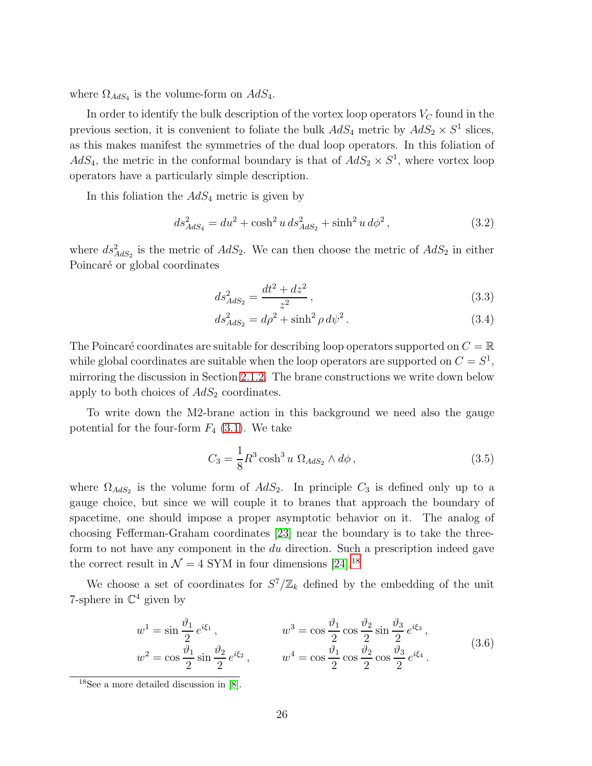where $\Omega_{AdS_4}$ is the volume-form on $AdS_4$.

In order to identify the bulk description of the vortex loop operators $V_C$ found in the previous section, it is convenient to foliate the bulk $AdS_4$ metric by $AdS_2 \times S^1$ slices, as this makes manifest the symmetries of the dual loop operators. In this foliation of $AdS_4$, the metric in the conformal boundary is that of $AdS_2 \times S^1$, where vortex loop operators have a particularly simple description.

In this foliation the $AdS_4$ metric is given by

$$ds^2_{AdS_4} = du^2 + \cosh^2 u \, ds^2_{AdS_2} + \sinh^2 u \, d\phi^2 \,, \tag{3.2}$$

where $ds^2_{AdS_2}$ is the metric of $AdS_2$. We can then choose the metric of $AdS_2$ in either Poincaré or global coordinates

$$ds^2_{AdS_2} = \frac{dt^2 + dz^2}{z^2} \,, \tag{3.3}$$

$$ds^2_{AdS_2} = d\rho^2 + \sinh^2 \rho \, d\psi^2 \,. \tag{3.4}$$

The Poincaré coordinates are suitable for describing loop operators supported on $C = \mathbb{R}$ while global coordinates are suitable when the loop operators are supported on $C = S^1$, mirroring the discussion in Section 2.1.2. The brane constructions we write down below apply to both choices of $AdS_2$ coordinates.

To write down the M2-brane action in this background we need also the gauge potential for the four-form $F_4$ (3.1). We take

$$C_3 = \frac{1}{8} R^3 \cosh^3 u \; \Omega_{AdS_2} \wedge d\phi \,, \tag{3.5}$$

where $\Omega_{AdS_2}$ is the volume form of $AdS_2$. In principle $C_3$ is defined only up to a gauge choice, but since we will couple it to branes that approach the boundary of spacetime, one should impose a proper asymptotic behavior on it. The analog of choosing Fefferman-Graham coordinates [23] near the boundary is to take the three-form to not have any component in the $du$ direction. Such a prescription indeed gave the correct result in $\mathcal{N} = 4$ SYM in four dimensions [24].[18]

We choose a set of coordinates for $S^7/\mathbb{Z}_k$ defined by the embedding of the unit 7-sphere in $\mathbb{C}^4$ given by

$$\begin{aligned}
w^1 &= \sin \frac{\vartheta_1}{2} \, e^{i\xi_1} \,, & w^3 &= \cos \frac{\vartheta_1}{2} \cos \frac{\vartheta_2}{2} \sin \frac{\vartheta_3}{2} \, e^{i\xi_3} \,, \\
w^2 &= \cos \frac{\vartheta_1}{2} \sin \frac{\vartheta_2}{2} \, e^{i\xi_2} \,, & w^4 &= \cos \frac{\vartheta_1}{2} \cos \frac{\vartheta_2}{2} \cos \frac{\vartheta_3}{2} \, e^{i\xi_4} \,.
\end{aligned} \tag{3.6}$$

[18] See a more detailed discussion in [8].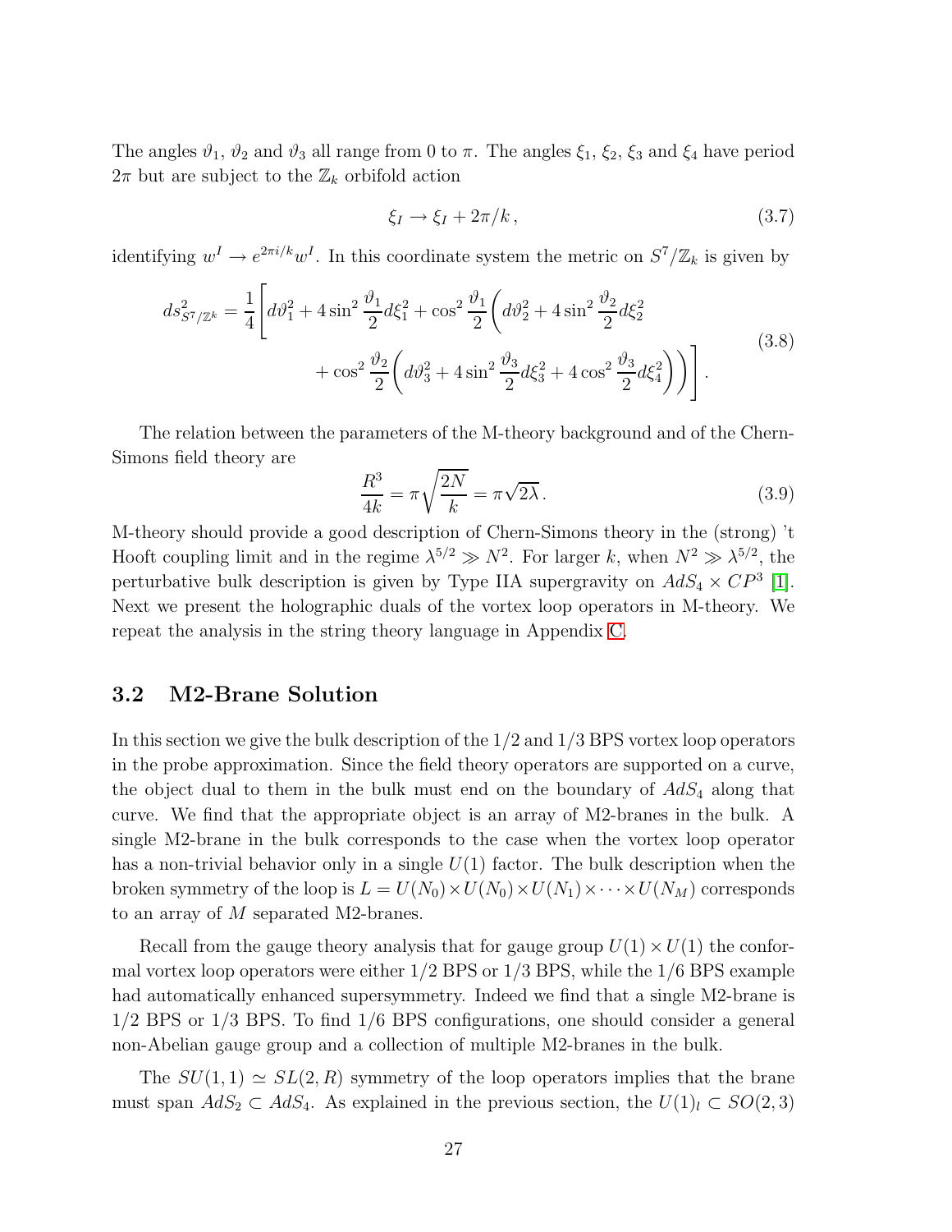The angles $\vartheta_1$, $\vartheta_2$ and $\vartheta_3$ all range from 0 to $\pi$. The angles $\xi_1$, $\xi_2$, $\xi_3$ and $\xi_4$ have period $2\pi$ but are subject to the $\mathbb{Z}_k$ orbifold action

$$\xi_I \to \xi_I + 2\pi/k\,, \tag{3.7}$$

identifying $w^I \to e^{2\pi i/k} w^I$. In this coordinate system the metric on $S^7/\mathbb{Z}_k$ is given by

$$\begin{aligned} ds^2_{S^7/\mathbb{Z}^k} = \frac{1}{4}\Bigg[ & d\vartheta_1^2 + 4\sin^2\frac{\vartheta_1}{2}d\xi_1^2 + \cos^2\frac{\vartheta_1}{2}\bigg(d\vartheta_2^2 + 4\sin^2\frac{\vartheta_2}{2}d\xi_2^2 \\ & + \cos^2\frac{\vartheta_2}{2}\bigg(d\vartheta_3^2 + 4\sin^2\frac{\vartheta_3}{2}d\xi_3^2 + 4\cos^2\frac{\vartheta_3}{2}d\xi_4^2\bigg)\bigg)\Bigg]\,. \end{aligned} \tag{3.8}$$

The relation between the parameters of the M-theory background and of the Chern-Simons field theory are

$$\frac{R^3}{4k} = \pi\sqrt{\frac{2N}{k}} = \pi\sqrt{2\lambda}\,. \tag{3.9}$$

M-theory should provide a good description of Chern-Simons theory in the (strong) 't Hooft coupling limit and in the regime $\lambda^{5/2} \gg N^2$. For larger $k$, when $N^2 \gg \lambda^{5/2}$, the perturbative bulk description is given by Type IIA supergravity on $AdS_4 \times CP^3$ [1]. Next we present the holographic duals of the vortex loop operators in M-theory. We repeat the analysis in the string theory language in Appendix C.

### 3.2 M2-Brane Solution

In this section we give the bulk description of the 1/2 and 1/3 BPS vortex loop operators in the probe approximation. Since the field theory operators are supported on a curve, the object dual to them in the bulk must end on the boundary of $AdS_4$ along that curve. We find that the appropriate object is an array of M2-branes in the bulk. A single M2-brane in the bulk corresponds to the case when the vortex loop operator has a non-trivial behavior only in a single $U(1)$ factor. The bulk description when the broken symmetry of the loop is $L = U(N_0)\times U(N_0)\times U(N_1)\times\cdots\times U(N_M)$ corresponds to an array of $M$ separated M2-branes.

Recall from the gauge theory analysis that for gauge group $U(1)\times U(1)$ the conformal vortex loop operators were either 1/2 BPS or 1/3 BPS, while the 1/6 BPS example had automatically enhanced supersymmetry. Indeed we find that a single M2-brane is 1/2 BPS or 1/3 BPS. To find 1/6 BPS configurations, one should consider a general non-Abelian gauge group and a collection of multiple M2-branes in the bulk.

The $SU(1,1) \simeq SL(2,R)$ symmetry of the loop operators implies that the brane must span $AdS_2 \subset AdS_4$. As explained in the previous section, the $U(1)_l \subset SO(2,3)$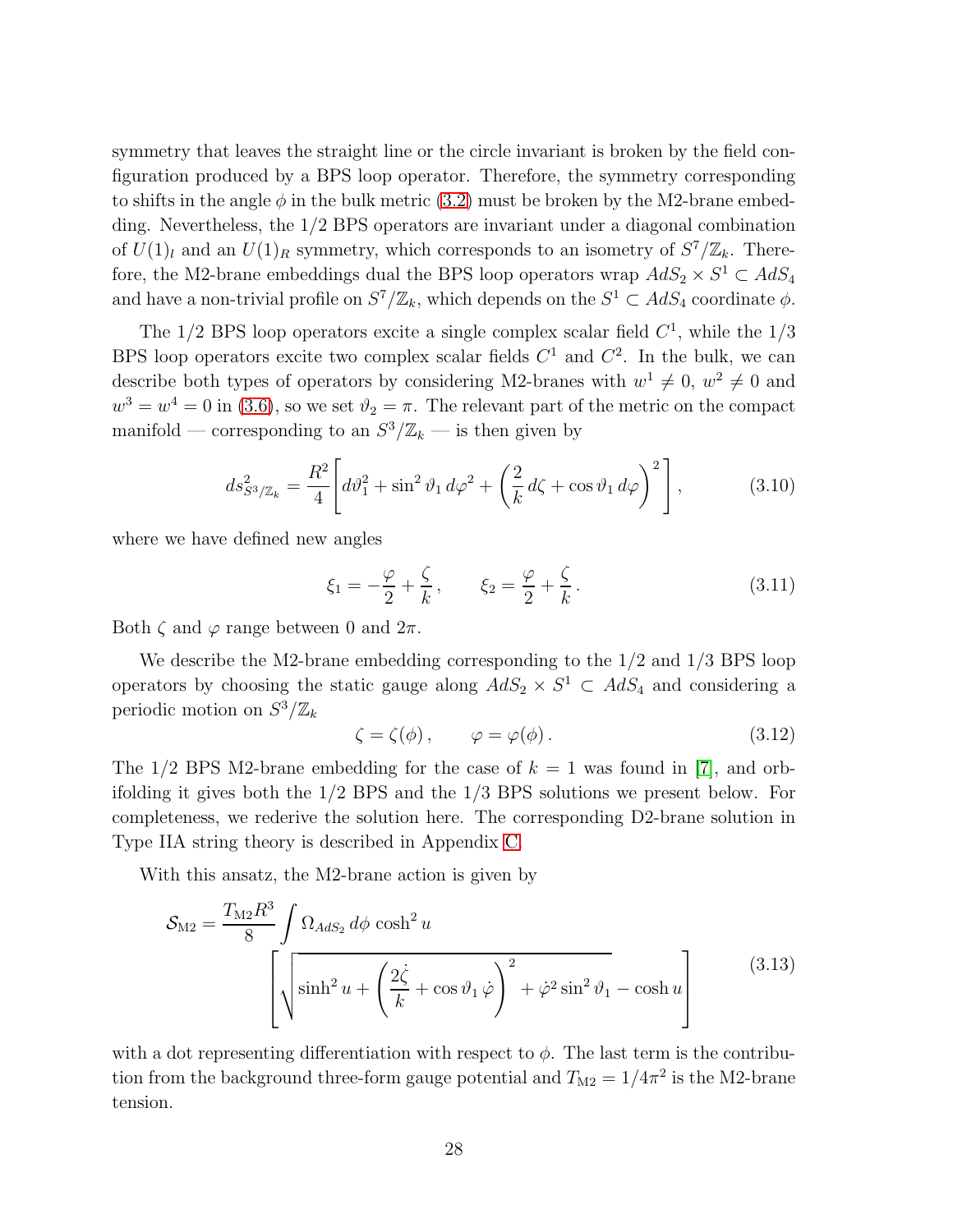symmetry that leaves the straight line or the circle invariant is broken by the field configuration produced by a BPS loop operator. Therefore, the symmetry corresponding to shifts in the angle $\phi$ in the bulk metric (3.2) must be broken by the M2-brane embedding. Nevertheless, the 1/2 BPS operators are invariant under a diagonal combination of $U(1)_l$ and an $U(1)_R$ symmetry, which corresponds to an isometry of $S^7/\mathbb{Z}_k$. Therefore, the M2-brane embeddings dual the BPS loop operators wrap $AdS_2 \times S^1 \subset AdS_4$ and have a non-trivial profile on $S^7/\mathbb{Z}_k$, which depends on the $S^1 \subset AdS_4$ coordinate $\phi$.

The 1/2 BPS loop operators excite a single complex scalar field $C^1$, while the 1/3 BPS loop operators excite two complex scalar fields $C^1$ and $C^2$. In the bulk, we can describe both types of operators by considering M2-branes with $w^1 \neq 0$, $w^2 \neq 0$ and $w^3 = w^4 = 0$ in (3.6), so we set $\vartheta_2 = \pi$. The relevant part of the metric on the compact manifold — corresponding to an $S^3/\mathbb{Z}_k$ — is then given by

$$ds^2_{S^3/\mathbb{Z}_k} = \frac{R^2}{4}\left[d\vartheta_1^2 + \sin^2\vartheta_1\, d\varphi^2 + \left(\frac{2}{k}\, d\zeta + \cos\vartheta_1\, d\varphi\right)^2\right], \tag{3.10}$$

where we have defined new angles

$$\xi_1 = -\frac{\varphi}{2} + \frac{\zeta}{k}, \qquad \xi_2 = \frac{\varphi}{2} + \frac{\zeta}{k}. \tag{3.11}$$

Both $\zeta$ and $\varphi$ range between 0 and $2\pi$.

We describe the M2-brane embedding corresponding to the 1/2 and 1/3 BPS loop operators by choosing the static gauge along $AdS_2 \times S^1 \subset AdS_4$ and considering a periodic motion on $S^3/\mathbb{Z}_k$

$$\zeta = \zeta(\phi), \qquad \varphi = \varphi(\phi). \tag{3.12}$$

The 1/2 BPS M2-brane embedding for the case of $k = 1$ was found in [7], and orbifolding it gives both the 1/2 BPS and the 1/3 BPS solutions we present below. For completeness, we rederive the solution here. The corresponding D2-brane solution in Type IIA string theory is described in Appendix C.

With this ansatz, the M2-brane action is given by

$$\mathcal{S}_{\rm M2} = \frac{T_{\rm M2}R^3}{8}\int \Omega_{AdS_2}\, d\phi\, \cosh^2 u \left[\sqrt{\sinh^2 u + \left(\frac{2\dot\zeta}{k} + \cos\vartheta_1\,\dot\varphi\right)^2 + \dot\varphi^2\sin^2\vartheta_1} - \cosh u\right] \tag{3.13}$$

with a dot representing differentiation with respect to $\phi$. The last term is the contribution from the background three-form gauge potential and $T_{\rm M2} = 1/4\pi^2$ is the M2-brane tension.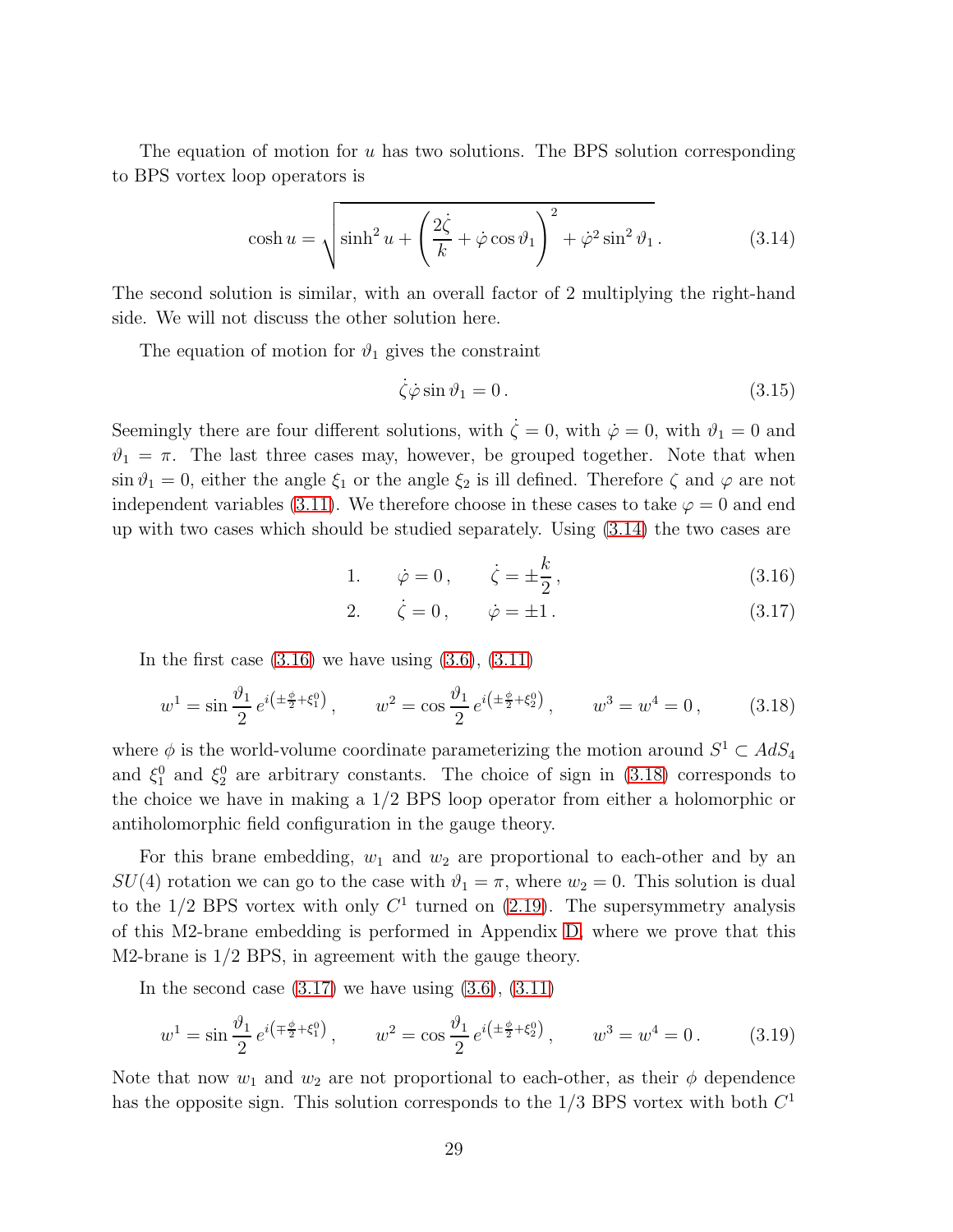The equation of motion for $u$ has two solutions. The BPS solution corresponding to BPS vortex loop operators is

$$\cosh u = \sqrt{\sinh^2 u + \left(\frac{2\dot{\zeta}}{k} + \dot{\varphi}\cos\vartheta_1\right)^2 + \dot{\varphi}^2 \sin^2\vartheta_1}\,. \tag{3.14}$$

The second solution is similar, with an overall factor of 2 multiplying the right-hand side. We will not discuss the other solution here.

The equation of motion for $\vartheta_1$ gives the constraint

$$\dot{\zeta}\dot{\varphi}\sin\vartheta_1 = 0\,. \tag{3.15}$$

Seemingly there are four different solutions, with $\dot{\zeta} = 0$, with $\dot{\varphi} = 0$, with $\vartheta_1 = 0$ and $\vartheta_1 = \pi$. The last three cases may, however, be grouped together. Note that when $\sin\vartheta_1 = 0$, either the angle $\xi_1$ or the angle $\xi_2$ is ill defined. Therefore $\zeta$ and $\varphi$ are not independent variables (3.11). We therefore choose in these cases to take $\varphi = 0$ and end up with two cases which should be studied separately. Using (3.14) the two cases are

$$1. \qquad \dot{\varphi} = 0\,, \qquad \dot{\zeta} = \pm\frac{k}{2}\,, \tag{3.16}$$

$$2. \qquad \dot{\zeta} = 0\,, \qquad \dot{\varphi} = \pm 1\,. \tag{3.17}$$

In the first case (3.16) we have using (3.6), (3.11)

$$w^1 = \sin\frac{\vartheta_1}{2}\, e^{i\left(\pm\frac{\phi}{2} + \xi_1^0\right)}\,, \qquad w^2 = \cos\frac{\vartheta_1}{2}\, e^{i\left(\pm\frac{\phi}{2} + \xi_2^0\right)}\,, \qquad w^3 = w^4 = 0\,, \tag{3.18}$$

where $\phi$ is the world-volume coordinate parameterizing the motion around $S^1 \subset AdS_4$ and $\xi_1^0$ and $\xi_2^0$ are arbitrary constants. The choice of sign in (3.18) corresponds to the choice we have in making a 1/2 BPS loop operator from either a holomorphic or antiholomorphic field configuration in the gauge theory.

For this brane embedding, $w_1$ and $w_2$ are proportional to each-other and by an $SU(4)$ rotation we can go to the case with $\vartheta_1 = \pi$, where $w_2 = 0$. This solution is dual to the 1/2 BPS vortex with only $C^1$ turned on (2.19). The supersymmetry analysis of this M2-brane embedding is performed in Appendix D, where we prove that this M2-brane is 1/2 BPS, in agreement with the gauge theory.

In the second case (3.17) we have using (3.6), (3.11)

$$w^1 = \sin\frac{\vartheta_1}{2}\, e^{i\left(\mp\frac{\phi}{2} + \xi_1^0\right)}\,, \qquad w^2 = \cos\frac{\vartheta_1}{2}\, e^{i\left(\pm\frac{\phi}{2} + \xi_2^0\right)}\,, \qquad w^3 = w^4 = 0\,. \tag{3.19}$$

Note that now $w_1$ and $w_2$ are not proportional to each-other, as their $\phi$ dependence has the opposite sign. This solution corresponds to the 1/3 BPS vortex with both $C^1$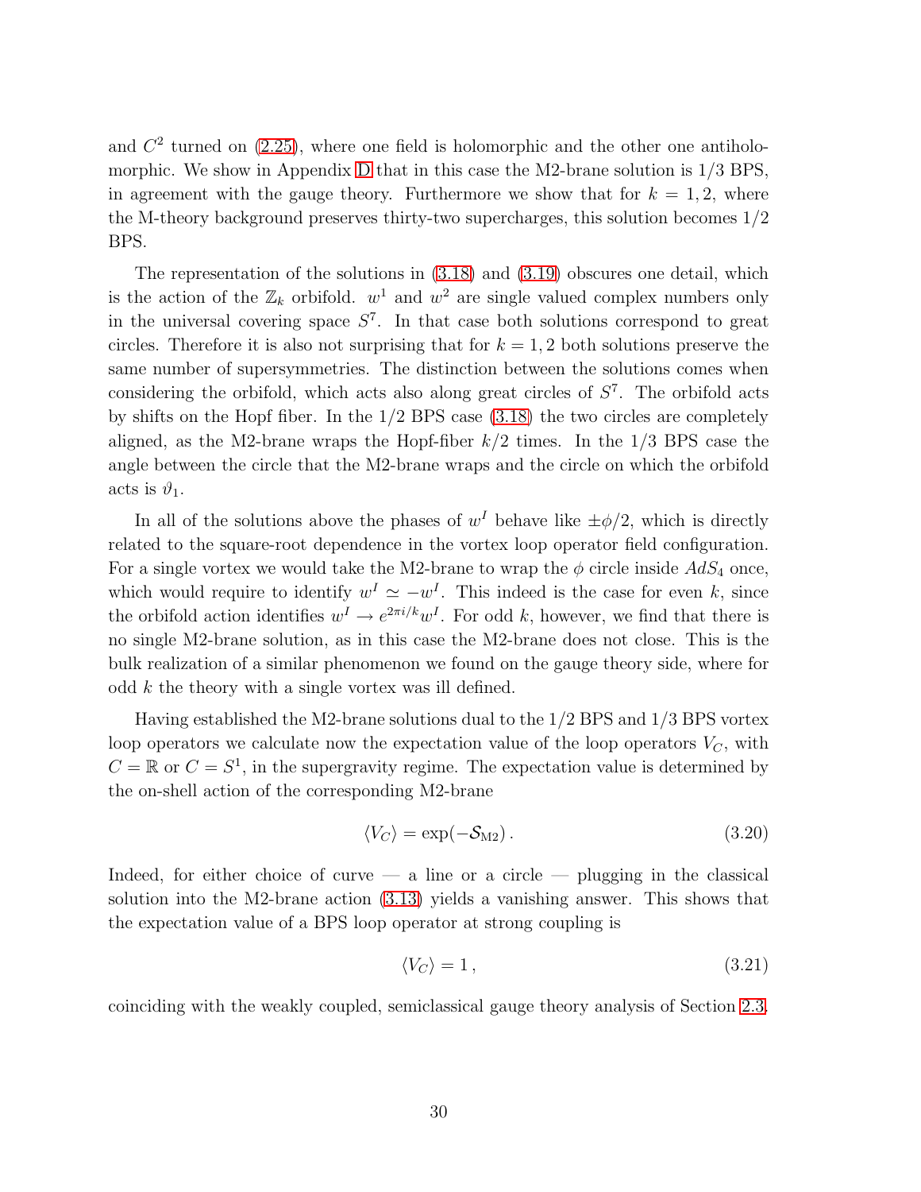and $C^2$ turned on (2.25), where one field is holomorphic and the other one antiholomorphic. We show in Appendix D that in this case the M2-brane solution is 1/3 BPS, in agreement with the gauge theory. Furthermore we show that for $k = 1, 2$, where the M-theory background preserves thirty-two supercharges, this solution becomes 1/2 BPS.

The representation of the solutions in (3.18) and (3.19) obscures one detail, which is the action of the $\mathbb{Z}_k$ orbifold. $w^1$ and $w^2$ are single valued complex numbers only in the universal covering space $S^7$. In that case both solutions correspond to great circles. Therefore it is also not surprising that for $k = 1, 2$ both solutions preserve the same number of supersymmetries. The distinction between the solutions comes when considering the orbifold, which acts also along great circles of $S^7$. The orbifold acts by shifts on the Hopf fiber. In the 1/2 BPS case (3.18) the two circles are completely aligned, as the M2-brane wraps the Hopf-fiber $k/2$ times. In the 1/3 BPS case the angle between the circle that the M2-brane wraps and the circle on which the orbifold acts is $\vartheta_1$.

In all of the solutions above the phases of $w^I$ behave like $\pm\phi/2$, which is directly related to the square-root dependence in the vortex loop operator field configuration. For a single vortex we would take the M2-brane to wrap the $\phi$ circle inside $AdS_4$ once, which would require to identify $w^I \simeq -w^I$. This indeed is the case for even $k$, since the orbifold action identifies $w^I \to e^{2\pi i/k} w^I$. For odd $k$, however, we find that there is no single M2-brane solution, as in this case the M2-brane does not close. This is the bulk realization of a similar phenomenon we found on the gauge theory side, where for odd $k$ the theory with a single vortex was ill defined.

Having established the M2-brane solutions dual to the 1/2 BPS and 1/3 BPS vortex loop operators we calculate now the expectation value of the loop operators $V_C$, with $C = \mathbb{R}$ or $C = S^1$, in the supergravity regime. The expectation value is determined by the on-shell action of the corresponding M2-brane

$$\langle V_C \rangle = \exp(-\mathcal{S}_{\text{M2}})\,. \tag{3.20}$$

Indeed, for either choice of curve — a line or a circle — plugging in the classical solution into the M2-brane action (3.13) yields a vanishing answer. This shows that the expectation value of a BPS loop operator at strong coupling is

$$\langle V_C \rangle = 1\,, \tag{3.21}$$

coinciding with the weakly coupled, semiclassical gauge theory analysis of Section 2.3.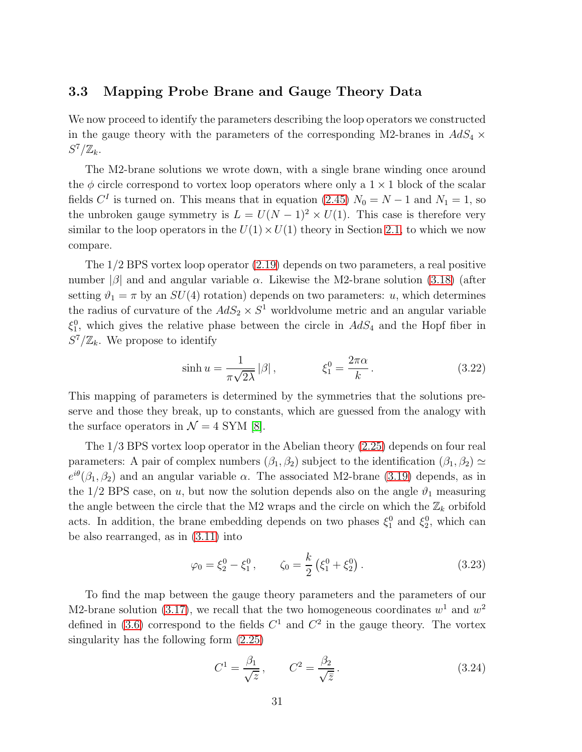### 3.3 Mapping Probe Brane and Gauge Theory Data

We now proceed to identify the parameters describing the loop operators we constructed in the gauge theory with the parameters of the corresponding M2-branes in $AdS_4 \times S^7/\mathbb{Z}_k$.

The M2-brane solutions we wrote down, with a single brane winding once around the $\phi$ circle correspond to vortex loop operators where only a $1 \times 1$ block of the scalar fields $C^I$ is turned on. This means that in equation (2.45) $N_0 = N - 1$ and $N_1 = 1$, so the unbroken gauge symmetry is $L = U(N-1)^2 \times U(1)$. This case is therefore very similar to the loop operators in the $U(1) \times U(1)$ theory in Section 2.1, to which we now compare.

The 1/2 BPS vortex loop operator (2.19) depends on two parameters, a real positive number $|\beta|$ and and angular variable $\alpha$. Likewise the M2-brane solution (3.18) (after setting $\vartheta_1 = \pi$ by an $SU(4)$ rotation) depends on two parameters: $u$, which determines the radius of curvature of the $AdS_2 \times S^1$ worldvolume metric and an angular variable $\xi_1^0$, which gives the relative phase between the circle in $AdS_4$ and the Hopf fiber in $S^7/\mathbb{Z}_k$. We propose to identify

$$
\sinh u = \frac{1}{\pi\sqrt{2\lambda}}\,|\beta|\,, \qquad\qquad \xi_1^0 = \frac{2\pi\alpha}{k}\,. \tag{3.22}
$$

This mapping of parameters is determined by the symmetries that the solutions preserve and those they break, up to constants, which are guessed from the analogy with the surface operators in $\mathcal{N} = 4$ SYM [8].

The 1/3 BPS vortex loop operator in the Abelian theory (2.25) depends on four real parameters: A pair of complex numbers $(\beta_1, \beta_2)$ subject to the identification $(\beta_1, \beta_2) \simeq e^{i\theta}(\beta_1, \beta_2)$ and an angular variable $\alpha$. The associated M2-brane (3.19) depends, as in the 1/2 BPS case, on $u$, but now the solution depends also on the angle $\vartheta_1$ measuring the angle between the circle that the M2 wraps and the circle on which the $\mathbb{Z}_k$ orbifold acts. In addition, the brane embedding depends on two phases $\xi_1^0$ and $\xi_2^0$, which can be also rearranged, as in (3.11) into

$$
\varphi_0 = \xi_2^0 - \xi_1^0\,, \qquad \zeta_0 = \frac{k}{2}\left(\xi_1^0 + \xi_2^0\right). \tag{3.23}
$$

To find the map between the gauge theory parameters and the parameters of our M2-brane solution (3.17), we recall that the two homogeneous coordinates $w^1$ and $w^2$ defined in (3.6) correspond to the fields $C^1$ and $C^2$ in the gauge theory. The vortex singularity has the following form (2.25)

$$
C^1 = \frac{\beta_1}{\sqrt{z}}\,, \qquad C^2 = \frac{\beta_2}{\sqrt{\bar{z}}}\,. \tag{3.24}
$$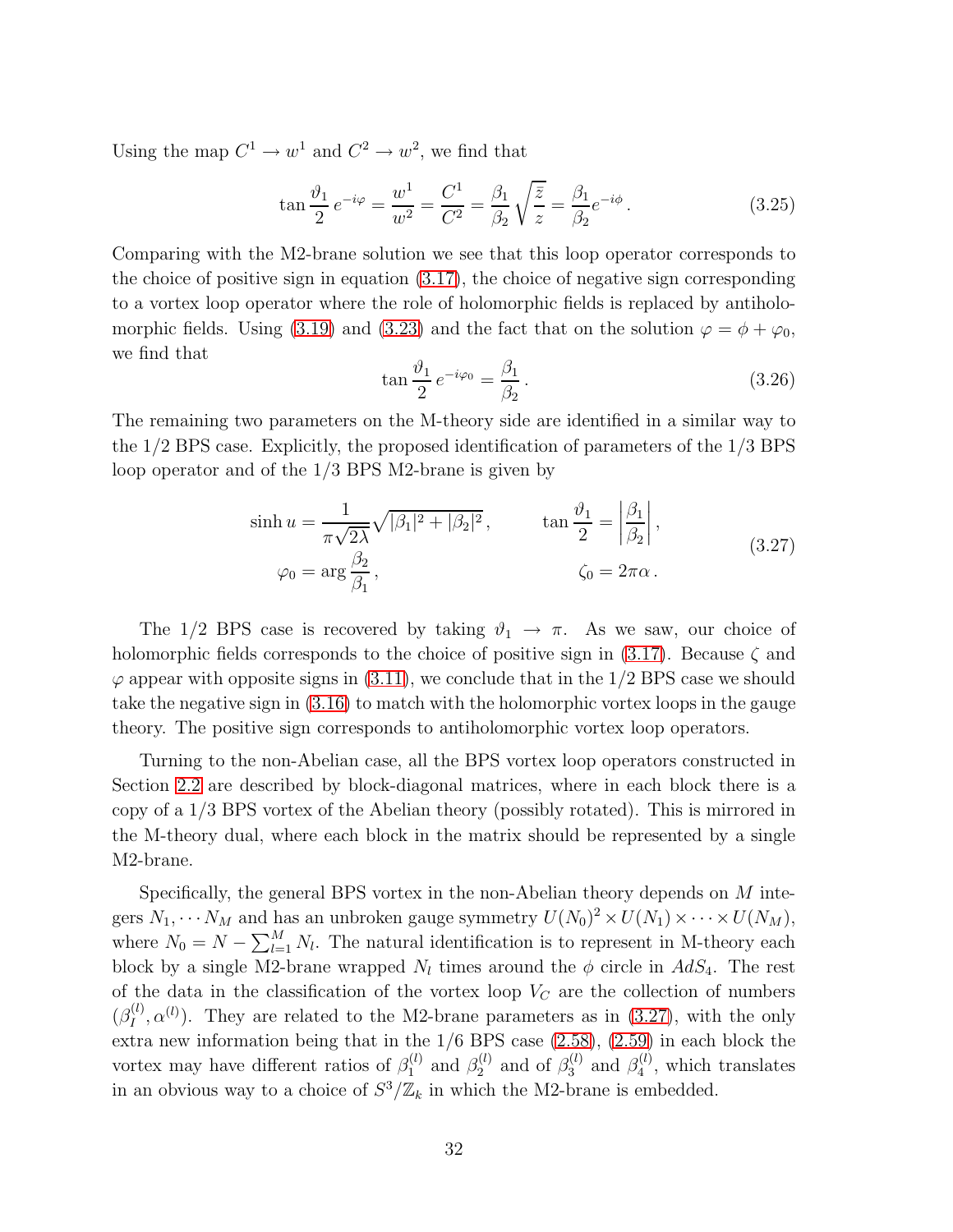Using the map $C^1 \to w^1$ and $C^2 \to w^2$, we find that

$$\tan\frac{\vartheta_1}{2}\, e^{-i\varphi} = \frac{w^1}{w^2} = \frac{C^1}{C^2} = \frac{\beta_1}{\beta_2}\sqrt{\frac{\bar{z}}{z}} = \frac{\beta_1}{\beta_2} e^{-i\phi}\,. \tag{3.25}$$

Comparing with the M2-brane solution we see that this loop operator corresponds to the choice of positive sign in equation (3.17), the choice of negative sign corresponding to a vortex loop operator where the role of holomorphic fields is replaced by antiholomorphic fields. Using (3.19) and (3.23) and the fact that on the solution $\varphi = \phi + \varphi_0$, we find that

$$\tan\frac{\vartheta_1}{2}\, e^{-i\varphi_0} = \frac{\beta_1}{\beta_2}\,. \tag{3.26}$$

The remaining two parameters on the M-theory side are identified in a similar way to the 1/2 BPS case. Explicitly, the proposed identification of parameters of the 1/3 BPS loop operator and of the 1/3 BPS M2-brane is given by

$$\begin{aligned} \sinh u &= \frac{1}{\pi\sqrt{2\lambda}}\sqrt{|\beta_1|^2 + |\beta_2|^2}\,, \qquad & \tan\frac{\vartheta_1}{2} &= \left|\frac{\beta_1}{\beta_2}\right|, \\ \varphi_0 &= \arg\frac{\beta_2}{\beta_1}\,, & \zeta_0 &= 2\pi\alpha\,. \end{aligned} \tag{3.27}$$

The 1/2 BPS case is recovered by taking $\vartheta_1 \to \pi$. As we saw, our choice of holomorphic fields corresponds to the choice of positive sign in (3.17). Because $\zeta$ and $\varphi$ appear with opposite signs in (3.11), we conclude that in the 1/2 BPS case we should take the negative sign in (3.16) to match with the holomorphic vortex loops in the gauge theory. The positive sign corresponds to antiholomorphic vortex loop operators.

Turning to the non-Abelian case, all the BPS vortex loop operators constructed in Section 2.2 are described by block-diagonal matrices, where in each block there is a copy of a 1/3 BPS vortex of the Abelian theory (possibly rotated). This is mirrored in the M-theory dual, where each block in the matrix should be represented by a single M2-brane.

Specifically, the general BPS vortex in the non-Abelian theory depends on $M$ integers $N_1, \cdots N_M$ and has an unbroken gauge symmetry $U(N_0)^2 \times U(N_1) \times \cdots \times U(N_M)$, where $N_0 = N - \sum_{l=1}^{M} N_l$. The natural identification is to represent in M-theory each block by a single M2-brane wrapped $N_l$ times around the $\phi$ circle in $AdS_4$. The rest of the data in the classification of the vortex loop $V_C$ are the collection of numbers $(\beta_I^{(l)}, \alpha^{(l)})$. They are related to the M2-brane parameters as in (3.27), with the only extra new information being that in the 1/6 BPS case (2.58), (2.59) in each block the vortex may have different ratios of $\beta_1^{(l)}$ and $\beta_2^{(l)}$ and of $\beta_3^{(l)}$ and $\beta_4^{(l)}$, which translates in an obvious way to a choice of $S^3/\mathbb{Z}_k$ in which the M2-brane is embedded.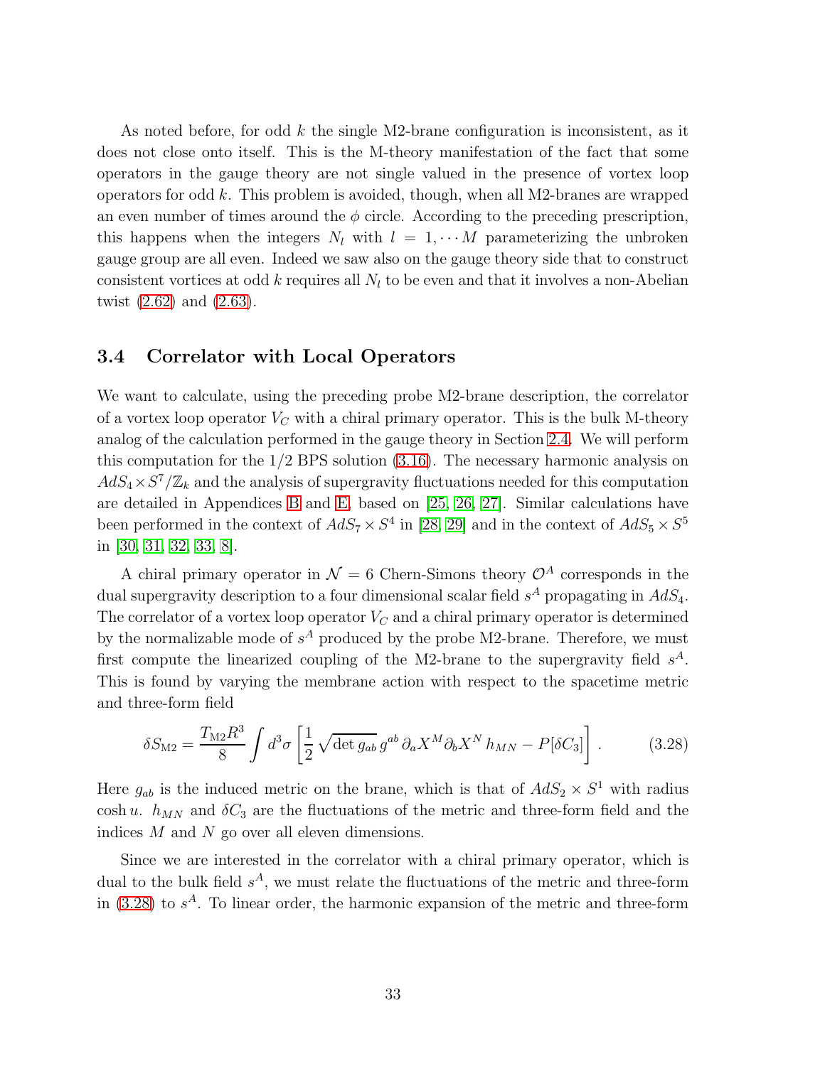As noted before, for odd $k$ the single M2-brane configuration is inconsistent, as it does not close onto itself. This is the M-theory manifestation of the fact that some operators in the gauge theory are not single valued in the presence of vortex loop operators for odd $k$. This problem is avoided, though, when all M2-branes are wrapped an even number of times around the $\phi$ circle. According to the preceding prescription, this happens when the integers $N_l$ with $l = 1, \cdots M$ parameterizing the unbroken gauge group are all even. Indeed we saw also on the gauge theory side that to construct consistent vortices at odd $k$ requires all $N_l$ to be even and that it involves a non-Abelian twist (2.62) and (2.63).

### 3.4 Correlator with Local Operators

We want to calculate, using the preceding probe M2-brane description, the correlator of a vortex loop operator $V_C$ with a chiral primary operator. This is the bulk M-theory analog of the calculation performed in the gauge theory in Section 2.4. We will perform this computation for the 1/2 BPS solution (3.16). The necessary harmonic analysis on $AdS_4 \times S^7/\mathbb{Z}_k$ and the analysis of supergravity fluctuations needed for this computation are detailed in Appendices B and E, based on [25, 26, 27]. Similar calculations have been performed in the context of $AdS_7 \times S^4$ in [28, 29] and in the context of $AdS_5 \times S^5$ in [30, 31, 32, 33, 8].

A chiral primary operator in $\mathcal{N} = 6$ Chern-Simons theory $\mathcal{O}^A$ corresponds in the dual supergravity description to a four dimensional scalar field $s^A$ propagating in $AdS_4$. The correlator of a vortex loop operator $V_C$ and a chiral primary operator is determined by the normalizable mode of $s^A$ produced by the probe M2-brane. Therefore, we must first compute the linearized coupling of the M2-brane to the supergravity field $s^A$. This is found by varying the membrane action with respect to the spacetime metric and three-form field

$$\delta S_{\rm M2} = \frac{T_{\rm M2} R^3}{8} \int d^3\sigma \left[ \frac{1}{2} \sqrt{\det g_{ab}}\, g^{ab}\, \partial_a X^M \partial_b X^N\, h_{MN} - P[\delta C_3] \right]. \tag{3.28}$$

Here $g_{ab}$ is the induced metric on the brane, which is that of $AdS_2 \times S^1$ with radius $\cosh u$. $h_{MN}$ and $\delta C_3$ are the fluctuations of the metric and three-form field and the indices $M$ and $N$ go over all eleven dimensions.

Since we are interested in the correlator with a chiral primary operator, which is dual to the bulk field $s^A$, we must relate the fluctuations of the metric and three-form in (3.28) to $s^A$. To linear order, the harmonic expansion of the metric and three-form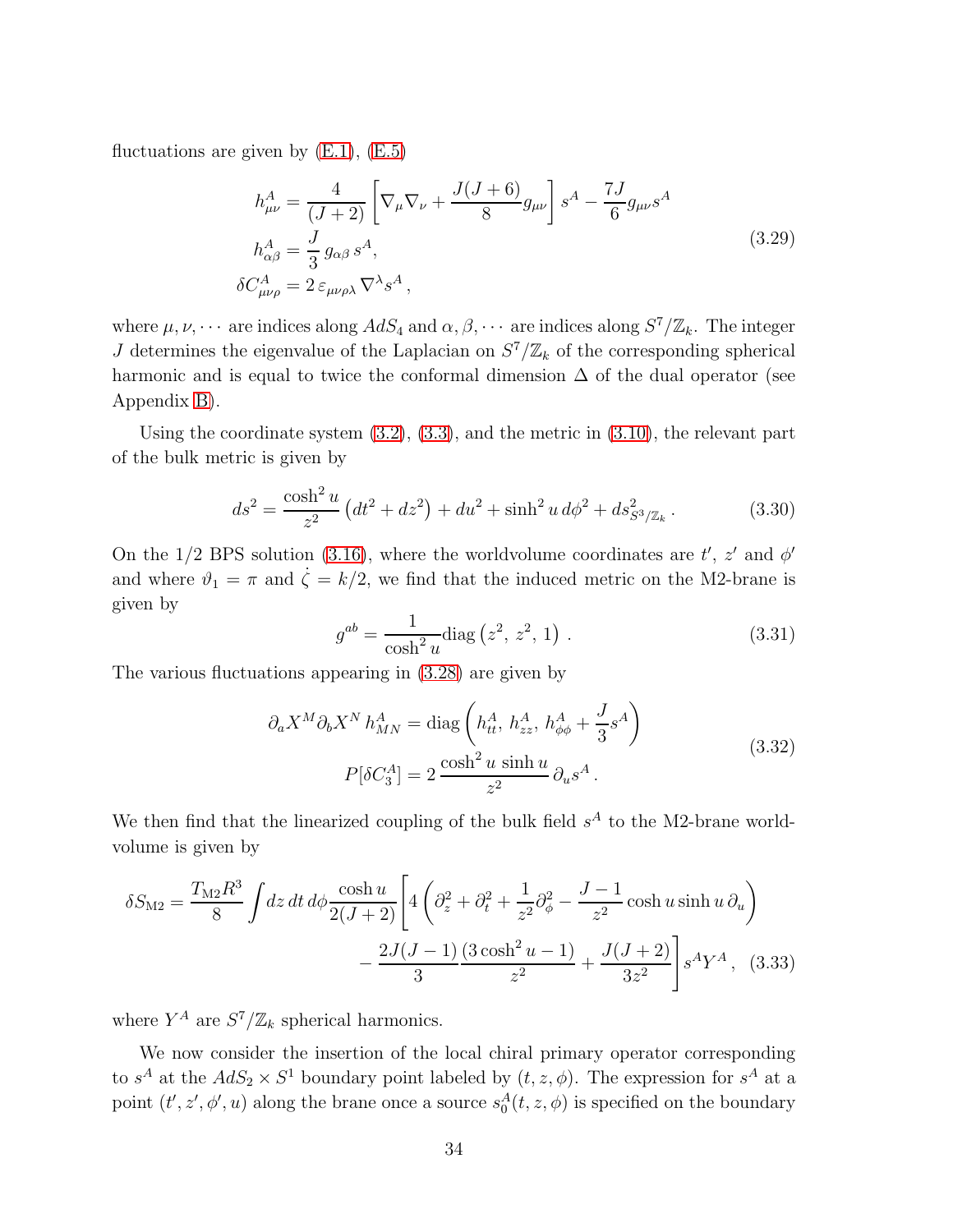fluctuations are given by (E.1), (E.5)

$$
\begin{aligned}
h^A_{\mu\nu} &= \frac{4}{(J+2)}\left[\nabla_\mu \nabla_\nu + \frac{J(J+6)}{8} g_{\mu\nu}\right] s^A - \frac{7J}{6} g_{\mu\nu} s^A \\
h^A_{\alpha\beta} &= \frac{J}{3}\, g_{\alpha\beta}\, s^A, \\
\delta C^A_{\mu\nu\rho} &= 2\, \varepsilon_{\mu\nu\rho\lambda} \nabla^\lambda s^A ,
\end{aligned}
\tag{3.29}
$$

where $\mu, \nu, \cdots$ are indices along $AdS_4$ and $\alpha, \beta, \cdots$ are indices along $S^7/\mathbb{Z}_k$. The integer $J$ determines the eigenvalue of the Laplacian on $S^7/\mathbb{Z}_k$ of the corresponding spherical harmonic and is equal to twice the conformal dimension $\Delta$ of the dual operator (see Appendix B).

Using the coordinate system (3.2), (3.3), and the metric in (3.10), the relevant part of the bulk metric is given by

$$
ds^2 = \frac{\cosh^2 u}{z^2}\left(dt^2 + dz^2\right) + du^2 + \sinh^2 u \, d\phi^2 + ds^2_{S^3/\mathbb{Z}_k} . \tag{3.30}
$$

On the 1/2 BPS solution (3.16), where the worldvolume coordinates are $t'$, $z'$ and $\phi'$ and where $\vartheta_1 = \pi$ and $\dot{\zeta} = k/2$, we find that the induced metric on the M2-brane is given by

$$
g^{ab} = \frac{1}{\cosh^2 u} \mathrm{diag}\left(z^2,\, z^2,\, 1\right) . \tag{3.31}
$$

The various fluctuations appearing in (3.28) are given by

$$
\begin{aligned}
\partial_a X^M \partial_b X^N \, h^A_{MN} &= \mathrm{diag}\left(h^A_{tt},\, h^A_{zz},\, h^A_{\phi\phi} + \frac{J}{3} s^A\right) \\
P[\delta C^A_3] &= 2\, \frac{\cosh^2 u \, \sinh u}{z^2}\, \partial_u s^A .
\end{aligned}
\tag{3.32}
$$

We then find that the linearized coupling of the bulk field $s^A$ to the M2-brane worldvolume is given by

$$
\begin{aligned}
\delta S_{\mathrm{M2}} = \frac{T_{\mathrm{M2}} R^3}{8} \int dz\, dt\, d\phi \frac{\cosh u}{2(J+2)} \Bigg[ 4\left(\partial_z^2 + \partial_t^2 + \frac{1}{z^2}\partial_\phi^2 - \frac{J-1}{z^2} \cosh u \sinh u \, \partial_u \right) \\
- \frac{2J(J-1)}{3} \frac{(3\cosh^2 u - 1)}{z^2} + \frac{J(J+2)}{3z^2} \Bigg] s^A Y^A ,
\end{aligned}
\tag{3.33}
$$

where $Y^A$ are $S^7/\mathbb{Z}_k$ spherical harmonics.

We now consider the insertion of the local chiral primary operator corresponding to $s^A$ at the $AdS_2 \times S^1$ boundary point labeled by $(t, z, \phi)$. The expression for $s^A$ at a point $(t', z', \phi', u)$ along the brane once a source $s^A_0(t, z, \phi)$ is specified on the boundary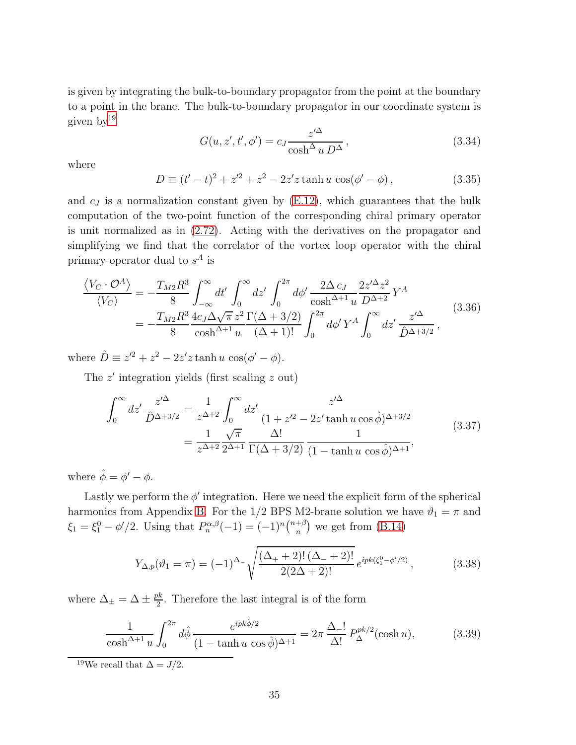is given by integrating the bulk-to-boundary propagator from the point at the boundary to a point in the brane. The bulk-to-boundary propagator in our coordinate system is given by[19]

$$G(u, z', t', \phi') = c_J \frac{z'^{\Delta}}{\cosh^{\Delta} u \, D^{\Delta}}\,, \tag{3.34}$$

where

$$D \equiv (t'-t)^2 + z'^2 + z^2 - 2z'z \tanh u \, \cos(\phi' - \phi)\,, \tag{3.35}$$

and $c_J$ is a normalization constant given by (E.12), which guarantees that the bulk computation of the two-point function of the corresponding chiral primary operator is unit normalized as in (2.72). Acting with the derivatives on the propagator and simplifying we find that the correlator of the vortex loop operator with the chiral primary operator dual to $s^A$ is

$$\begin{aligned}
\frac{\langle V_C \cdot \mathcal{O}^A \rangle}{\langle V_C \rangle} &= -\frac{T_{M2} R^3}{8} \int_{-\infty}^{\infty} dt' \int_0^{\infty} dz' \int_0^{2\pi} d\phi' \, \frac{2\Delta \, c_J}{\cosh^{\Delta+1} u} \frac{2 z'^{\Delta} z^2}{D^{\Delta+2}} \, Y^A \\
&= -\frac{T_{M2} R^3}{8} \frac{4 c_J \Delta \sqrt{\pi}\, z^2}{\cosh^{\Delta+1} u} \frac{\Gamma(\Delta + 3/2)}{(\Delta+1)!} \int_0^{2\pi} d\phi' \, Y^A \int_0^{\infty} dz' \, \frac{z'^{\Delta}}{\hat{D}^{\Delta+3/2}}\,,
\end{aligned} \tag{3.36}$$

where $\hat{D} \equiv z'^2 + z^2 - 2z'z \tanh u \, \cos(\phi' - \phi)$.

The $z'$ integration yields (first scaling $z$ out)

$$\begin{aligned}
\int_0^{\infty} dz' \, \frac{z'^{\Delta}}{\hat{D}^{\Delta+3/2}} &= \frac{1}{z^{\Delta+2}} \int_0^{\infty} dz' \, \frac{z'^{\Delta}}{(1 + z'^2 - 2z' \tanh u \cos \hat{\phi})^{\Delta+3/2}} \\
&= \frac{1}{z^{\Delta+2}} \frac{\sqrt{\pi}}{2^{\Delta+1}} \, \frac{\Delta!}{\Gamma(\Delta + 3/2)} \, \frac{1}{(1 - \tanh u \, \cos \hat{\phi})^{\Delta+1}},
\end{aligned} \tag{3.37}$$

where $\hat{\phi} = \phi' - \phi$.

Lastly we perform the $\phi'$ integration. Here we need the explicit form of the spherical harmonics from Appendix B. For the 1/2 BPS M2-brane solution we have $\vartheta_1 = \pi$ and $\xi_1 = \xi_1^0 - \phi'/2$. Using that $P_n^{\alpha,\beta}(-1) = (-1)^n \binom{n+\beta}{n}$ we get from (B.14)

$$Y_{\Delta,p}(\vartheta_1 = \pi) = (-1)^{\Delta_-} \sqrt{\frac{(\Delta_+ + 2)!\, (\Delta_- + 2)!}{2(2\Delta + 2)!}} \, e^{ipk(\xi_1^0 - \phi'/2)}\,, \tag{3.38}$$

where $\Delta_{\pm} = \Delta \pm \frac{pk}{2}$. Therefore the last integral is of the form

$$\frac{1}{\cosh^{\Delta+1} u} \int_0^{2\pi} d\hat{\phi} \, \frac{e^{ipk\hat{\phi}/2}}{(1 - \tanh u \, \cos \hat{\phi})^{\Delta+1}} = 2\pi \, \frac{\Delta_-!}{\Delta!} \, P_{\Delta}^{pk/2}(\cosh u), \tag{3.39}$$

[19] We recall that $\Delta = J/2$.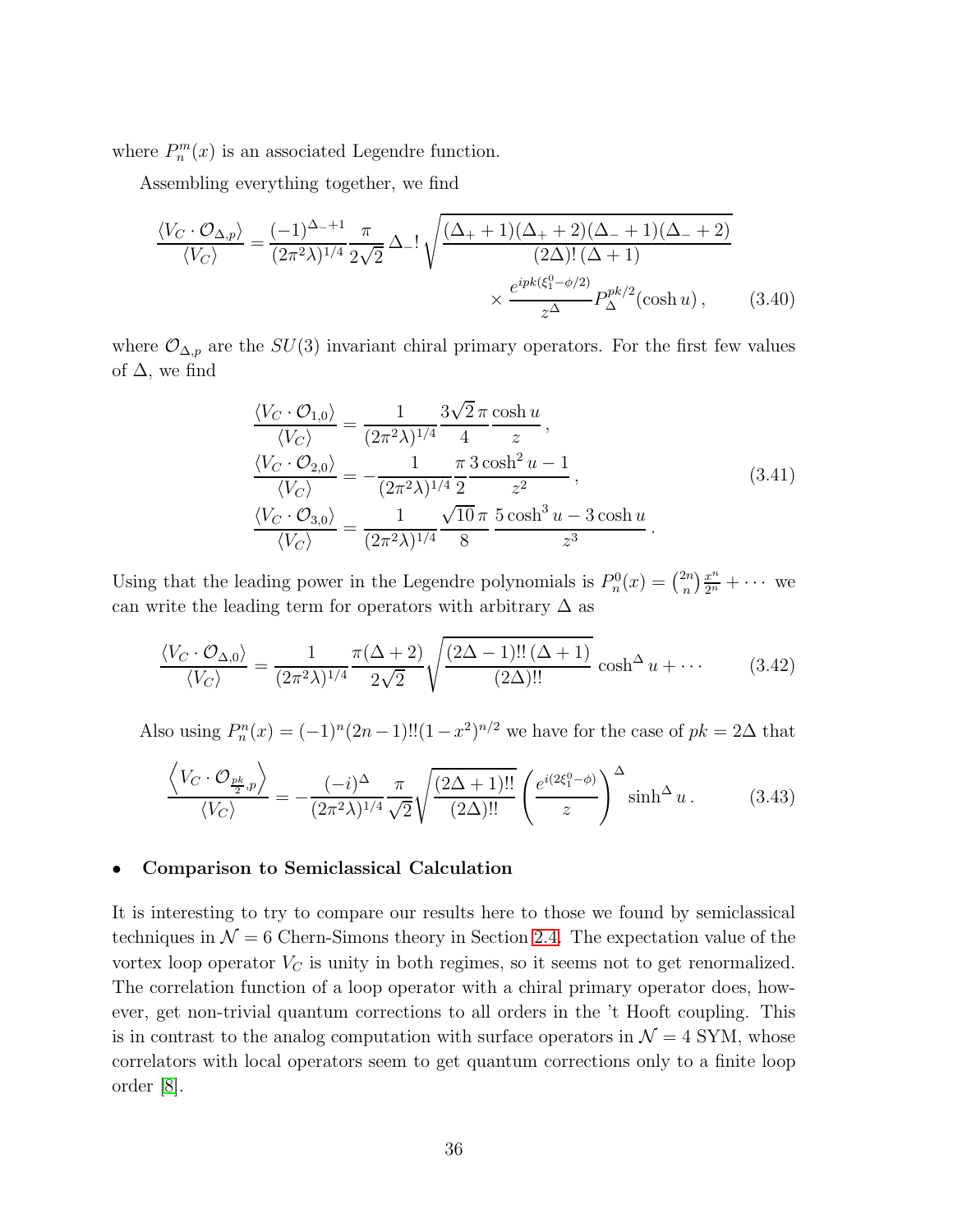where $P_n^m(x)$ is an associated Legendre function.

Assembling everything together, we find

$$\frac{\langle V_C \cdot \mathcal{O}_{\Delta,p}\rangle}{\langle V_C\rangle} = \frac{(-1)^{\Delta_-+1}}{(2\pi^2\lambda)^{1/4}} \frac{\pi}{2\sqrt{2}}\,\Delta_-!\,\sqrt{\frac{(\Delta_++1)(\Delta_++2)(\Delta_-+1)(\Delta_-+2)}{(2\Delta)!\,(\Delta+1)}} \times \frac{e^{ipk(\xi_1^0-\phi/2)}}{z^\Delta} P_\Delta^{pk/2}(\cosh u)\,, \tag{3.40}$$

where $\mathcal{O}_{\Delta,p}$ are the $SU(3)$ invariant chiral primary operators. For the first few values of $\Delta$, we find

$$\begin{aligned}
\frac{\langle V_C \cdot \mathcal{O}_{1,0}\rangle}{\langle V_C\rangle} &= \frac{1}{(2\pi^2\lambda)^{1/4}} \frac{3\sqrt{2}\,\pi}{4} \frac{\cosh u}{z}\,,\\
\frac{\langle V_C \cdot \mathcal{O}_{2,0}\rangle}{\langle V_C\rangle} &= -\frac{1}{(2\pi^2\lambda)^{1/4}} \frac{\pi}{2} \frac{3\cosh^2 u - 1}{z^2}\,,\\
\frac{\langle V_C \cdot \mathcal{O}_{3,0}\rangle}{\langle V_C\rangle} &= \frac{1}{(2\pi^2\lambda)^{1/4}} \frac{\sqrt{10}\,\pi}{8} \frac{5\cosh^3 u - 3\cosh u}{z^3}\,.
\end{aligned} \tag{3.41}$$

Using that the leading power in the Legendre polynomials is $P_n^0(x) = \binom{2n}{n}\frac{x^n}{2^n} + \cdots$ we can write the leading term for operators with arbitrary $\Delta$ as

$$\frac{\langle V_C \cdot \mathcal{O}_{\Delta,0}\rangle}{\langle V_C\rangle} = \frac{1}{(2\pi^2\lambda)^{1/4}} \frac{\pi(\Delta+2)}{2\sqrt{2}} \sqrt{\frac{(2\Delta-1)!!\,(\Delta+1)}{(2\Delta)!!}}\,\cosh^\Delta u + \cdots \tag{3.42}$$

Also using $P_n^n(x) = (-1)^n(2n-1)!!(1-x^2)^{n/2}$ we have for the case of $pk = 2\Delta$ that

$$\frac{\left\langle V_C \cdot \mathcal{O}_{\frac{pk}{2},p}\right\rangle}{\langle V_C\rangle} = -\frac{(-i)^\Delta}{(2\pi^2\lambda)^{1/4}} \frac{\pi}{\sqrt{2}} \sqrt{\frac{(2\Delta+1)!!}{(2\Delta)!!}} \left(\frac{e^{i(2\xi_1^0-\phi)}}{z}\right)^\Delta \sinh^\Delta u\,. \tag{3.43}$$

- **Comparison to Semiclassical Calculation**

It is interesting to try to compare our results here to those we found by semiclassical techniques in $\mathcal{N} = 6$ Chern-Simons theory in Section 2.4. The expectation value of the vortex loop operator $V_C$ is unity in both regimes, so it seems not to get renormalized. The correlation function of a loop operator with a chiral primary operator does, however, get non-trivial quantum corrections to all orders in the 't Hooft coupling. This is in contrast to the analog computation with surface operators in $\mathcal{N} = 4$ SYM, whose correlators with local operators seem to get quantum corrections only to a finite loop order [8].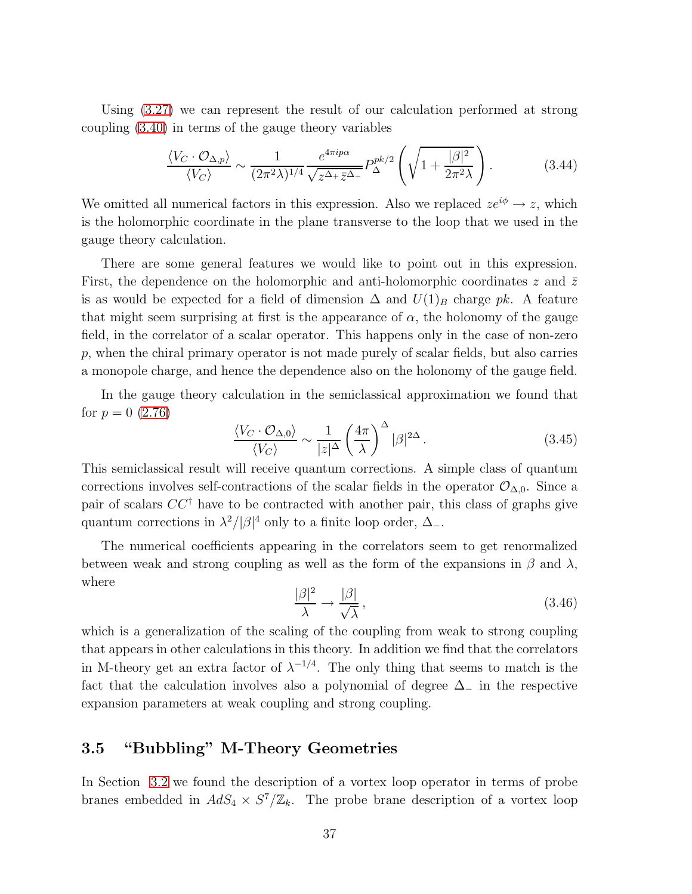Using (3.27) we can represent the result of our calculation performed at strong coupling (3.40) in terms of the gauge theory variables

$$\frac{\langle V_C \cdot \mathcal{O}_{\Delta,p}\rangle}{\langle V_C\rangle} \sim \frac{1}{(2\pi^2\lambda)^{1/4}} \frac{e^{4\pi i p\alpha}}{\sqrt{z^{\Delta_+}\bar{z}^{\Delta_-}}} P_{\Delta}^{pk/2}\left(\sqrt{1+\frac{|\beta|^2}{2\pi^2\lambda}}\right). \tag{3.44}$$

We omitted all numerical factors in this expression. Also we replaced $ze^{i\phi} \to z$, which is the holomorphic coordinate in the plane transverse to the loop that we used in the gauge theory calculation.

There are some general features we would like to point out in this expression. First, the dependence on the holomorphic and anti-holomorphic coordinates $z$ and $\bar{z}$ is as would be expected for a field of dimension $\Delta$ and $U(1)_B$ charge $pk$. A feature that might seem surprising at first is the appearance of $\alpha$, the holonomy of the gauge field, in the correlator of a scalar operator. This happens only in the case of non-zero $p$, when the chiral primary operator is not made purely of scalar fields, but also carries a monopole charge, and hence the dependence also on the holonomy of the gauge field.

In the gauge theory calculation in the semiclassical approximation we found that for $p = 0$ (2.76)

$$\frac{\langle V_C \cdot \mathcal{O}_{\Delta,0}\rangle}{\langle V_C\rangle} \sim \frac{1}{|z|^{\Delta}}\left(\frac{4\pi}{\lambda}\right)^{\Delta} |\beta|^{2\Delta}. \tag{3.45}$$

This semiclassical result will receive quantum corrections. A simple class of quantum corrections involves self-contractions of the scalar fields in the operator $\mathcal{O}_{\Delta,0}$. Since a pair of scalars $CC^\dagger$ have to be contracted with another pair, this class of graphs give quantum corrections in $\lambda^2/|\beta|^4$ only to a finite loop order, $\Delta_-$.

The numerical coefficients appearing in the correlators seem to get renormalized between weak and strong coupling as well as the form of the expansions in $\beta$ and $\lambda$, where

$$\frac{|\beta|^2}{\lambda} \to \frac{|\beta|}{\sqrt{\lambda}}, \tag{3.46}$$

which is a generalization of the scaling of the coupling from weak to strong coupling that appears in other calculations in this theory. In addition we find that the correlators in M-theory get an extra factor of $\lambda^{-1/4}$. The only thing that seems to match is the fact that the calculation involves also a polynomial of degree $\Delta_-$ in the respective expansion parameters at weak coupling and strong coupling.

### 3.5 "Bubbling" M-Theory Geometries

In Section 3.2 we found the description of a vortex loop operator in terms of probe branes embedded in $AdS_4 \times S^7/\mathbb{Z}_k$. The probe brane description of a vortex loop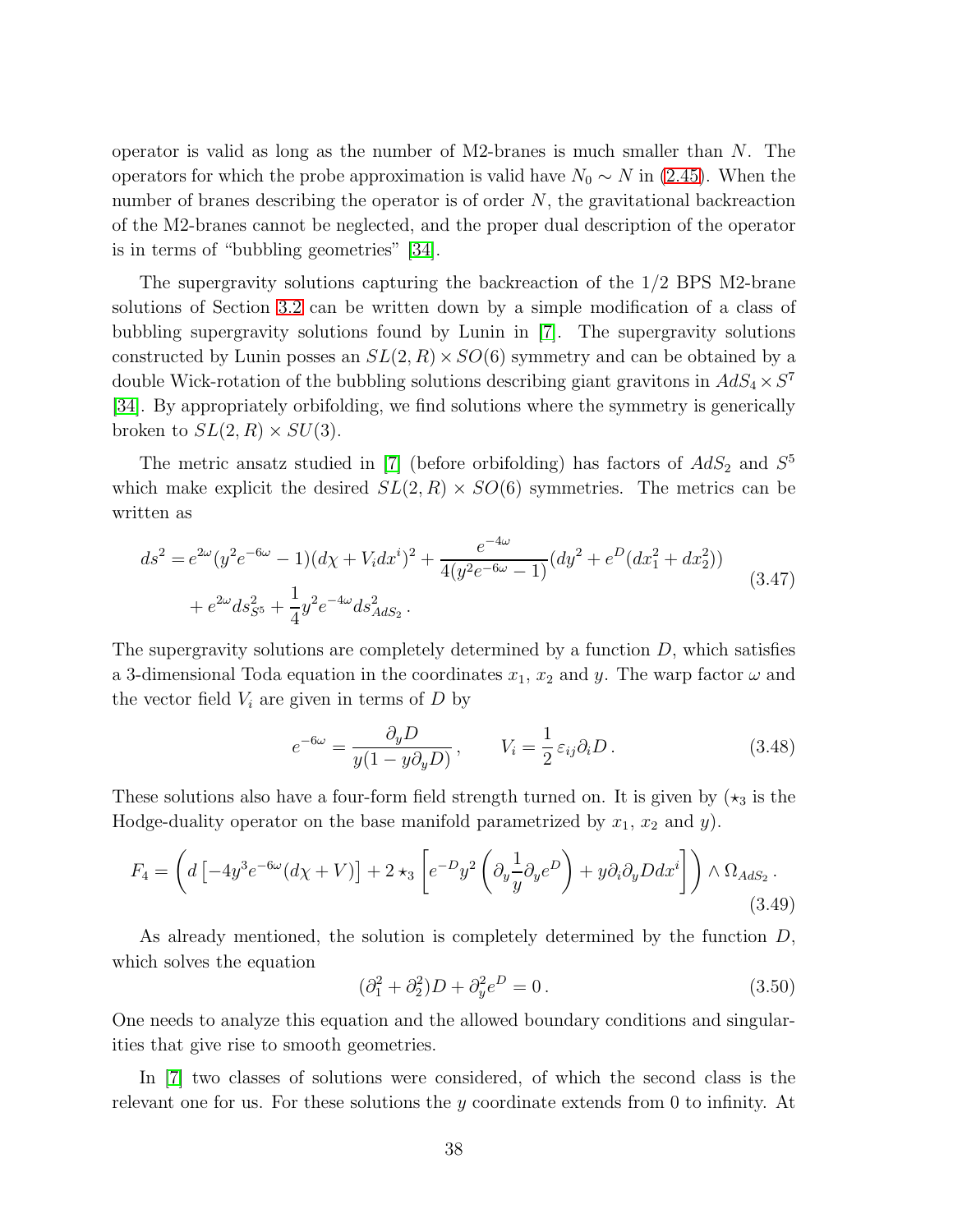operator is valid as long as the number of M2-branes is much smaller than $N$. The operators for which the probe approximation is valid have $N_0 \sim N$ in (2.45). When the number of branes describing the operator is of order $N$, the gravitational backreaction of the M2-branes cannot be neglected, and the proper dual description of the operator is in terms of "bubbling geometries" [34].

The supergravity solutions capturing the backreaction of the 1/2 BPS M2-brane solutions of Section 3.2 can be written down by a simple modification of a class of bubbling supergravity solutions found by Lunin in [7]. The supergravity solutions constructed by Lunin posses an $SL(2,R) \times SO(6)$ symmetry and can be obtained by a double Wick-rotation of the bubbling solutions describing giant gravitons in $AdS_4 \times S^7$ [34]. By appropriately orbifolding, we find solutions where the symmetry is generically broken to $SL(2,R) \times SU(3)$.

The metric ansatz studied in [7] (before orbifolding) has factors of $AdS_2$ and $S^5$ which make explicit the desired $SL(2,R) \times SO(6)$ symmetries. The metrics can be written as

$$
\begin{aligned}
ds^2 =& e^{2\omega}(y^2 e^{-6\omega} - 1)(d\chi + V_i dx^i)^2 + \frac{e^{-4\omega}}{4(y^2 e^{-6\omega} - 1)}(dy^2 + e^D(dx_1^2 + dx_2^2)) \\
&+ e^{2\omega} ds^2_{S^5} + \frac{1}{4} y^2 e^{-4\omega} ds^2_{AdS_2} \, .
\end{aligned}
\tag{3.47}
$$

The supergravity solutions are completely determined by a function $D$, which satisfies a 3-dimensional Toda equation in the coordinates $x_1$, $x_2$ and $y$. The warp factor $\omega$ and the vector field $V_i$ are given in terms of $D$ by

$$
e^{-6\omega} = \frac{\partial_y D}{y(1 - y\partial_y D)} \, , \qquad V_i = \frac{1}{2} \varepsilon_{ij} \partial_i D \, . \tag{3.48}
$$

These solutions also have a four-form field strength turned on. It is given by ($\star_3$ is the Hodge-duality operator on the base manifold parametrized by $x_1$, $x_2$ and $y$).

$$
F_4 = \left( d\left[ -4y^3 e^{-6\omega}(d\chi + V) \right] + 2 \star_3 \left[ e^{-D} y^2 \left( \partial_y \frac{1}{y} \partial_y e^D \right) + y \partial_i \partial_y D dx^i \right] \right) \wedge \Omega_{AdS_2} \, . \tag{3.49}
$$

As already mentioned, the solution is completely determined by the function $D$, which solves the equation

$$
(\partial_1^2 + \partial_2^2) D + \partial_y^2 e^D = 0 \, . \tag{3.50}
$$

One needs to analyze this equation and the allowed boundary conditions and singularities that give rise to smooth geometries.

In [7] two classes of solutions were considered, of which the second class is the relevant one for us. For these solutions the $y$ coordinate extends from 0 to infinity. At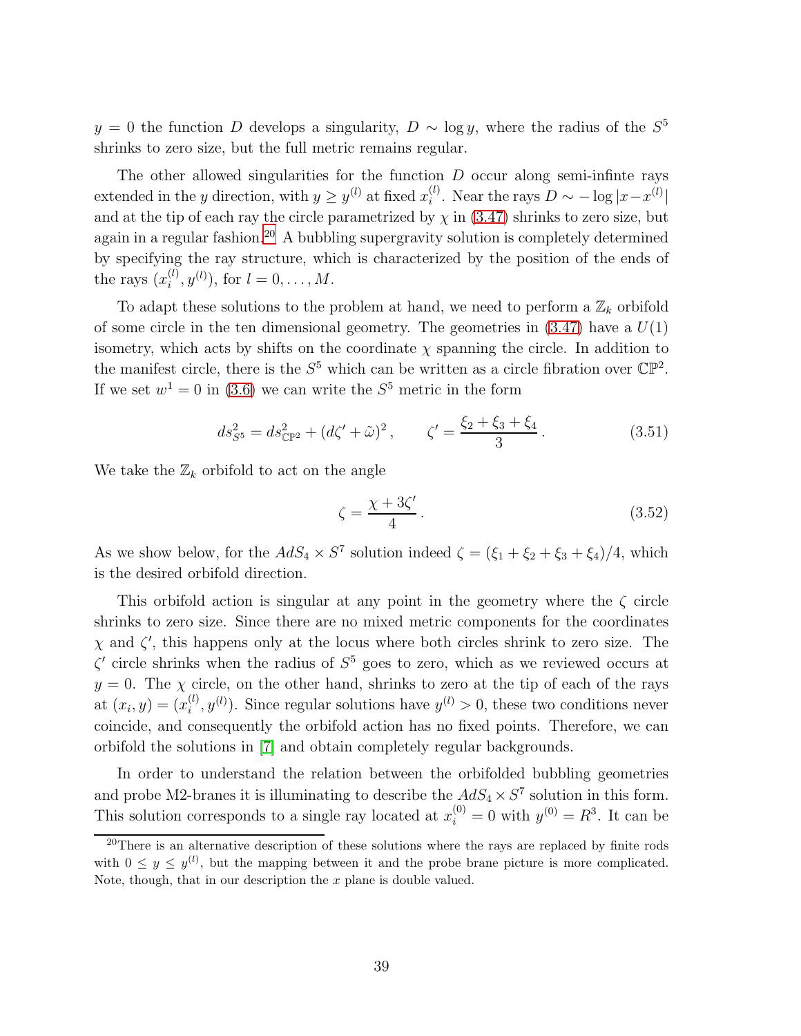$y = 0$ the function $D$ develops a singularity, $D \sim \log y$, where the radius of the $S^5$ shrinks to zero size, but the full metric remains regular.

The other allowed singularities for the function $D$ occur along semi-infinte rays extended in the $y$ direction, with $y \geq y^{(l)}$ at fixed $x_i^{(l)}$. Near the rays $D \sim -\log|x - x^{(l)}|$ and at the tip of each ray the circle parametrized by $\chi$ in (3.47) shrinks to zero size, but again in a regular fashion.[20] A bubbling supergravity solution is completely determined by specifying the ray structure, which is characterized by the position of the ends of the rays $(x_i^{(l)}, y^{(l)})$, for $l = 0, \ldots, M$.

To adapt these solutions to the problem at hand, we need to perform a $\mathbb{Z}_k$ orbifold of some circle in the ten dimensional geometry. The geometries in (3.47) have a $U(1)$ isometry, which acts by shifts on the coordinate $\chi$ spanning the circle. In addition to the manifest circle, there is the $S^5$ which can be written as a circle fibration over $\mathbb{CP}^2$. If we set $w^1 = 0$ in (3.6) we can write the $S^5$ metric in the form

$$ds^2_{S^5} = ds^2_{\mathbb{CP}^2} + (d\zeta' + \tilde{\omega})^2 , \qquad \zeta' = \frac{\xi_2 + \xi_3 + \xi_4}{3} . \tag{3.51}$$

We take the $\mathbb{Z}_k$ orbifold to act on the angle

$$\zeta = \frac{\chi + 3\zeta'}{4} . \tag{3.52}$$

As we show below, for the $AdS_4 \times S^7$ solution indeed $\zeta = (\xi_1 + \xi_2 + \xi_3 + \xi_4)/4$, which is the desired orbifold direction.

This orbifold action is singular at any point in the geometry where the $\zeta$ circle shrinks to zero size. Since there are no mixed metric components for the coordinates $\chi$ and $\zeta'$, this happens only at the locus where both circles shrink to zero size. The $\zeta'$ circle shrinks when the radius of $S^5$ goes to zero, which as we reviewed occurs at $y = 0$. The $\chi$ circle, on the other hand, shrinks to zero at the tip of each of the rays at $(x_i, y) = (x_i^{(l)}, y^{(l)})$. Since regular solutions have $y^{(l)} > 0$, these two conditions never coincide, and consequently the orbifold action has no fixed points. Therefore, we can orbifold the solutions in [7] and obtain completely regular backgrounds.

In order to understand the relation between the orbifolded bubbling geometries and probe M2-branes it is illuminating to describe the $AdS_4 \times S^7$ solution in this form. This solution corresponds to a single ray located at $x_i^{(0)} = 0$ with $y^{(0)} = R^3$. It can be

[20] There is an alternative description of these solutions where the rays are replaced by finite rods with $0 \leq y \leq y^{(l)}$, but the mapping between it and the probe brane picture is more complicated. Note, though, that in our description the $x$ plane is double valued.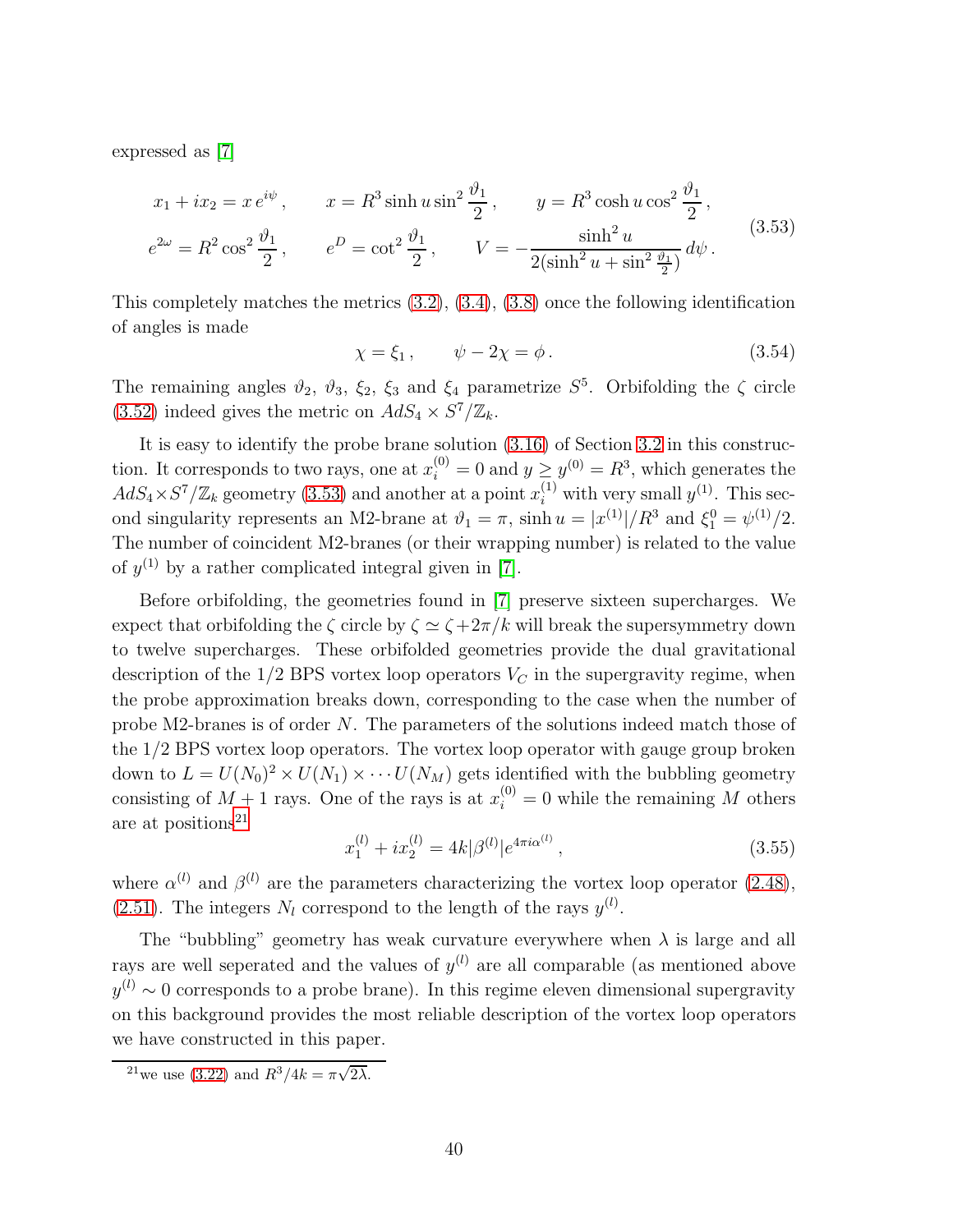expressed as [7]

$$
\begin{aligned}
&x_1 + i x_2 = x\, e^{i\psi}\,, \qquad x = R^3 \sinh u \sin^2\frac{\vartheta_1}{2}\,, \qquad y = R^3 \cosh u \cos^2\frac{\vartheta_1}{2}\,, \\
&e^{2\omega} = R^2 \cos^2\frac{\vartheta_1}{2}\,, \qquad e^D = \cot^2\frac{\vartheta_1}{2}\,, \qquad V = -\frac{\sinh^2 u}{2(\sinh^2 u + \sin^2\frac{\vartheta_1}{2})}\, d\psi\,.
\end{aligned}
\tag{3.53}
$$

This completely matches the metrics (3.2), (3.4), (3.8) once the following identification of angles is made

$$
\chi = \xi_1\,, \qquad \psi - 2\chi = \phi\,. \tag{3.54}
$$

The remaining angles $\vartheta_2$, $\vartheta_3$, $\xi_2$, $\xi_3$ and $\xi_4$ parametrize $S^5$. Orbifolding the $\zeta$ circle (3.52) indeed gives the metric on $AdS_4 \times S^7/\mathbb{Z}_k$.

It is easy to identify the probe brane solution (3.16) of Section 3.2 in this construction. It corresponds to two rays, one at $x_i^{(0)} = 0$ and $y \geq y^{(0)} = R^3$, which generates the $AdS_4 \times S^7/\mathbb{Z}_k$ geometry (3.53) and another at a point $x_i^{(1)}$ with very small $y^{(1)}$. This second singularity represents an M2-brane at $\vartheta_1 = \pi$, $\sinh u = |x^{(1)}|/R^3$ and $\xi_1^0 = \psi^{(1)}/2$. The number of coincident M2-branes (or their wrapping number) is related to the value of $y^{(1)}$ by a rather complicated integral given in [7].

Before orbifolding, the geometries found in [7] preserve sixteen supercharges. We expect that orbifolding the $\zeta$ circle by $\zeta \simeq \zeta + 2\pi/k$ will break the supersymmetry down to twelve supercharges. These orbifolded geometries provide the dual gravitational description of the 1/2 BPS vortex loop operators $V_C$ in the supergravity regime, when the probe approximation breaks down, corresponding to the case when the number of probe M2-branes is of order $N$. The parameters of the solutions indeed match those of the 1/2 BPS vortex loop operators. The vortex loop operator with gauge group broken down to $L = U(N_0)^2 \times U(N_1) \times \cdots U(N_M)$ gets identified with the bubbling geometry consisting of $M+1$ rays. One of the rays is at $x_i^{(0)} = 0$ while the remaining $M$ others are at positions[21]

$$
x_1^{(l)} + i x_2^{(l)} = 4k|\beta^{(l)}|e^{4\pi i \alpha^{(l)}}\,, \tag{3.55}
$$

where $\alpha^{(l)}$ and $\beta^{(l)}$ are the parameters characterizing the vortex loop operator (2.48), (2.51). The integers $N_l$ correspond to the length of the rays $y^{(l)}$.

The "bubbling" geometry has weak curvature everywhere when $\lambda$ is large and all rays are well seperated and the values of $y^{(l)}$ are all comparable (as mentioned above $y^{(l)} \sim 0$ corresponds to a probe brane). In this regime eleven dimensional supergravity on this background provides the most reliable description of the vortex loop operators we have constructed in this paper.

[21] we use (3.22) and $R^3/4k = \pi\sqrt{2\lambda}$.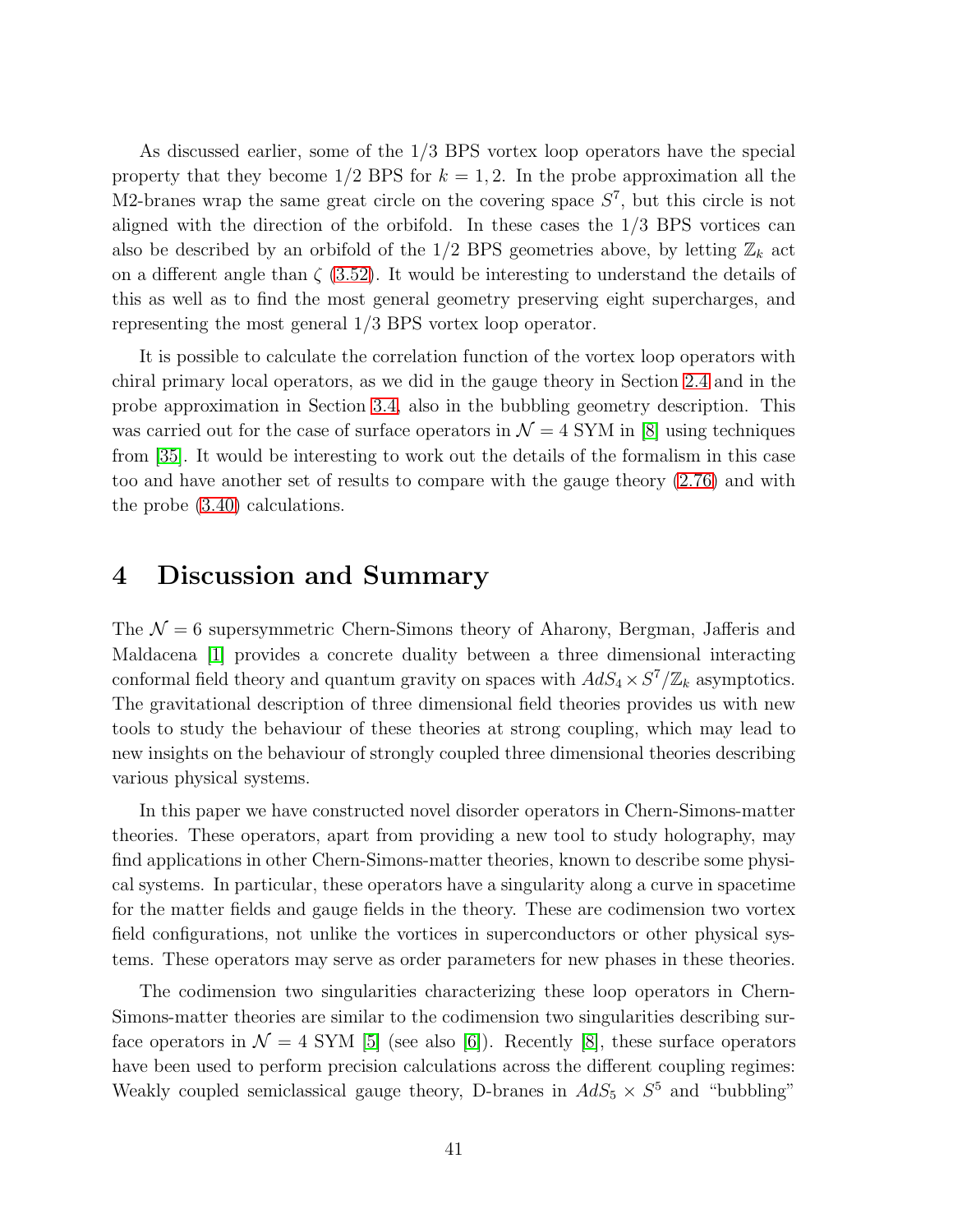As discussed earlier, some of the 1/3 BPS vortex loop operators have the special property that they become 1/2 BPS for $k = 1, 2$. In the probe approximation all the M2-branes wrap the same great circle on the covering space $S^7$, but this circle is not aligned with the direction of the orbifold. In these cases the 1/3 BPS vortices can also be described by an orbifold of the 1/2 BPS geometries above, by letting $\mathbb{Z}_k$ act on a different angle than $\zeta$ (3.52). It would be interesting to understand the details of this as well as to find the most general geometry preserving eight supercharges, and representing the most general 1/3 BPS vortex loop operator.

It is possible to calculate the correlation function of the vortex loop operators with chiral primary local operators, as we did in the gauge theory in Section 2.4 and in the probe approximation in Section 3.4, also in the bubbling geometry description. This was carried out for the case of surface operators in $\mathcal{N} = 4$ SYM in [8] using techniques from [35]. It would be interesting to work out the details of the formalism in this case too and have another set of results to compare with the gauge theory (2.76) and with the probe (3.40) calculations.

# 4 Discussion and Summary

The $\mathcal{N} = 6$ supersymmetric Chern-Simons theory of Aharony, Bergman, Jafferis and Maldacena [1] provides a concrete duality between a three dimensional interacting conformal field theory and quantum gravity on spaces with $AdS_4 \times S^7/\mathbb{Z}_k$ asymptotics. The gravitational description of three dimensional field theories provides us with new tools to study the behaviour of these theories at strong coupling, which may lead to new insights on the behaviour of strongly coupled three dimensional theories describing various physical systems.

In this paper we have constructed novel disorder operators in Chern-Simons-matter theories. These operators, apart from providing a new tool to study holography, may find applications in other Chern-Simons-matter theories, known to describe some physical systems. In particular, these operators have a singularity along a curve in spacetime for the matter fields and gauge fields in the theory. These are codimension two vortex field configurations, not unlike the vortices in superconductors or other physical systems. These operators may serve as order parameters for new phases in these theories.

The codimension two singularities characterizing these loop operators in Chern-Simons-matter theories are similar to the codimension two singularities describing surface operators in $\mathcal{N} = 4$ SYM [5] (see also [6]). Recently [8], these surface operators have been used to perform precision calculations across the different coupling regimes: Weakly coupled semiclassical gauge theory, D-branes in $AdS_5 \times S^5$ and "bubbling"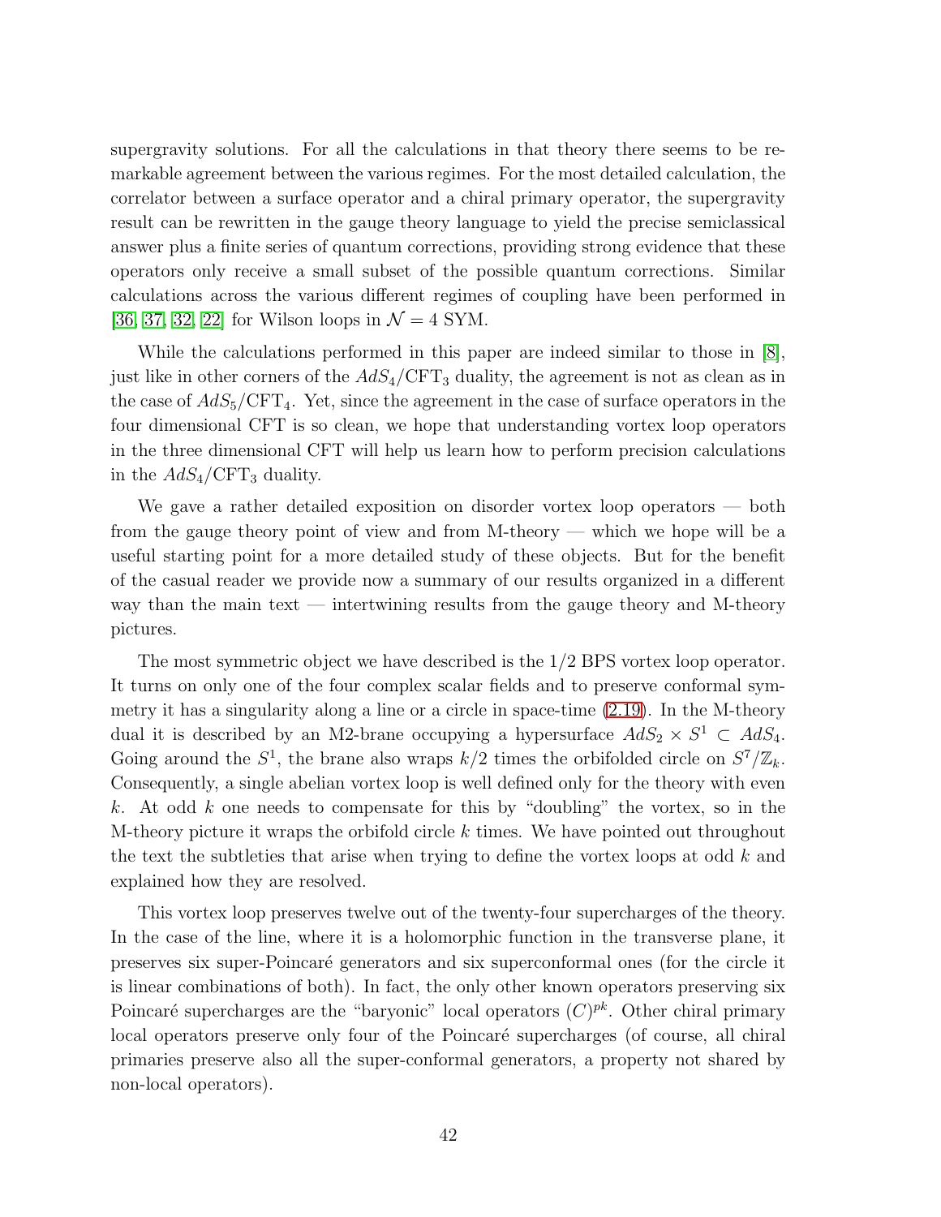supergravity solutions. For all the calculations in that theory there seems to be remarkable agreement between the various regimes. For the most detailed calculation, the correlator between a surface operator and a chiral primary operator, the supergravity result can be rewritten in the gauge theory language to yield the precise semiclassical answer plus a finite series of quantum corrections, providing strong evidence that these operators only receive a small subset of the possible quantum corrections. Similar calculations across the various different regimes of coupling have been performed in [36, 37, 32, 22] for Wilson loops in $\mathcal{N} = 4$ SYM.

While the calculations performed in this paper are indeed similar to those in [8], just like in other corners of the $AdS_4/\mathrm{CFT}_3$ duality, the agreement is not as clean as in the case of $AdS_5/\mathrm{CFT}_4$. Yet, since the agreement in the case of surface operators in the four dimensional CFT is so clean, we hope that understanding vortex loop operators in the three dimensional CFT will help us learn how to perform precision calculations in the $AdS_4/\mathrm{CFT}_3$ duality.

We gave a rather detailed exposition on disorder vortex loop operators — both from the gauge theory point of view and from M-theory — which we hope will be a useful starting point for a more detailed study of these objects. But for the benefit of the casual reader we provide now a summary of our results organized in a different way than the main text — intertwining results from the gauge theory and M-theory pictures.

The most symmetric object we have described is the 1/2 BPS vortex loop operator. It turns on only one of the four complex scalar fields and to preserve conformal symmetry it has a singularity along a line or a circle in space-time (2.19). In the M-theory dual it is described by an M2-brane occupying a hypersurface $AdS_2 \times S^1 \subset AdS_4$. Going around the $S^1$, the brane also wraps $k/2$ times the orbifolded circle on $S^7/\mathbb{Z}_k$. Consequently, a single abelian vortex loop is well defined only for the theory with even $k$. At odd $k$ one needs to compensate for this by "doubling" the vortex, so in the M-theory picture it wraps the orbifold circle $k$ times. We have pointed out throughout the text the subtleties that arise when trying to define the vortex loops at odd $k$ and explained how they are resolved.

This vortex loop preserves twelve out of the twenty-four supercharges of the theory. In the case of the line, where it is a holomorphic function in the transverse plane, it preserves six super-Poincaré generators and six superconformal ones (for the circle it is linear combinations of both). In fact, the only other known operators preserving six Poincaré supercharges are the "baryonic" local operators $(C)^{pk}$. Other chiral primary local operators preserve only four of the Poincaré supercharges (of course, all chiral primaries preserve also all the super-conformal generators, a property not shared by non-local operators).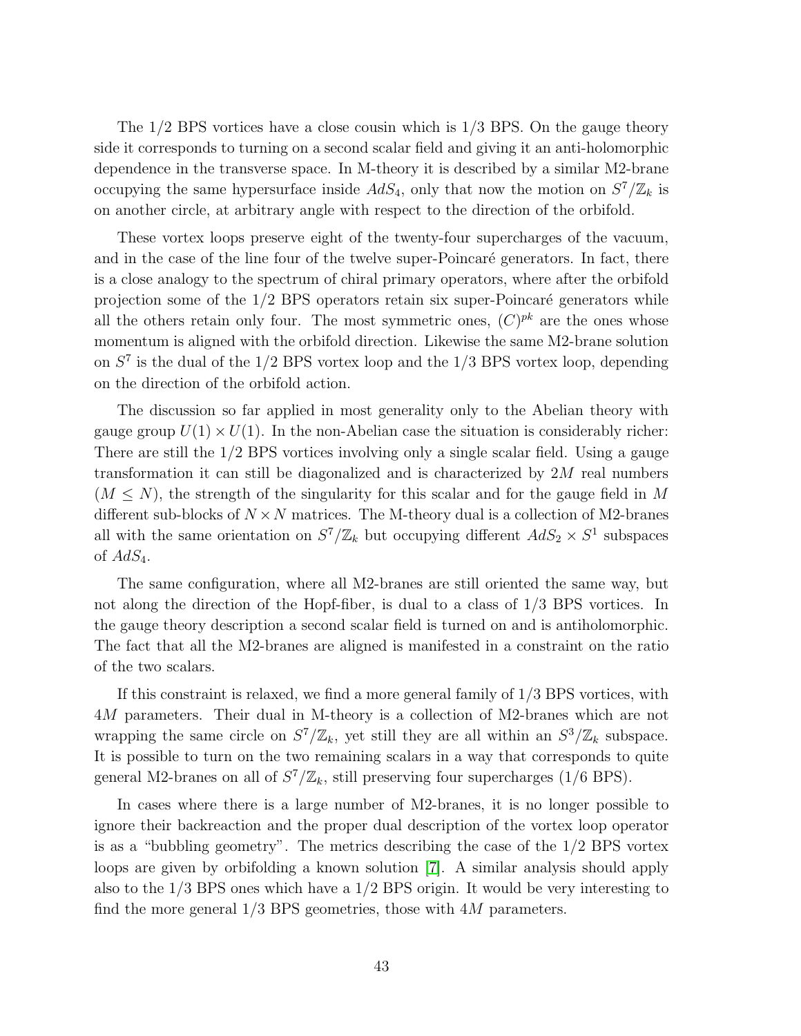The 1/2 BPS vortices have a close cousin which is 1/3 BPS. On the gauge theory side it corresponds to turning on a second scalar field and giving it an anti-holomorphic dependence in the transverse space. In M-theory it is described by a similar M2-brane occupying the same hypersurface inside $AdS_4$, only that now the motion on $S^7/\mathbb{Z}_k$ is on another circle, at arbitrary angle with respect to the direction of the orbifold.

These vortex loops preserve eight of the twenty-four supercharges of the vacuum, and in the case of the line four of the twelve super-Poincaré generators. In fact, there is a close analogy to the spectrum of chiral primary operators, where after the orbifold projection some of the 1/2 BPS operators retain six super-Poincaré generators while all the others retain only four. The most symmetric ones, $(C)^{pk}$ are the ones whose momentum is aligned with the orbifold direction. Likewise the same M2-brane solution on $S^7$ is the dual of the 1/2 BPS vortex loop and the 1/3 BPS vortex loop, depending on the direction of the orbifold action.

The discussion so far applied in most generality only to the Abelian theory with gauge group $U(1) \times U(1)$. In the non-Abelian case the situation is considerably richer: There are still the 1/2 BPS vortices involving only a single scalar field. Using a gauge transformation it can still be diagonalized and is characterized by $2M$ real numbers ($M \leq N$), the strength of the singularity for this scalar and for the gauge field in $M$ different sub-blocks of $N \times N$ matrices. The M-theory dual is a collection of M2-branes all with the same orientation on $S^7/\mathbb{Z}_k$ but occupying different $AdS_2 \times S^1$ subspaces of $AdS_4$.

The same configuration, where all M2-branes are still oriented the same way, but not along the direction of the Hopf-fiber, is dual to a class of 1/3 BPS vortices. In the gauge theory description a second scalar field is turned on and is antiholomorphic. The fact that all the M2-branes are aligned is manifested in a constraint on the ratio of the two scalars.

If this constraint is relaxed, we find a more general family of 1/3 BPS vortices, with $4M$ parameters. Their dual in M-theory is a collection of M2-branes which are not wrapping the same circle on $S^7/\mathbb{Z}_k$, yet still they are all within an $S^3/\mathbb{Z}_k$ subspace. It is possible to turn on the two remaining scalars in a way that corresponds to quite general M2-branes on all of $S^7/\mathbb{Z}_k$, still preserving four supercharges (1/6 BPS).

In cases where there is a large number of M2-branes, it is no longer possible to ignore their backreaction and the proper dual description of the vortex loop operator is as a "bubbling geometry". The metrics describing the case of the 1/2 BPS vortex loops are given by orbifolding a known solution [7]. A similar analysis should apply also to the 1/3 BPS ones which have a 1/2 BPS origin. It would be very interesting to find the more general 1/3 BPS geometries, those with $4M$ parameters.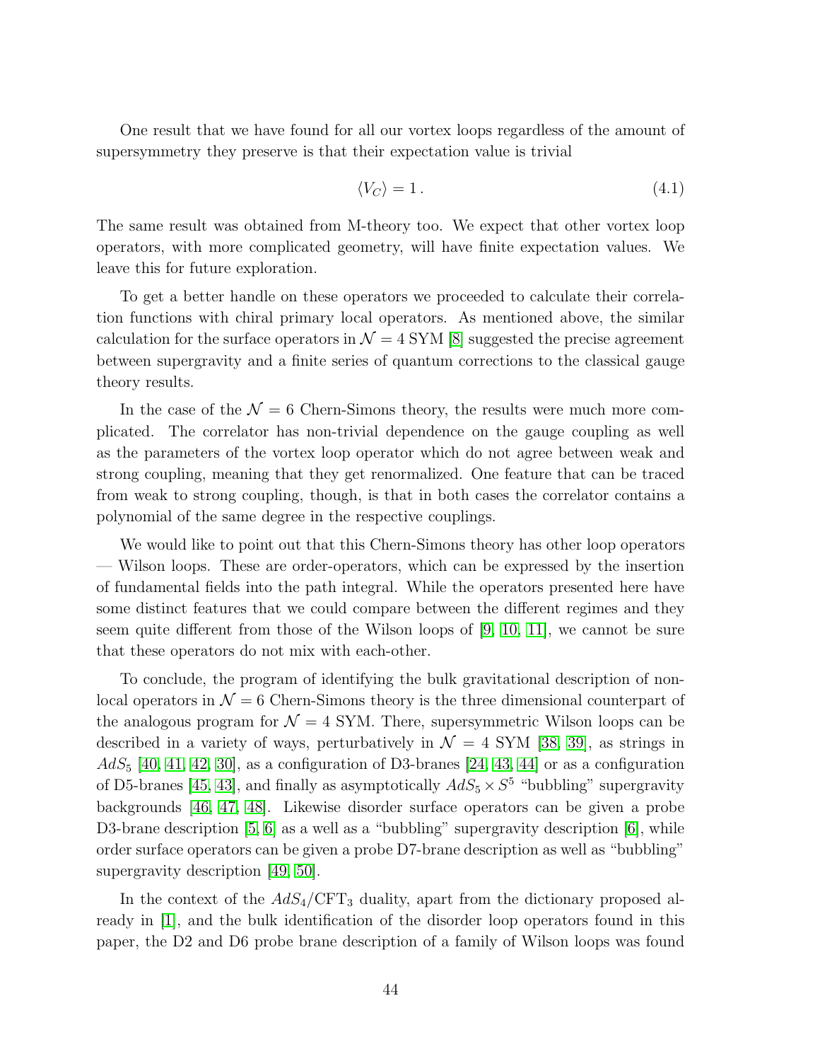One result that we have found for all our vortex loops regardless of the amount of supersymmetry they preserve is that their expectation value is trivial

$$\langle V_C \rangle = 1\,. \tag{4.1}$$

The same result was obtained from M-theory too. We expect that other vortex loop operators, with more complicated geometry, will have finite expectation values. We leave this for future exploration.

To get a better handle on these operators we proceeded to calculate their correlation functions with chiral primary local operators. As mentioned above, the similar calculation for the surface operators in $\mathcal{N} = 4$ SYM [8] suggested the precise agreement between supergravity and a finite series of quantum corrections to the classical gauge theory results.

In the case of the $\mathcal{N} = 6$ Chern-Simons theory, the results were much more complicated. The correlator has non-trivial dependence on the gauge coupling as well as the parameters of the vortex loop operator which do not agree between weak and strong coupling, meaning that they get renormalized. One feature that can be traced from weak to strong coupling, though, is that in both cases the correlator contains a polynomial of the same degree in the respective couplings.

We would like to point out that this Chern-Simons theory has other loop operators — Wilson loops. These are order-operators, which can be expressed by the insertion of fundamental fields into the path integral. While the operators presented here have some distinct features that we could compare between the different regimes and they seem quite different from those of the Wilson loops of [9, 10, 11], we cannot be sure that these operators do not mix with each-other.

To conclude, the program of identifying the bulk gravitational description of non-local operators in $\mathcal{N} = 6$ Chern-Simons theory is the three dimensional counterpart of the analogous program for $\mathcal{N} = 4$ SYM. There, supersymmetric Wilson loops can be described in a variety of ways, perturbatively in $\mathcal{N} = 4$ SYM [38, 39], as strings in $AdS_5$ [40, 41, 42, 30], as a configuration of D3-branes [24, 43, 44] or as a configuration of D5-branes [45, 43], and finally as asymptotically $AdS_5 \times S^5$ "bubbling" supergravity backgrounds [46, 47, 48]. Likewise disorder surface operators can be given a probe D3-brane description [5, 6] as a well as a "bubbling" supergravity description [6], while order surface operators can be given a probe D7-brane description as well as "bubbling" supergravity description [49, 50].

In the context of the $AdS_4/\mathrm{CFT}_3$ duality, apart from the dictionary proposed already in [1], and the bulk identification of the disorder loop operators found in this paper, the D2 and D6 probe brane description of a family of Wilson loops was found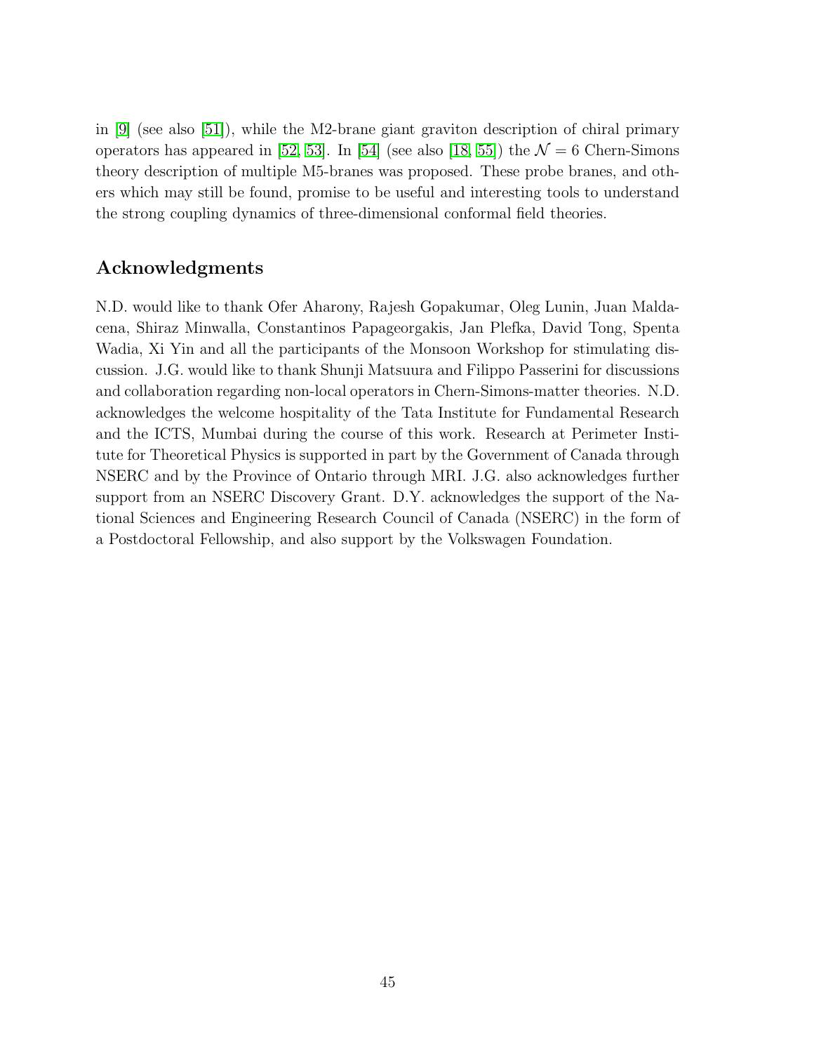in [9] (see also [51]), while the M2-brane giant graviton description of chiral primary operators has appeared in [52, 53]. In [54] (see also [18, 55]) the $\mathcal{N} = 6$ Chern-Simons theory description of multiple M5-branes was proposed. These probe branes, and others which may still be found, promise to be useful and interesting tools to understand the strong coupling dynamics of three-dimensional conformal field theories.

## Acknowledgments

N.D. would like to thank Ofer Aharony, Rajesh Gopakumar, Oleg Lunin, Juan Maldacena, Shiraz Minwalla, Constantinos Papageorgakis, Jan Plefka, David Tong, Spenta Wadia, Xi Yin and all the participants of the Monsoon Workshop for stimulating discussion. J.G. would like to thank Shunji Matsuura and Filippo Passerini for discussions and collaboration regarding non-local operators in Chern-Simons-matter theories. N.D. acknowledges the welcome hospitality of the Tata Institute for Fundamental Research and the ICTS, Mumbai during the course of this work. Research at Perimeter Institute for Theoretical Physics is supported in part by the Government of Canada through NSERC and by the Province of Ontario through MRI. J.G. also acknowledges further support from an NSERC Discovery Grant. D.Y. acknowledges the support of the National Sciences and Engineering Research Council of Canada (NSERC) in the form of a Postdoctoral Fellowship, and also support by the Volkswagen Foundation.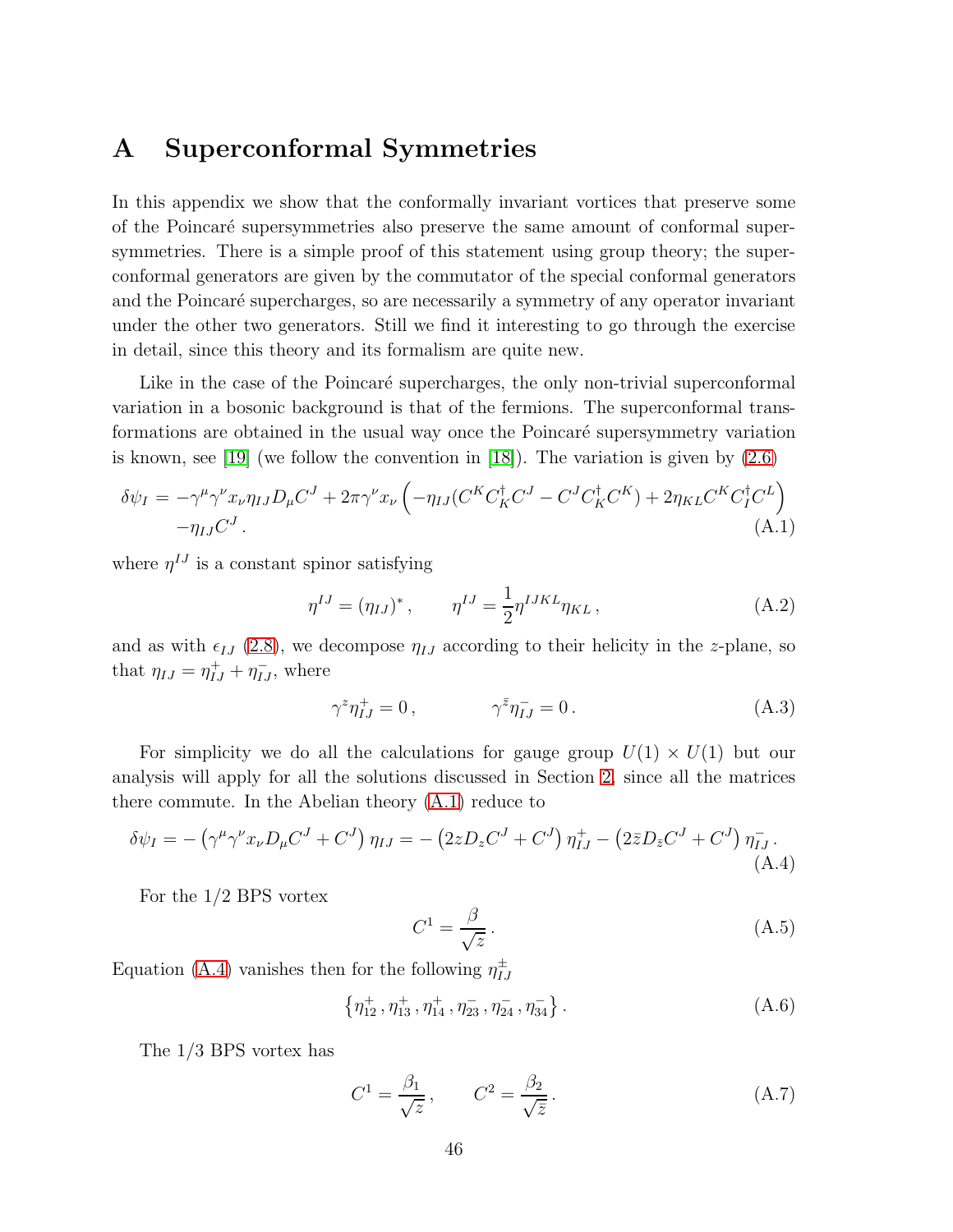# A Superconformal Symmetries

In this appendix we show that the conformally invariant vortices that preserve some of the Poincaré supersymmetries also preserve the same amount of conformal supersymmetries. There is a simple proof of this statement using group theory; the superconformal generators are given by the commutator of the special conformal generators and the Poincaré supercharges, so are necessarily a symmetry of any operator invariant under the other two generators. Still we find it interesting to go through the exercise in detail, since this theory and its formalism are quite new.

Like in the case of the Poincaré supercharges, the only non-trivial superconformal variation in a bosonic background is that of the fermions. The superconformal transformations are obtained in the usual way once the Poincaré supersymmetry variation is known, see [19] (we follow the convention in [18]). The variation is given by (2.6)

$$\delta\psi_I = -\gamma^\mu\gamma^\nu x_\nu \eta_{IJ} D_\mu C^J + 2\pi\gamma^\nu x_\nu \left(-\eta_{IJ}(C^K C^\dagger_K C^J - C^J C^\dagger_K C^K) + 2\eta_{KL} C^K C^\dagger_I C^L\right) \\ -\eta_{IJ} C^J \,. \tag{A.1}$$

where $\eta^{IJ}$ is a constant spinor satisfying

$$\eta^{IJ} = (\eta_{IJ})^* \,, \qquad \eta^{IJ} = \frac{1}{2}\eta^{IJKL}\eta_{KL} \,, \tag{A.2}$$

and as with $\epsilon_{IJ}$ (2.8), we decompose $\eta_{IJ}$ according to their helicity in the $z$-plane, so that $\eta_{IJ} = \eta^+_{IJ} + \eta^-_{IJ}$, where

$$\gamma^z \eta^+_{IJ} = 0 \,, \qquad \gamma^{\bar{z}} \eta^-_{IJ} = 0 \,. \tag{A.3}$$

For simplicity we do all the calculations for gauge group $U(1) \times U(1)$ but our analysis will apply for all the solutions discussed in Section 2, since all the matrices there commute. In the Abelian theory (A.1) reduce to

$$\delta\psi_I = -\left(\gamma^\mu\gamma^\nu x_\nu D_\mu C^J + C^J\right)\eta_{IJ} = -\left(2zD_z C^J + C^J\right)\eta^+_{IJ} - \left(2\bar{z}D_{\bar{z}} C^J + C^J\right)\eta^-_{IJ} \,. \tag{A.4}$$

For the 1/2 BPS vortex

$$C^1 = \frac{\beta}{\sqrt{z}} \,. \tag{A.5}$$

Equation (A.4) vanishes then for the following $\eta^\pm_{IJ}$

$$\left\{\eta^+_{12}\,, \eta^+_{13}\,, \eta^+_{14}\,, \eta^-_{23}\,, \eta^-_{24}\,, \eta^-_{34}\right\} . \tag{A.6}$$

The 1/3 BPS vortex has

$$C^1 = \frac{\beta_1}{\sqrt{z}} \,, \qquad C^2 = \frac{\beta_2}{\sqrt{\bar{z}}} \,. \tag{A.7}$$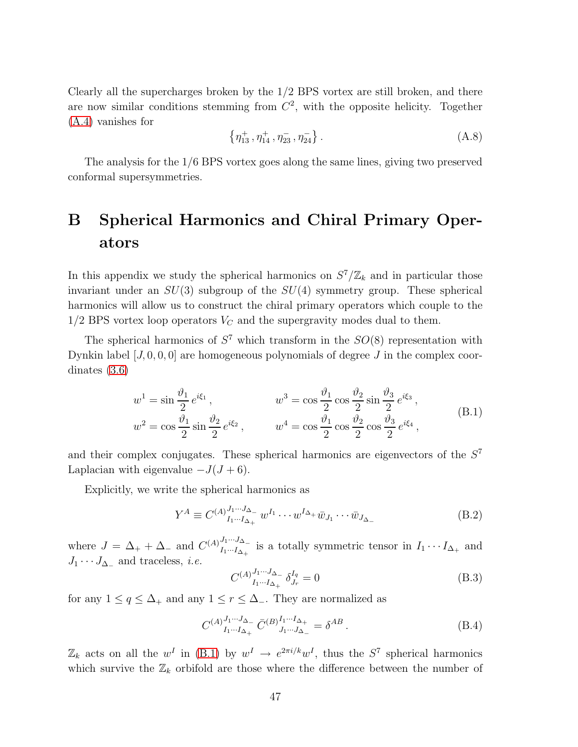Clearly all the supercharges broken by the 1/2 BPS vortex are still broken, and there are now similar conditions stemming from $C^2$, with the opposite helicity. Together (A.4) vanishes for

$$\left\{ \eta^+_{13} \, , \eta^+_{14} \, , \eta^-_{23} \, , \eta^-_{24} \right\} . \tag{A.8}$$

The analysis for the 1/6 BPS vortex goes along the same lines, giving two preserved conformal supersymmetries.

# B Spherical Harmonics and Chiral Primary Operators

In this appendix we study the spherical harmonics on $S^7/\mathbb{Z}_k$ and in particular those invariant under an $SU(3)$ subgroup of the $SU(4)$ symmetry group. These spherical harmonics will allow us to construct the chiral primary operators which couple to the 1/2 BPS vortex loop operators $V_C$ and the supergravity modes dual to them.

The spherical harmonics of $S^7$ which transform in the $SO(8)$ representation with Dynkin label $[J, 0, 0, 0]$ are homogeneous polynomials of degree $J$ in the complex coordinates (3.6)

$$\begin{aligned}
w^1 &= \sin\frac{\vartheta_1}{2}\, e^{i\xi_1} \, , & w^3 &= \cos\frac{\vartheta_1}{2}\cos\frac{\vartheta_2}{2}\sin\frac{\vartheta_3}{2}\, e^{i\xi_3} \, , \\
w^2 &= \cos\frac{\vartheta_1}{2}\sin\frac{\vartheta_2}{2}\, e^{i\xi_2} \, , & w^4 &= \cos\frac{\vartheta_1}{2}\cos\frac{\vartheta_2}{2}\cos\frac{\vartheta_3}{2}\, e^{i\xi_4} \, ,
\end{aligned} \tag{B.1}$$

and their complex conjugates. These spherical harmonics are eigenvectors of the $S^7$ Laplacian with eigenvalue $-J(J+6)$.

Explicitly, we write the spherical harmonics as

$$Y^A \equiv C^{(A)}{}^{J_1 \cdots J_{\Delta_-}}_{I_1 \cdots I_{\Delta_+}}\, w^{I_1} \cdots w^{I_{\Delta_+}} \bar{w}_{J_1} \cdots \bar{w}_{J_{\Delta_-}} \tag{B.2}$$

where $J = \Delta_+ + \Delta_-$ and $C^{(A)}{}^{J_1 \cdots J_{\Delta_-}}_{I_1 \cdots I_{\Delta_+}}$ is a totally symmetric tensor in $I_1 \cdots I_{\Delta_+}$ and $J_1 \cdots J_{\Delta_-}$ and traceless, *i.e.*

$$C^{(A)}{}^{J_1 \cdots J_{\Delta_-}}_{I_1 \cdots I_{\Delta_+}}\, \delta^{I_q}_{J_r} = 0 \tag{B.3}$$

for any $1 \leq q \leq \Delta_+$ and any $1 \leq r \leq \Delta_-$. They are normalized as

$$C^{(A)}{}^{J_1 \cdots J_{\Delta_-}}_{I_1 \cdots I_{\Delta_+}}\, \bar{C}^{(B)}{}^{I_1 \cdots I_{\Delta_+}}_{J_1 \cdots J_{\Delta_-}} = \delta^{AB} \, . \tag{B.4}$$

$\mathbb{Z}_k$ acts on all the $w^I$ in (B.1) by $w^I \to e^{2\pi i/k} w^I$, thus the $S^7$ spherical harmonics which survive the $\mathbb{Z}_k$ orbifold are those where the difference between the number of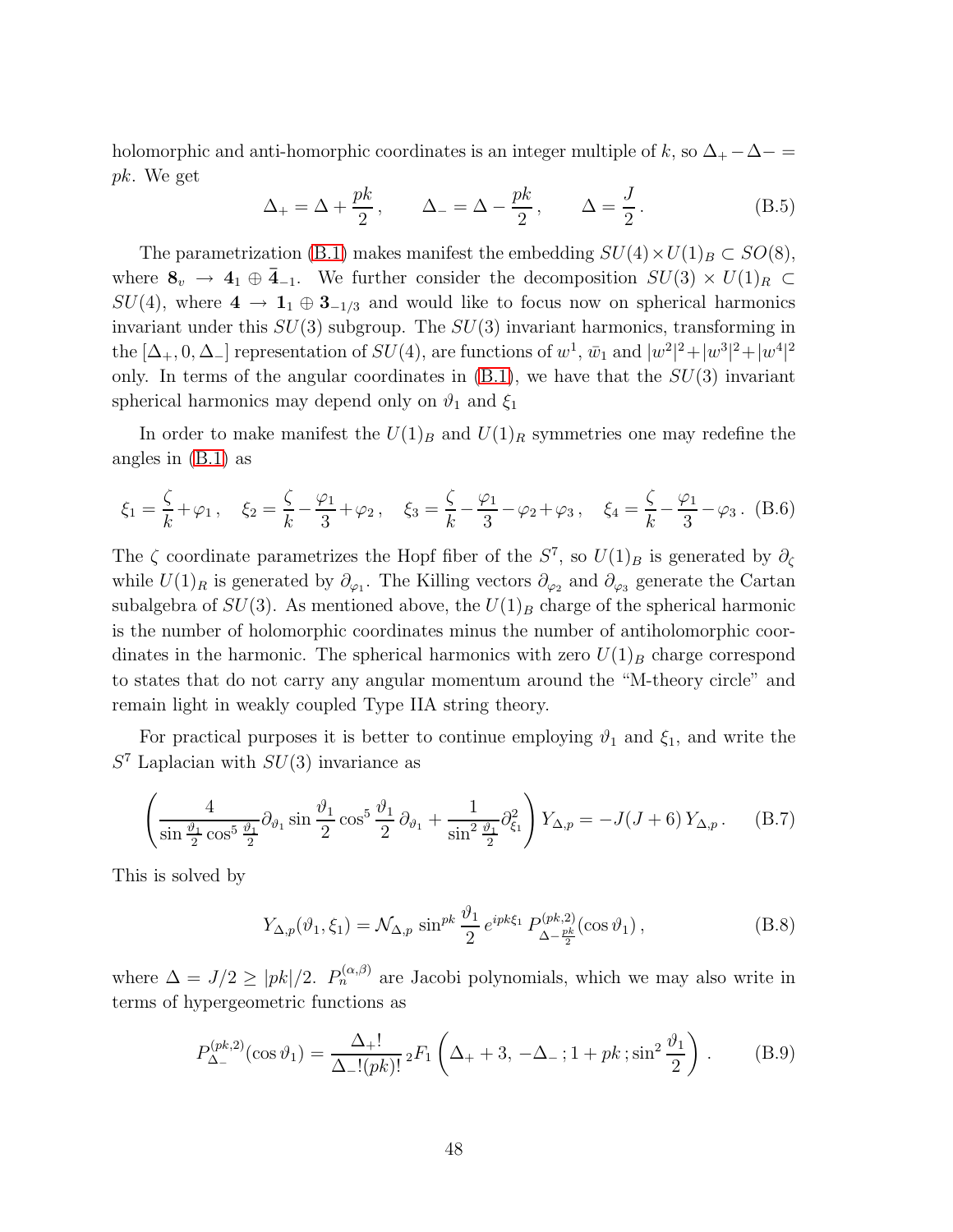holomorphic and anti-homorphic coordinates is an integer multiple of $k$, so $\Delta_+ - \Delta - = pk$. We get

$$\Delta_+ = \Delta + \frac{pk}{2}\,, \qquad \Delta_- = \Delta - \frac{pk}{2}\,, \qquad \Delta = \frac{J}{2}\,. \tag{B.5}$$

The parametrization (B.1) makes manifest the embedding $SU(4) \times U(1)_B \subset SO(8)$, where $\mathbf{8}_v \to \mathbf{4}_1 \oplus \bar{\mathbf{4}}_{-1}$. We further consider the decomposition $SU(3) \times U(1)_R \subset SU(4)$, where $\mathbf{4} \to \mathbf{1}_1 \oplus \mathbf{3}_{-1/3}$ and would like to focus now on spherical harmonics invariant under this $SU(3)$ subgroup. The $SU(3)$ invariant harmonics, transforming in the $[\Delta_+, 0, \Delta_-]$ representation of $SU(4)$, are functions of $w^1$, $\bar{w}_1$ and $|w^2|^2 + |w^3|^2 + |w^4|^2$ only. In terms of the angular coordinates in (B.1), we have that the $SU(3)$ invariant spherical harmonics may depend only on $\vartheta_1$ and $\xi_1$

In order to make manifest the $U(1)_B$ and $U(1)_R$ symmetries one may redefine the angles in (B.1) as

$$\xi_1 = \frac{\zeta}{k} + \varphi_1\,, \quad \xi_2 = \frac{\zeta}{k} - \frac{\varphi_1}{3} + \varphi_2\,, \quad \xi_3 = \frac{\zeta}{k} - \frac{\varphi_1}{3} - \varphi_2 + \varphi_3\,, \quad \xi_4 = \frac{\zeta}{k} - \frac{\varphi_1}{3} - \varphi_3\,. \tag{B.6}$$

The $\zeta$ coordinate parametrizes the Hopf fiber of the $S^7$, so $U(1)_B$ is generated by $\partial_\zeta$ while $U(1)_R$ is generated by $\partial_{\varphi_1}$. The Killing vectors $\partial_{\varphi_2}$ and $\partial_{\varphi_3}$ generate the Cartan subalgebra of $SU(3)$. As mentioned above, the $U(1)_B$ charge of the spherical harmonic is the number of holomorphic coordinates minus the number of antiholomorphic coordinates in the harmonic. The spherical harmonics with zero $U(1)_B$ charge correspond to states that do not carry any angular momentum around the "M-theory circle" and remain light in weakly coupled Type IIA string theory.

For practical purposes it is better to continue employing $\vartheta_1$ and $\xi_1$, and write the $S^7$ Laplacian with $SU(3)$ invariance as

$$\left( \frac{4}{\sin\frac{\vartheta_1}{2}\cos^5\frac{\vartheta_1}{2}} \partial_{\vartheta_1} \sin\frac{\vartheta_1}{2}\cos^5\frac{\vartheta_1}{2}\,\partial_{\vartheta_1} + \frac{1}{\sin^2\frac{\vartheta_1}{2}} \partial^2_{\xi_1} \right) Y_{\Delta,p} = -J(J+6)\, Y_{\Delta,p}\,. \tag{B.7}$$

This is solved by

$$Y_{\Delta,p}(\vartheta_1, \xi_1) = \mathcal{N}_{\Delta,p} \sin^{pk}\frac{\vartheta_1}{2}\, e^{ipk\xi_1}\, P^{(pk,2)}_{\Delta - \frac{pk}{2}}(\cos\vartheta_1)\,, \tag{B.8}$$

where $\Delta = J/2 \geq |pk|/2$. $P^{(\alpha,\beta)}_n$ are Jacobi polynomials, which we may also write in terms of hypergeometric functions as

$$P^{(pk,2)}_{\Delta_-}(\cos\vartheta_1) = \frac{\Delta_+!}{\Delta_-!(pk)!}\, {}_2F_1\left(\Delta_+ + 3,\, -\Delta_-\,; 1 + pk\,; \sin^2\frac{\vartheta_1}{2}\right)\,. \tag{B.9}$$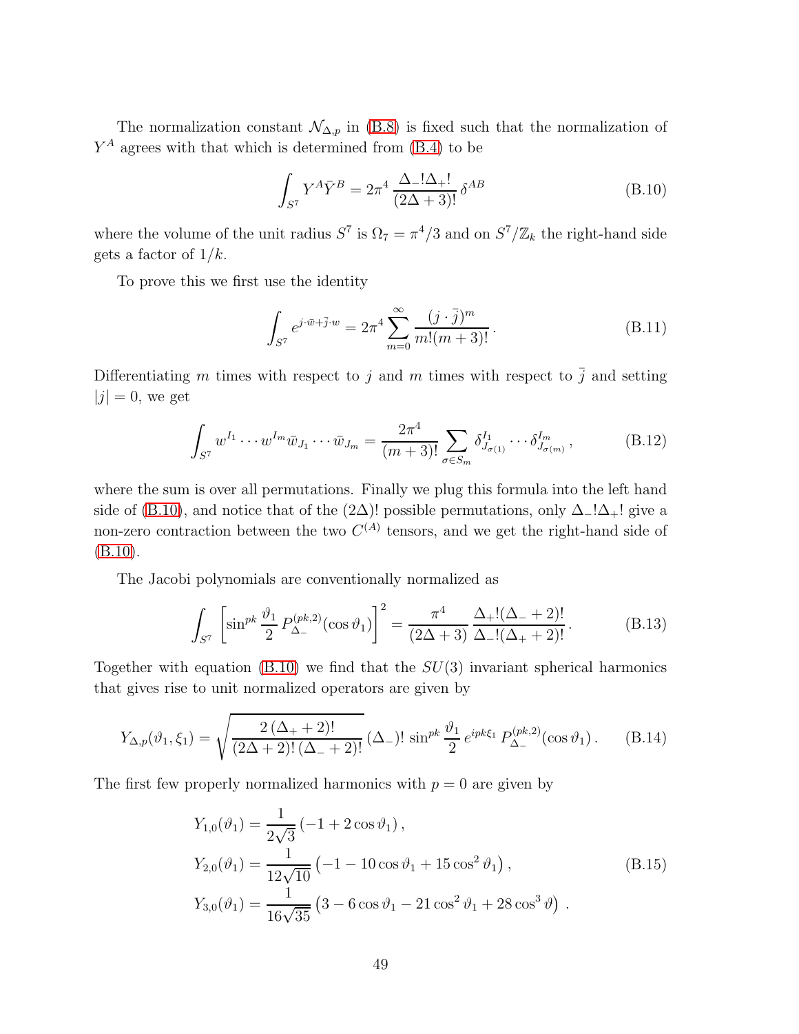The normalization constant $\mathcal{N}_{\Delta,p}$ in (B.8) is fixed such that the normalization of $Y^A$ agrees with that which is determined from (B.4) to be

$$\int_{S^7} Y^A \bar{Y}^B = 2\pi^4 \, \frac{\Delta_-!\Delta_+!}{(2\Delta+3)!} \, \delta^{AB} \tag{B.10}$$

where the volume of the unit radius $S^7$ is $\Omega_7 = \pi^4/3$ and on $S^7/\mathbb{Z}_k$ the right-hand side gets a factor of $1/k$.

To prove this we first use the identity

$$\int_{S^7} e^{j\cdot\bar{w}+\bar{j}\cdot w} = 2\pi^4 \sum_{m=0}^{\infty} \frac{(j\cdot\bar{j})^m}{m!(m+3)!} \,. \tag{B.11}$$

Differentiating $m$ times with respect to $j$ and $m$ times with respect to $\bar{j}$ and setting $|j| = 0$, we get

$$\int_{S^7} w^{I_1} \cdots w^{I_m} \bar{w}_{J_1} \cdots \bar{w}_{J_m} = \frac{2\pi^4}{(m+3)!} \sum_{\sigma \in S_m} \delta^{I_1}_{J_{\sigma(1)}} \cdots \delta^{I_m}_{J_{\sigma(m)}} \,, \tag{B.12}$$

where the sum is over all permutations. Finally we plug this formula into the left hand side of (B.10), and notice that of the $(2\Delta)!$ possible permutations, only $\Delta_-!\Delta_+!$ give a non-zero contraction between the two $C^{(A)}$ tensors, and we get the right-hand side of (B.10).

The Jacobi polynomials are conventionally normalized as

$$\int_{S^7} \left[\sin^{pk}\frac{\vartheta_1}{2}\, P^{(pk,2)}_{\Delta_-}(\cos\vartheta_1)\right]^2 = \frac{\pi^4}{(2\Delta+3)} \, \frac{\Delta_+!(\Delta_-+2)!}{\Delta_-!(\Delta_++2)!} \,. \tag{B.13}$$

Together with equation (B.10) we find that the $SU(3)$ invariant spherical harmonics that gives rise to unit normalized operators are given by

$$Y_{\Delta,p}(\vartheta_1,\xi_1) = \sqrt{\frac{2\,(\Delta_++2)!}{(2\Delta+2)!\,(\Delta_-+2)!}}\,(\Delta_-)!\,\sin^{pk}\frac{\vartheta_1}{2}\, e^{ipk\xi_1}\, P^{(pk,2)}_{\Delta_-}(\cos\vartheta_1) \,. \tag{B.14}$$

The first few properly normalized harmonics with $p = 0$ are given by

$$\begin{aligned}
Y_{1,0}(\vartheta_1) &= \frac{1}{2\sqrt{3}}\left(-1 + 2\cos\vartheta_1\right) , \\
Y_{2,0}(\vartheta_1) &= \frac{1}{12\sqrt{10}}\left(-1 - 10\cos\vartheta_1 + 15\cos^2\vartheta_1\right) , \\
Y_{3,0}(\vartheta_1) &= \frac{1}{16\sqrt{35}}\left(3 - 6\cos\vartheta_1 - 21\cos^2\vartheta_1 + 28\cos^3\vartheta\right) .
\end{aligned} \tag{B.15}$$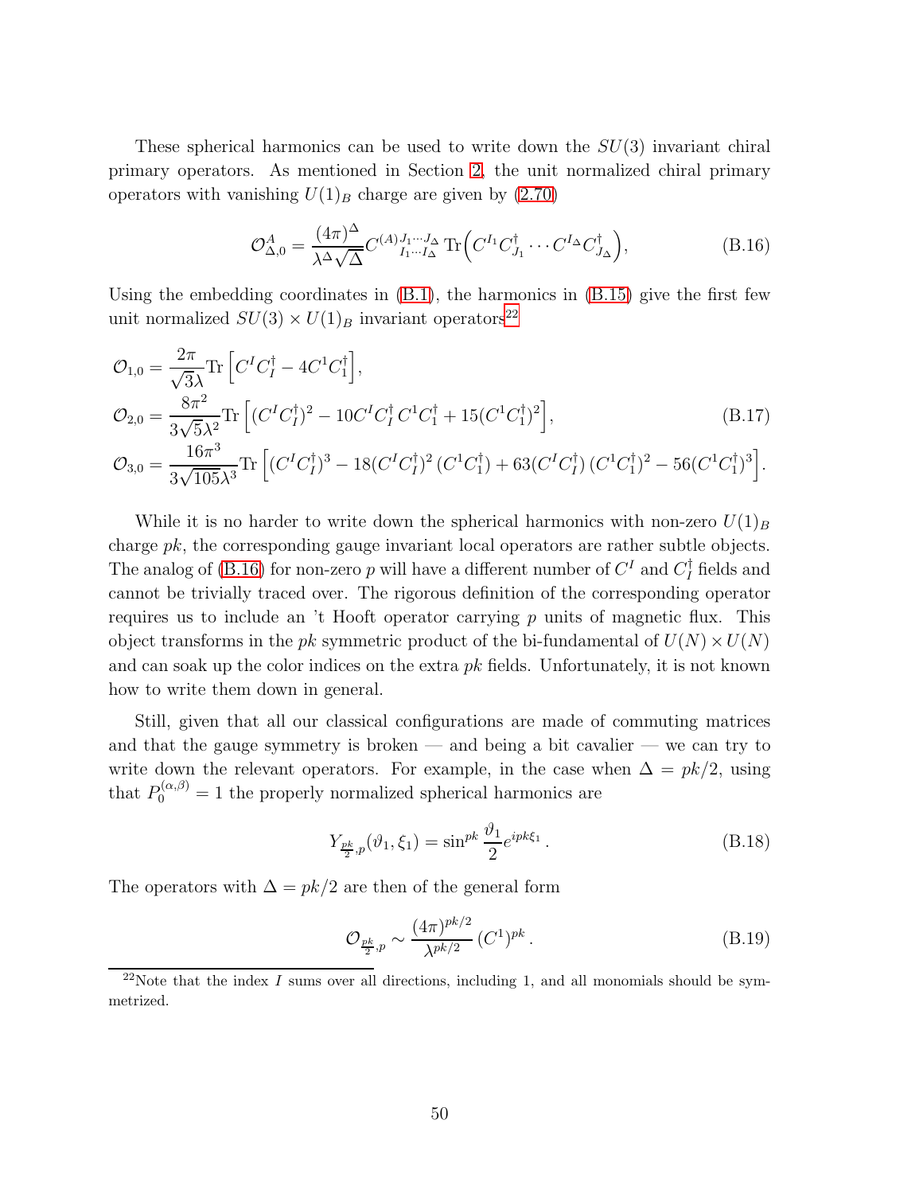These spherical harmonics can be used to write down the $SU(3)$ invariant chiral primary operators. As mentioned in Section 2, the unit normalized chiral primary operators with vanishing $U(1)_B$ charge are given by (2.70)

$$\mathcal{O}^A_{\Delta,0} = \frac{(4\pi)^\Delta}{\lambda^\Delta\sqrt{\Delta}} C^{(A)J_1\cdots J_\Delta}_{\phantom{(A)}I_1\cdots I_\Delta}\,\mathrm{Tr}\Big(C^{I_1}C^\dagger_{J_1}\cdots C^{I_\Delta}C^\dagger_{J_\Delta}\Big), \tag{B.16}$$

Using the embedding coordinates in (B.1), the harmonics in (B.15) give the first few unit normalized $SU(3)\times U(1)_B$ invariant operators[22]

$$\begin{aligned}
\mathcal{O}_{1,0} &= \frac{2\pi}{\sqrt{3}\lambda}\mathrm{Tr}\left[C^I C^\dagger_I - 4C^1C^\dagger_1\right],\\
\mathcal{O}_{2,0} &= \frac{8\pi^2}{3\sqrt{5}\lambda^2}\mathrm{Tr}\left[(C^IC^\dagger_I)^2 - 10C^IC^\dagger_I\,C^1C^\dagger_1 + 15(C^1C^\dagger_1)^2\right],\\
\mathcal{O}_{3,0} &= \frac{16\pi^3}{3\sqrt{105}\lambda^3}\mathrm{Tr}\left[(C^IC^\dagger_I)^3 - 18(C^IC^\dagger_I)^2\,(C^1C^\dagger_1) + 63(C^IC^\dagger_I)\,(C^1C^\dagger_1)^2 - 56(C^1C^\dagger_1)^3\right].
\end{aligned} \tag{B.17}$$

While it is no harder to write down the spherical harmonics with non-zero $U(1)_B$ charge $pk$, the corresponding gauge invariant local operators are rather subtle objects. The analog of (B.16) for non-zero $p$ will have a different number of $C^I$ and $C^\dagger_I$ fields and cannot be trivially traced over. The rigorous definition of the corresponding operator requires us to include an 't Hooft operator carrying $p$ units of magnetic flux. This object transforms in the $pk$ symmetric product of the bi-fundamental of $U(N)\times U(N)$ and can soak up the color indices on the extra $pk$ fields. Unfortunately, it is not known how to write them down in general.

Still, given that all our classical configurations are made of commuting matrices and that the gauge symmetry is broken — and being a bit cavalier — we can try to write down the relevant operators. For example, in the case when $\Delta = pk/2$, using that $P_0^{(\alpha,\beta)} = 1$ the properly normalized spherical harmonics are

$$Y_{\frac{pk}{2},p}(\vartheta_1,\xi_1) = \sin^{pk}\frac{\vartheta_1}{2}e^{ipk\xi_1}\,. \tag{B.18}$$

The operators with $\Delta = pk/2$ are then of the general form

$$\mathcal{O}_{\frac{pk}{2},p} \sim \frac{(4\pi)^{pk/2}}{\lambda^{pk/2}}\,(C^1)^{pk}\,. \tag{B.19}$$

[22] Note that the index $I$ sums over all directions, including 1, and all monomials should be symmetrized.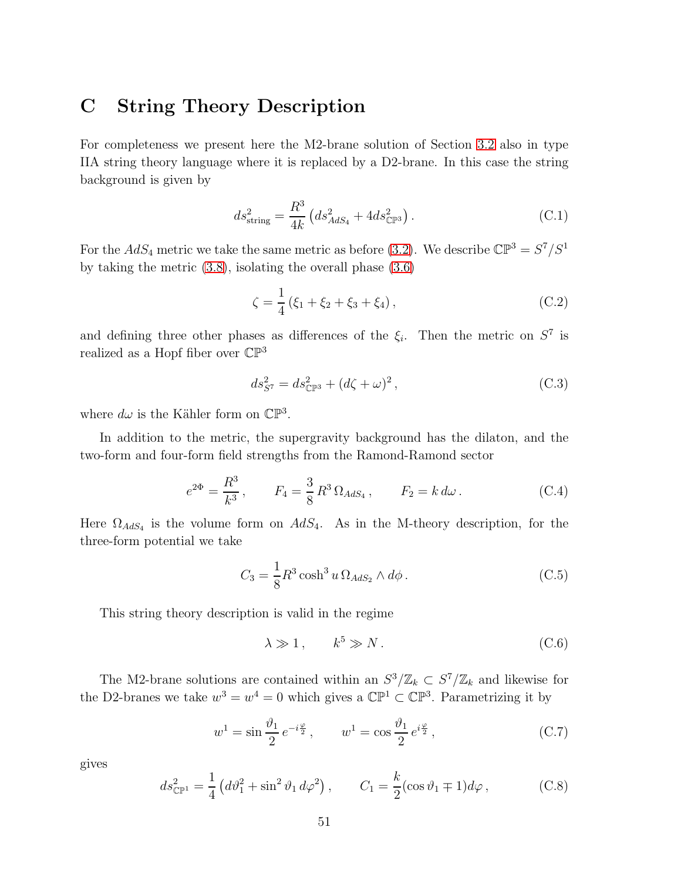# C String Theory Description

For completeness we present here the M2-brane solution of Section 3.2 also in type IIA string theory language where it is replaced by a D2-brane. In this case the string background is given by

$$ds^2_{\text{string}} = \frac{R^3}{4k}\left(ds^2_{AdS_4} + 4ds^2_{\mathbb{CP}^3}\right). \tag{C.1}$$

For the $AdS_4$ metric we take the same metric as before (3.2). We describe $\mathbb{CP}^3 = S^7/S^1$ by taking the metric (3.8), isolating the overall phase (3.6)

$$\zeta = \frac{1}{4}\left(\xi_1 + \xi_2 + \xi_3 + \xi_4\right), \tag{C.2}$$

and defining three other phases as differences of the $\xi_i$. Then the metric on $S^7$ is realized as a Hopf fiber over $\mathbb{CP}^3$

$$ds^2_{S^7} = ds^2_{\mathbb{CP}^3} + (d\zeta + \omega)^2, \tag{C.3}$$

where $d\omega$ is the Kähler form on $\mathbb{CP}^3$.

In addition to the metric, the supergravity background has the dilaton, and the two-form and four-form field strengths from the Ramond-Ramond sector

$$e^{2\Phi} = \frac{R^3}{k^3}, \qquad F_4 = \frac{3}{8}\,R^3\,\Omega_{AdS_4}, \qquad F_2 = k\,d\omega. \tag{C.4}$$

Here $\Omega_{AdS_4}$ is the volume form on $AdS_4$. As in the M-theory description, for the three-form potential we take

$$C_3 = \frac{1}{8}R^3\cosh^3 u\,\Omega_{AdS_2}\wedge d\phi. \tag{C.5}$$

This string theory description is valid in the regime

$$\lambda \gg 1, \qquad k^5 \gg N. \tag{C.6}$$

The M2-brane solutions are contained within an $S^3/\mathbb{Z}_k \subset S^7/\mathbb{Z}_k$ and likewise for the D2-branes we take $w^3 = w^4 = 0$ which gives a $\mathbb{CP}^1 \subset \mathbb{CP}^3$. Parametrizing it by

$$w^1 = \sin\frac{\vartheta_1}{2}\,e^{-i\frac{\varphi}{2}}, \qquad w^1 = \cos\frac{\vartheta_1}{2}\,e^{i\frac{\varphi}{2}}, \tag{C.7}$$

gives

$$ds^2_{\mathbb{CP}^1} = \frac{1}{4}\left(d\vartheta_1^2 + \sin^2\vartheta_1\,d\varphi^2\right), \qquad C_1 = \frac{k}{2}(\cos\vartheta_1 \mp 1)d\varphi, \tag{C.8}$$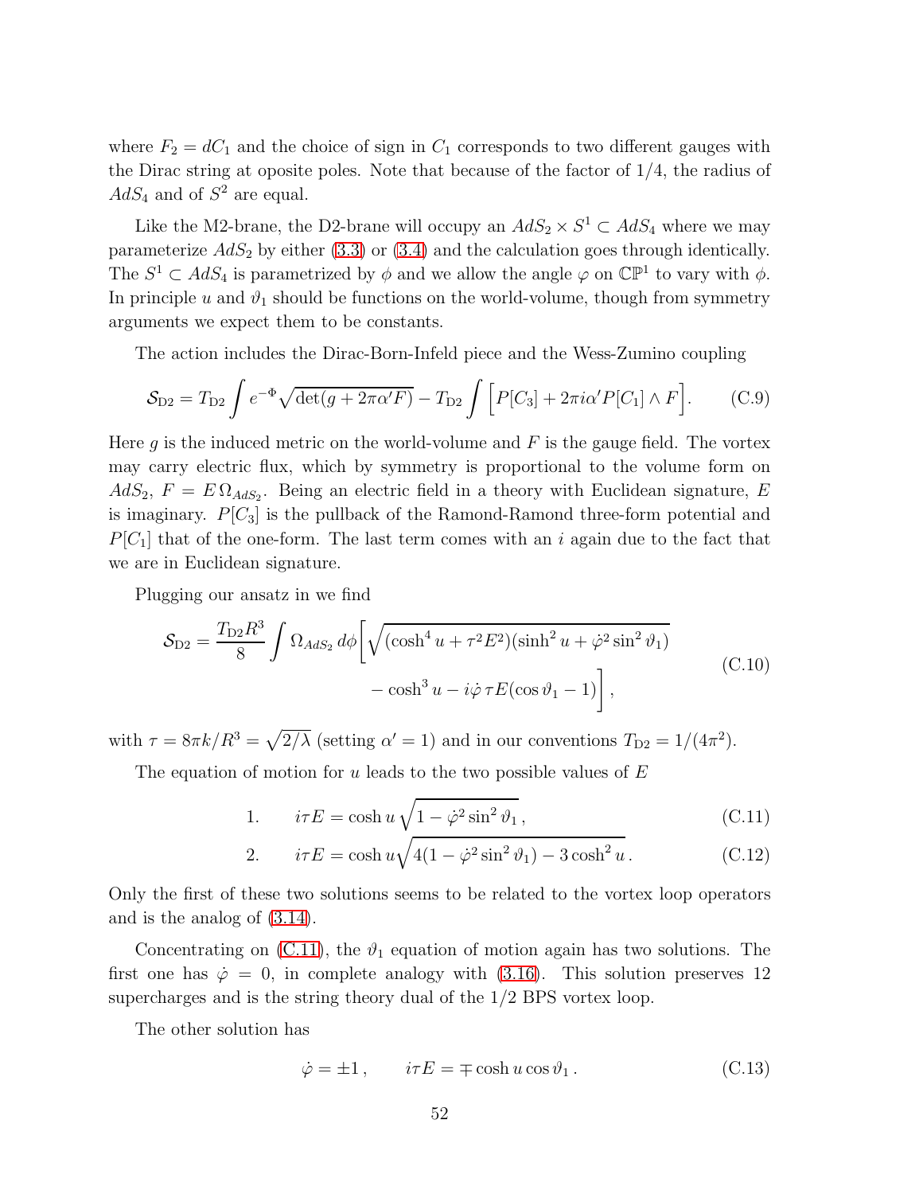where $F_2 = dC_1$ and the choice of sign in $C_1$ corresponds to two different gauges with the Dirac string at oposite poles. Note that because of the factor of 1/4, the radius of $AdS_4$ and of $S^2$ are equal.

Like the M2-brane, the D2-brane will occupy an $AdS_2 \times S^1 \subset AdS_4$ where we may parameterize $AdS_2$ by either (3.3) or (3.4) and the calculation goes through identically. The $S^1 \subset AdS_4$ is parametrized by $\phi$ and we allow the angle $\varphi$ on $\mathbb{CP}^1$ to vary with $\phi$. In principle $u$ and $\vartheta_1$ should be functions on the world-volume, though from symmetry arguments we expect them to be constants.

The action includes the Dirac-Born-Infeld piece and the Wess-Zumino coupling

$$\mathcal{S}_{\rm D2} = T_{\rm D2} \int e^{-\Phi} \sqrt{\det(g + 2\pi\alpha' F)} - T_{\rm D2} \int \Big[ P[C_3] + 2\pi i \alpha' P[C_1] \wedge F \Big]. \tag{C.9}$$

Here $g$ is the induced metric on the world-volume and $F$ is the gauge field. The vortex may carry electric flux, which by symmetry is proportional to the volume form on $AdS_2$, $F = E\, \Omega_{AdS_2}$. Being an electric field in a theory with Euclidean signature, $E$ is imaginary. $P[C_3]$ is the pullback of the Ramond-Ramond three-form potential and $P[C_1]$ that of the one-form. The last term comes with an $i$ again due to the fact that we are in Euclidean signature.

Plugging our ansatz in we find

$$\begin{aligned} \mathcal{S}_{\rm D2} = \frac{T_{\rm D2} R^3}{8} \int \Omega_{AdS_2}\, d\phi \bigg[ & \sqrt{(\cosh^4 u + \tau^2 E^2)(\sinh^2 u + \dot\varphi^2 \sin^2 \vartheta_1)} \\ & - \cosh^3 u - i \dot\varphi\, \tau E (\cos\vartheta_1 - 1) \bigg] , \end{aligned} \tag{C.10}$$

with $\tau = 8\pi k / R^3 = \sqrt{2/\lambda}$ (setting $\alpha' = 1$) and in our conventions $T_{\rm D2} = 1/(4\pi^2)$.

The equation of motion for $u$ leads to the two possible values of $E$

$$1. \qquad i\tau E = \cosh u \sqrt{1 - \dot\varphi^2 \sin^2 \vartheta_1}\,, \tag{C.11}$$

$$2. \qquad i\tau E = \cosh u \sqrt{4(1 - \dot\varphi^2 \sin^2 \vartheta_1) - 3\cosh^2 u}\,. \tag{C.12}$$

Only the first of these two solutions seems to be related to the vortex loop operators and is the analog of (3.14).

Concentrating on (C.11), the $\vartheta_1$ equation of motion again has two solutions. The first one has $\dot\varphi = 0$, in complete analogy with (3.16). This solution preserves 12 supercharges and is the string theory dual of the 1/2 BPS vortex loop.

The other solution has

$$\dot\varphi = \pm 1\,, \qquad i\tau E = \mp \cosh u \cos\vartheta_1\,. \tag{C.13}$$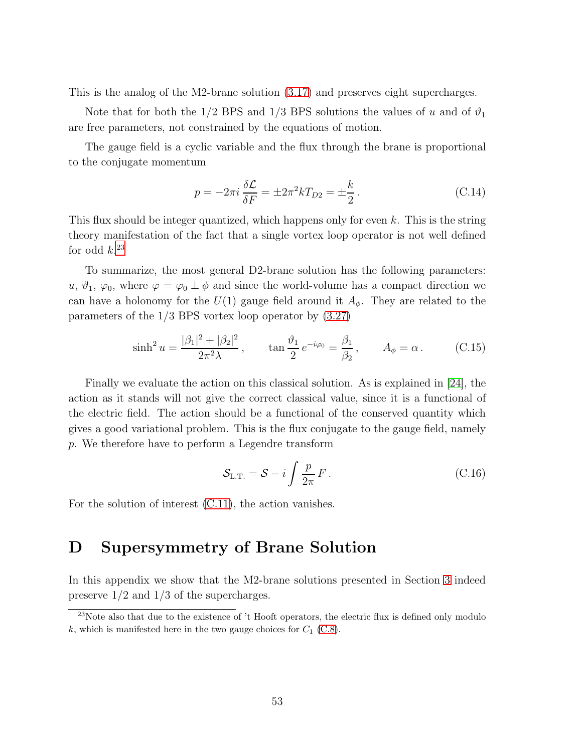This is the analog of the M2-brane solution (3.17) and preserves eight supercharges.

Note that for both the 1/2 BPS and 1/3 BPS solutions the values of $u$ and of $\vartheta_1$ are free parameters, not constrained by the equations of motion.

The gauge field is a cyclic variable and the flux through the brane is proportional to the conjugate momentum

$$p = -2\pi i \, \frac{\delta \mathcal{L}}{\delta F} = \pm 2\pi^2 k T_{D2} = \pm \frac{k}{2} \, . \tag{C.14}$$

This flux should be integer quantized, which happens only for even $k$. This is the string theory manifestation of the fact that a single vortex loop operator is not well defined for odd $k$.[23]

To summarize, the most general D2-brane solution has the following parameters: $u$, $\vartheta_1$, $\varphi_0$, where $\varphi = \varphi_0 \pm \phi$ and since the world-volume has a compact direction we can have a holonomy for the $U(1)$ gauge field around it $A_\phi$. They are related to the parameters of the 1/3 BPS vortex loop operator by (3.27)

$$\sinh^2 u = \frac{|\beta_1|^2 + |\beta_2|^2}{2\pi^2 \lambda} \, , \qquad \tan \frac{\vartheta_1}{2} \, e^{-i\varphi_0} = \frac{\beta_1}{\beta_2} \, , \qquad A_\phi = \alpha \, . \tag{C.15}$$

Finally we evaluate the action on this classical solution. As is explained in [24], the action as it stands will not give the correct classical value, since it is a functional of the electric field. The action should be a functional of the conserved quantity which gives a good variational problem. This is the flux conjugate to the gauge field, namely $p$. We therefore have to perform a Legendre transform

$$\mathcal{S}_{\text{L.T.}} = \mathcal{S} - i \int \frac{p}{2\pi} \, F \, . \tag{C.16}$$

For the solution of interest (C.11), the action vanishes.

# D Supersymmetry of Brane Solution

In this appendix we show that the M2-brane solutions presented in Section 3 indeed preserve 1/2 and 1/3 of the supercharges.

[23] Note also that due to the existence of 't Hooft operators, the electric flux is defined only modulo $k$, which is manifested here in the two gauge choices for $C_1$ (C.8).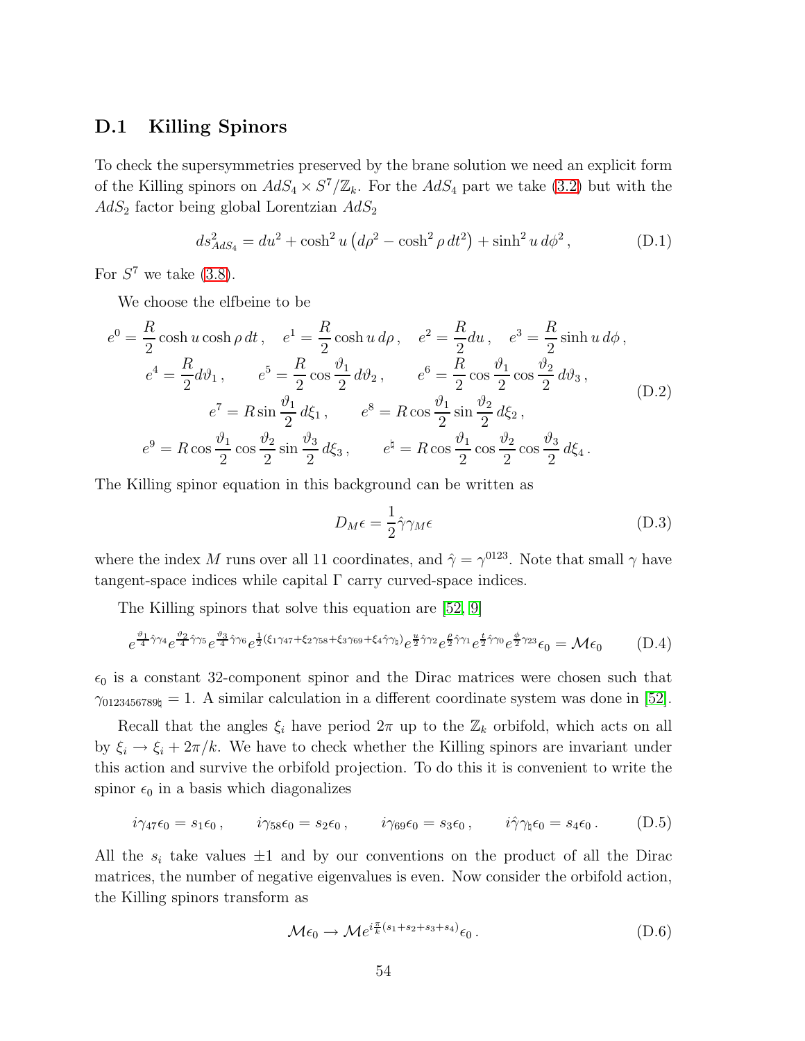## D.1 Killing Spinors

To check the supersymmetries preserved by the brane solution we need an explicit form of the Killing spinors on $AdS_4 \times S^7/\mathbb{Z}_k$. For the $AdS_4$ part we take (3.2) but with the $AdS_2$ factor being global Lorentzian $AdS_2$

$$
ds^2_{AdS_4} = du^2 + \cosh^2 u \left(d\rho^2 - \cosh^2 \rho \, dt^2\right) + \sinh^2 u \, d\phi^2 \,, \tag{D.1}
$$

For $S^7$ we take (3.8).

We choose the elfbeine to be

$$
\begin{gathered}
e^0 = \frac{R}{2}\cosh u \cosh \rho \, dt \,, \quad e^1 = \frac{R}{2}\cosh u \, d\rho \,, \quad e^2 = \frac{R}{2} du \,, \quad e^3 = \frac{R}{2}\sinh u \, d\phi \,, \\
e^4 = \frac{R}{2} d\vartheta_1 \,, \qquad e^5 = \frac{R}{2}\cos\frac{\vartheta_1}{2}\, d\vartheta_2 \,, \qquad e^6 = \frac{R}{2}\cos\frac{\vartheta_1}{2}\cos\frac{\vartheta_2}{2}\, d\vartheta_3 \,, \\
e^7 = R \sin\frac{\vartheta_1}{2}\, d\xi_1 \,, \qquad e^8 = R\cos\frac{\vartheta_1}{2}\sin\frac{\vartheta_2}{2}\, d\xi_2 \,, \\
e^9 = R\cos\frac{\vartheta_1}{2}\cos\frac{\vartheta_2}{2}\sin\frac{\vartheta_3}{2}\, d\xi_3 \,, \qquad e^\natural = R\cos\frac{\vartheta_1}{2}\cos\frac{\vartheta_2}{2}\cos\frac{\vartheta_3}{2}\, d\xi_4 \,.
\end{gathered} \tag{D.2}
$$

The Killing spinor equation in this background can be written as

$$
D_M \epsilon = \frac{1}{2}\hat{\gamma}\gamma_M \epsilon \tag{D.3}
$$

where the index $M$ runs over all 11 coordinates, and $\hat{\gamma} = \gamma^{0123}$. Note that small $\gamma$ have tangent-space indices while capital $\Gamma$ carry curved-space indices.

The Killing spinors that solve this equation are [52, 9]

$$
e^{\frac{\vartheta_1}{4}\hat{\gamma}\gamma_4} e^{\frac{\vartheta_2}{4}\hat{\gamma}\gamma_5} e^{\frac{\vartheta_3}{4}\hat{\gamma}\gamma_6} e^{\frac{1}{2}(\xi_1\gamma_{47}+\xi_2\gamma_{58}+\xi_3\gamma_{69}+\xi_4\hat{\gamma}\gamma_\natural)} e^{\frac{u}{2}\hat{\gamma}\gamma_2} e^{\frac{\rho}{2}\hat{\gamma}\gamma_1} e^{\frac{t}{2}\hat{\gamma}\gamma_0} e^{\frac{\phi}{2}\gamma_{23}}\epsilon_0 = \mathcal{M}\epsilon_0 \tag{D.4}
$$

$\epsilon_0$ is a constant 32-component spinor and the Dirac matrices were chosen such that $\gamma_{0123456789\natural} = 1$. A similar calculation in a different coordinate system was done in [52].

Recall that the angles $\xi_i$ have period $2\pi$ up to the $\mathbb{Z}_k$ orbifold, which acts on all by $\xi_i \to \xi_i + 2\pi/k$. We have to check whether the Killing spinors are invariant under this action and survive the orbifold projection. To do this it is convenient to write the spinor $\epsilon_0$ in a basis which diagonalizes

$$
i\gamma_{47}\epsilon_0 = s_1\epsilon_0 \,, \qquad i\gamma_{58}\epsilon_0 = s_2\epsilon_0 \,, \qquad i\gamma_{69}\epsilon_0 = s_3\epsilon_0 \,, \qquad i\hat{\gamma}\gamma_\natural\epsilon_0 = s_4\epsilon_0 \,. \tag{D.5}
$$

All the $s_i$ take values $\pm 1$ and by our conventions on the product of all the Dirac matrices, the number of negative eigenvalues is even. Now consider the orbifold action, the Killing spinors transform as

$$
\mathcal{M}\epsilon_0 \to \mathcal{M} e^{i\frac{\pi}{k}(s_1+s_2+s_3+s_4)}\epsilon_0 \,. \tag{D.6}
$$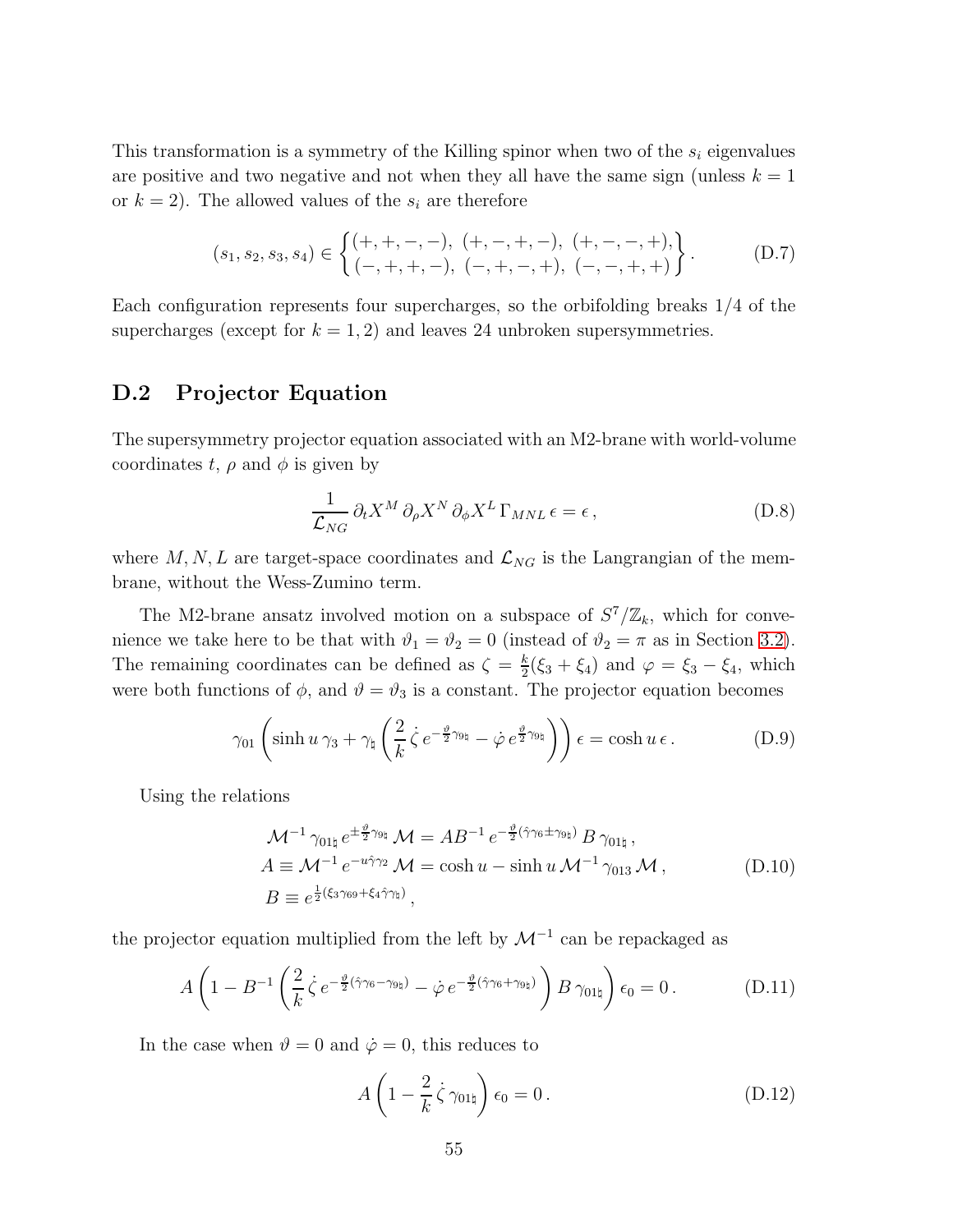This transformation is a symmetry of the Killing spinor when two of the $s_i$ eigenvalues are positive and two negative and not when they all have the same sign (unless $k=1$ or $k=2$). The allowed values of the $s_i$ are therefore

$$
(s_1, s_2, s_3, s_4) \in \left\{ \begin{matrix} (+,+,-,-),\ (+,-,+,-),\ (+,-,-,+), \\ (-,+,+,-),\ (-,+,-,+),\ (-,-,+,+) \end{matrix} \right\}. \tag{D.7}
$$

Each configuration represents four supercharges, so the orbifolding breaks 1/4 of the supercharges (except for $k=1,2$) and leaves 24 unbroken supersymmetries.

## D.2 Projector Equation

The supersymmetry projector equation associated with an M2-brane with world-volume coordinates $t$, $\rho$ and $\phi$ is given by

$$
\frac{1}{\mathcal{L}_{NG}}\, \partial_t X^M\, \partial_\rho X^N\, \partial_\phi X^L\, \Gamma_{MNL}\, \epsilon = \epsilon\,, \tag{D.8}
$$

where $M, N, L$ are target-space coordinates and $\mathcal{L}_{NG}$ is the Langrangian of the membrane, without the Wess-Zumino term.

The M2-brane ansatz involved motion on a subspace of $S^7/\mathbb{Z}_k$, which for convenience we take here to be that with $\vartheta_1 = \vartheta_2 = 0$ (instead of $\vartheta_2 = \pi$ as in Section 3.2). The remaining coordinates can be defined as $\zeta = \frac{k}{2}(\xi_3 + \xi_4)$ and $\varphi = \xi_3 - \xi_4$, which were both functions of $\phi$, and $\vartheta = \vartheta_3$ is a constant. The projector equation becomes

$$
\gamma_{01} \left( \sinh u\, \gamma_3 + \gamma_\natural \left( \frac{2}{k}\, \dot\zeta\, e^{-\frac{\vartheta}{2}\gamma_{9\natural}} - \dot\varphi\, e^{\frac{\vartheta}{2}\gamma_{9\natural}} \right) \right) \epsilon = \cosh u\, \epsilon\,. \tag{D.9}
$$

Using the relations

$$
\begin{aligned}
&\mathcal{M}^{-1}\, \gamma_{01\natural}\, e^{\pm\frac{\vartheta}{2}\gamma_{9\natural}}\, \mathcal{M} = AB^{-1}\, e^{-\frac{\vartheta}{2}(\hat\gamma\gamma_6 \pm \gamma_{9\natural})}\, B\, \gamma_{01\natural}\,, \\
&A \equiv \mathcal{M}^{-1}\, e^{-u\hat\gamma\gamma_2}\, \mathcal{M} = \cosh u - \sinh u\, \mathcal{M}^{-1}\, \gamma_{013}\, \mathcal{M}\,, \\
&B \equiv e^{\frac{1}{2}(\xi_3 \gamma_{69} + \xi_4 \hat\gamma\gamma_\natural)}\,,
\end{aligned} \tag{D.10}
$$

the projector equation multiplied from the left by $\mathcal{M}^{-1}$ can be repackaged as

$$
A \left( 1 - B^{-1} \left( \frac{2}{k}\, \dot\zeta\, e^{-\frac{\vartheta}{2}(\hat\gamma\gamma_6 - \gamma_{9\natural})} - \dot\varphi\, e^{-\frac{\vartheta}{2}(\hat\gamma\gamma_6 + \gamma_{9\natural})} \right) B\, \gamma_{01\natural} \right) \epsilon_0 = 0\,. \tag{D.11}
$$

In the case when $\vartheta = 0$ and $\dot\varphi = 0$, this reduces to

$$
A \left( 1 - \frac{2}{k}\, \dot\zeta\, \gamma_{01\natural} \right) \epsilon_0 = 0\,. \tag{D.12}
$$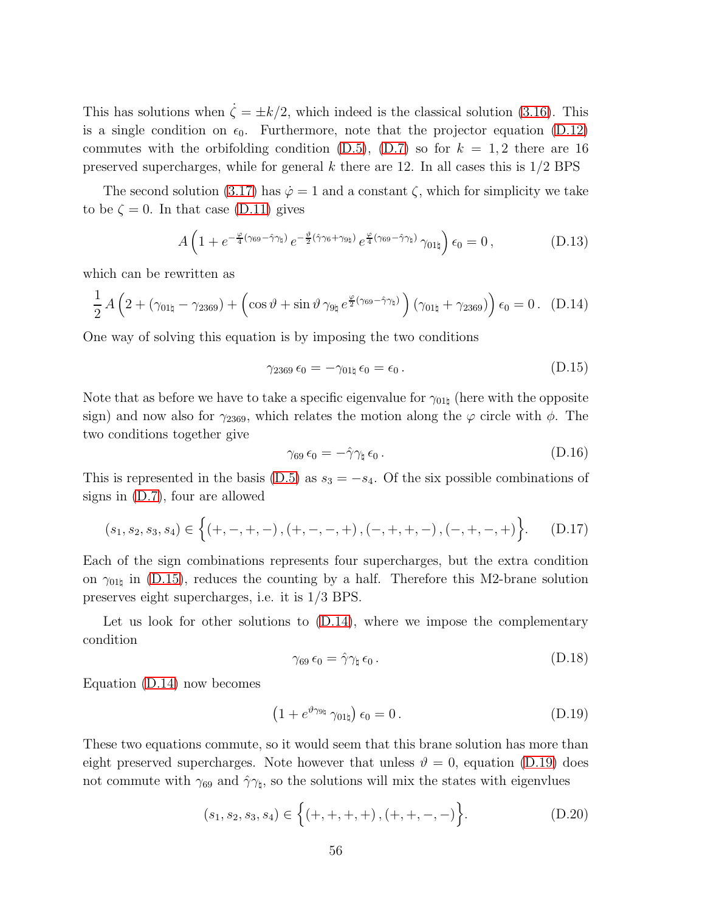This has solutions when $\dot{\zeta} = \pm k/2$, which indeed is the classical solution (3.16). This is a single condition on $\epsilon_0$. Furthermore, note that the projector equation (D.12) commutes with the orbifolding condition (D.5), (D.7) so for $k = 1, 2$ there are 16 preserved supercharges, while for general $k$ there are 12. In all cases this is 1/2 BPS

The second solution (3.17) has $\dot{\varphi} = 1$ and a constant $\zeta$, which for simplicity we take to be $\zeta = 0$. In that case (D.11) gives

$$A\left(1 + e^{-\frac{\varphi}{4}(\gamma_{69} - \hat{\gamma}\gamma_\natural)}\, e^{-\frac{\vartheta}{2}(\hat{\gamma}\gamma_6 + \gamma_{9\natural})}\, e^{\frac{\varphi}{4}(\gamma_{69} - \hat{\gamma}\gamma_\natural)}\, \gamma_{01\natural}\right)\epsilon_0 = 0\,, \tag{D.13}$$

which can be rewritten as

$$\frac{1}{2}\, A\left(2 + (\gamma_{01\natural} - \gamma_{2369}) + \left(\cos\vartheta + \sin\vartheta\, \gamma_{9\natural}\, e^{\frac{\varphi}{2}(\gamma_{69} - \hat{\gamma}\gamma_\natural)}\right)(\gamma_{01\natural} + \gamma_{2369})\right)\epsilon_0 = 0\,. \tag{D.14}$$

One way of solving this equation is by imposing the two conditions

$$\gamma_{2369}\,\epsilon_0 = -\gamma_{01\natural}\,\epsilon_0 = \epsilon_0\,. \tag{D.15}$$

Note that as before we have to take a specific eigenvalue for $\gamma_{01\natural}$ (here with the opposite sign) and now also for $\gamma_{2369}$, which relates the motion along the $\varphi$ circle with $\phi$. The two conditions together give

$$\gamma_{69}\,\epsilon_0 = -\hat{\gamma}\gamma_\natural\,\epsilon_0\,. \tag{D.16}$$

This is represented in the basis (D.5) as $s_3 = -s_4$. Of the six possible combinations of signs in (D.7), four are allowed

$$(s_1, s_2, s_3, s_4) \in \Big\{(+,-,+,-)\,, (+,-,-,+)\,, (-,+,+,-)\,, (-,+,-,+)\Big\}. \tag{D.17}$$

Each of the sign combinations represents four supercharges, but the extra condition on $\gamma_{01\natural}$ in (D.15), reduces the counting by a half. Therefore this M2-brane solution preserves eight supercharges, i.e. it is 1/3 BPS.

Let us look for other solutions to (D.14), where we impose the complementary condition

$$\gamma_{69}\,\epsilon_0 = \hat{\gamma}\gamma_\natural\,\epsilon_0\,. \tag{D.18}$$

Equation (D.14) now becomes

$$\left(1 + e^{\vartheta\gamma_{9\natural}}\,\gamma_{01\natural}\right)\epsilon_0 = 0\,. \tag{D.19}$$

These two equations commute, so it would seem that this brane solution has more than eight preserved supercharges. Note however that unless $\vartheta = 0$, equation (D.19) does not commute with $\gamma_{69}$ and $\hat{\gamma}\gamma_\natural$, so the solutions will mix the states with eigenvlues

$$(s_1, s_2, s_3, s_4) \in \Big\{(+,+,+,+)\,, (+,+,-,-)\Big\}. \tag{D.20}$$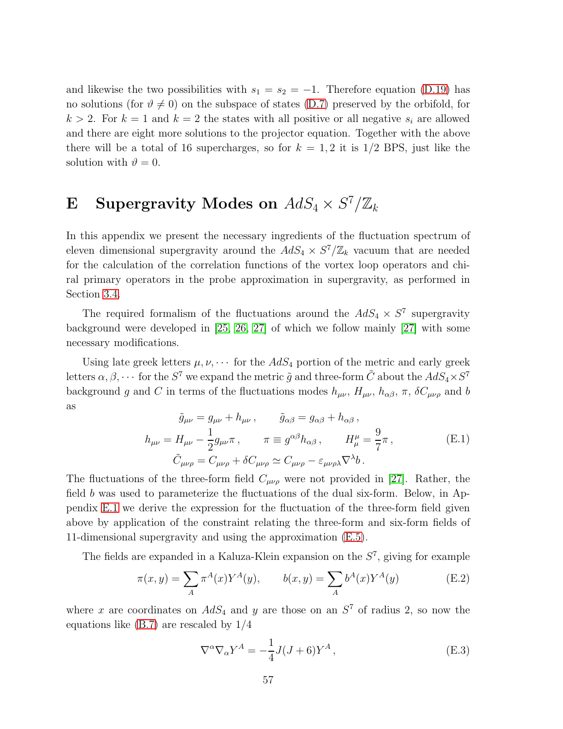and likewise the two possibilities with $s_1 = s_2 = -1$. Therefore equation (D.19) has no solutions (for $\vartheta \neq 0$) on the subspace of states (D.7) preserved by the orbifold, for $k > 2$. For $k = 1$ and $k = 2$ the states with all positive or all negative $s_i$ are allowed and there are eight more solutions to the projector equation. Together with the above there will be a total of 16 supercharges, so for $k = 1, 2$ it is 1/2 BPS, just like the solution with $\vartheta = 0$.

# E Supergravity Modes on $AdS_4 \times S^7/\mathbb{Z}_k$

In this appendix we present the necessary ingredients of the fluctuation spectrum of eleven dimensional supergravity around the $AdS_4 \times S^7/\mathbb{Z}_k$ vacuum that are needed for the calculation of the correlation functions of the vortex loop operators and chiral primary operators in the probe approximation in supergravity, as performed in Section 3.4.

The required formalism of the fluctuations around the $AdS_4 \times S^7$ supergravity background were developed in [25, 26, 27] of which we follow mainly [27] with some necessary modifications.

Using late greek letters $\mu, \nu, \cdots$ for the $AdS_4$ portion of the metric and early greek letters $\alpha, \beta, \cdots$ for the $S^7$ we expand the metric $\tilde{g}$ and three-form $\tilde{C}$ about the $AdS_4 \times S^7$ background $g$ and $C$ in terms of the fluctuations modes $h_{\mu\nu}$, $H_{\mu\nu}$, $h_{\alpha\beta}$, $\pi$, $\delta C_{\mu\nu\rho}$ and $b$ as

$$
\begin{gathered}
\tilde{g}_{\mu\nu} = g_{\mu\nu} + h_{\mu\nu}\,, \qquad \tilde{g}_{\alpha\beta} = g_{\alpha\beta} + h_{\alpha\beta}\,, \\
h_{\mu\nu} = H_{\mu\nu} - \frac{1}{2} g_{\mu\nu}\pi\,, \qquad \pi \equiv g^{\alpha\beta} h_{\alpha\beta}\,, \qquad H^{\mu}_{\mu} = \frac{9}{7}\pi\,, \\
\tilde{C}_{\mu\nu\rho} = C_{\mu\nu\rho} + \delta C_{\mu\nu\rho} \simeq C_{\mu\nu\rho} - \varepsilon_{\mu\nu\rho\lambda}\nabla^{\lambda} b\,.
\end{gathered}
\tag{E.1}
$$

The fluctuations of the three-form field $C_{\mu\nu\rho}$ were not provided in [27]. Rather, the field $b$ was used to parameterize the fluctuations of the dual six-form. Below, in Appendix E.1 we derive the expression for the fluctuation of the three-form field given above by application of the constraint relating the three-form and six-form fields of 11-dimensional supergravity and using the approximation (E.5).

The fields are expanded in a Kaluza-Klein expansion on the $S^7$, giving for example

$$
\pi(x, y) = \sum_A \pi^A(x) Y^A(y), \qquad b(x, y) = \sum_A b^A(x) Y^A(y)
\tag{E.2}
$$

where $x$ are coordinates on $AdS_4$ and $y$ are those on an $S^7$ of radius 2, so now the equations like (B.7) are rescaled by 1/4

$$
\nabla^{\alpha}\nabla_{\alpha} Y^A = -\frac{1}{4} J(J+6) Y^A\,,
\tag{E.3}
$$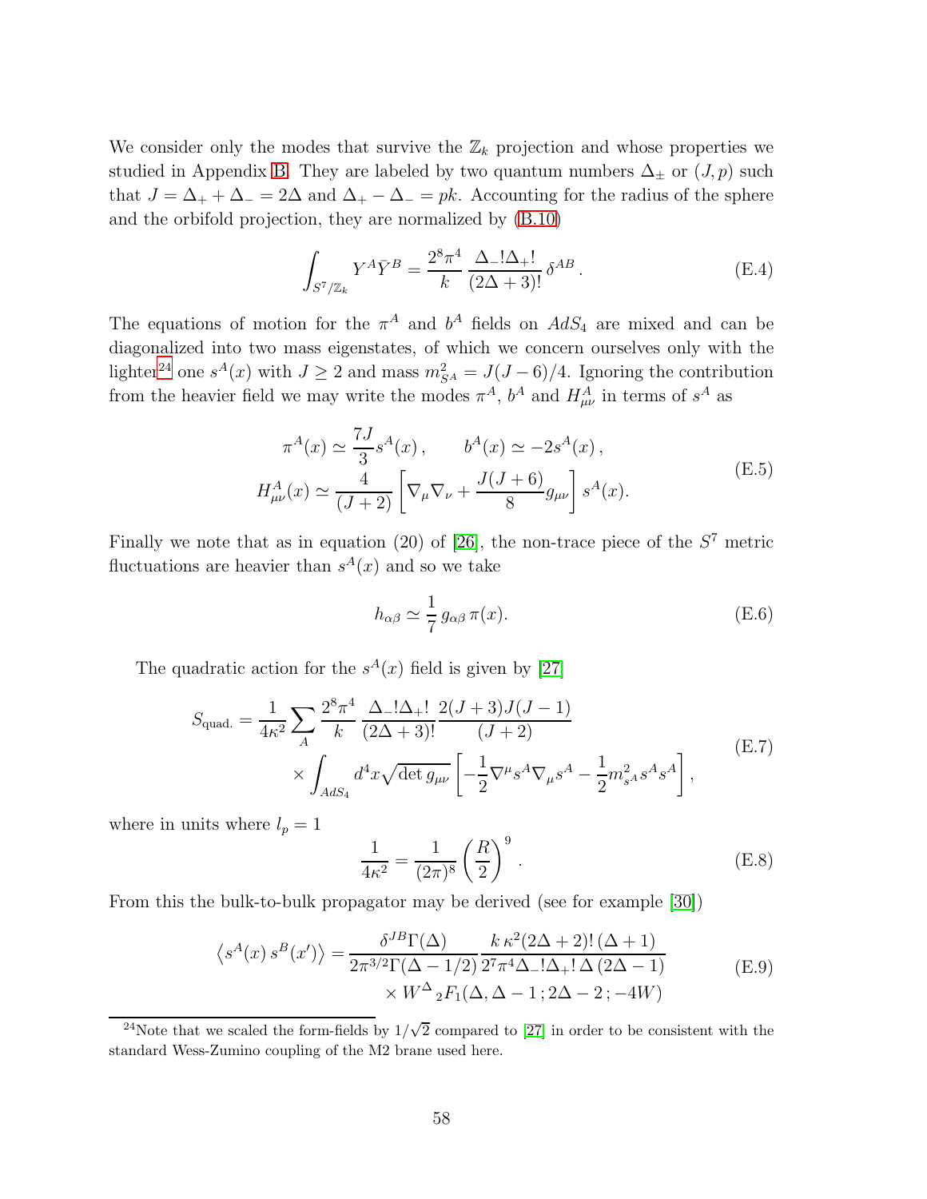We consider only the modes that survive the $\mathbb{Z}_k$ projection and whose properties we studied in Appendix B. They are labeled by two quantum numbers $\Delta_\pm$ or $(J,p)$ such that $J = \Delta_+ + \Delta_- = 2\Delta$ and $\Delta_+ - \Delta_- = pk$. Accounting for the radius of the sphere and the orbifold projection, they are normalized by (B.10)

$$\int_{S^7/\mathbb{Z}_k} Y^A \bar{Y}^B = \frac{2^8\pi^4}{k}\,\frac{\Delta_-!\Delta_+!}{(2\Delta+3)!}\,\delta^{AB}\,. \tag{E.4}$$

The equations of motion for the $\pi^A$ and $b^A$ fields on $AdS_4$ are mixed and can be diagonalized into two mass eigenstates, of which we concern ourselves only with the lighter[24] one $s^A(x)$ with $J \geq 2$ and mass $m_{S^A}^2 = J(J-6)/4$. Ignoring the contribution from the heavier field we may write the modes $\pi^A$, $b^A$ and $H^A_{\mu\nu}$ in terms of $s^A$ as

$$\begin{aligned}
\pi^A(x) \simeq \frac{7J}{3} s^A(x)\,, \qquad b^A(x) \simeq -2 s^A(x)\,, \\
H^A_{\mu\nu}(x) \simeq \frac{4}{(J+2)}\left[\nabla_\mu\nabla_\nu + \frac{J(J+6)}{8} g_{\mu\nu}\right] s^A(x).
\end{aligned} \tag{E.5}$$

Finally we note that as in equation (20) of [26], the non-trace piece of the $S^7$ metric fluctuations are heavier than $s^A(x)$ and so we take

$$h_{\alpha\beta} \simeq \frac{1}{7}\, g_{\alpha\beta}\,\pi(x). \tag{E.6}$$

The quadratic action for the $s^A(x)$ field is given by [27]

$$\begin{aligned}
S_{\text{quad.}} = \frac{1}{4\kappa^2}\sum_A \frac{2^8\pi^4}{k}\,\frac{\Delta_-!\Delta_+!}{(2\Delta+3)!}\,\frac{2(J+3)J(J-1)}{(J+2)} \\
\times \int_{AdS_4} d^4x\sqrt{\det g_{\mu\nu}}\left[-\frac{1}{2}\nabla^\mu s^A \nabla_\mu s^A - \frac{1}{2} m^2_{s^A} s^A s^A\right],
\end{aligned} \tag{E.7}$$

where in units where $l_p = 1$

$$\frac{1}{4\kappa^2} = \frac{1}{(2\pi)^8}\left(\frac{R}{2}\right)^9\,. \tag{E.8}$$

From this the bulk-to-bulk propagator may be derived (see for example [30])

$$\begin{aligned}
\left\langle s^A(x)\, s^B(x')\right\rangle = \frac{\delta^{JB}\Gamma(\Delta)}{2\pi^{3/2}\Gamma(\Delta-1/2)}\,\frac{k\,\kappa^2(2\Delta+2)!\,(\Delta+1)}{2^7\pi^4\Delta_-!\Delta_+!\,\Delta\,(2\Delta-1)} \\
\times W^\Delta\,{}_2F_1(\Delta,\Delta-1\,;2\Delta-2\,;-4W)
\end{aligned} \tag{E.9}$$

[24] Note that we scaled the form-fields by $1/\sqrt{2}$ compared to [27] in order to be consistent with the standard Wess-Zumino coupling of the M2 brane used here.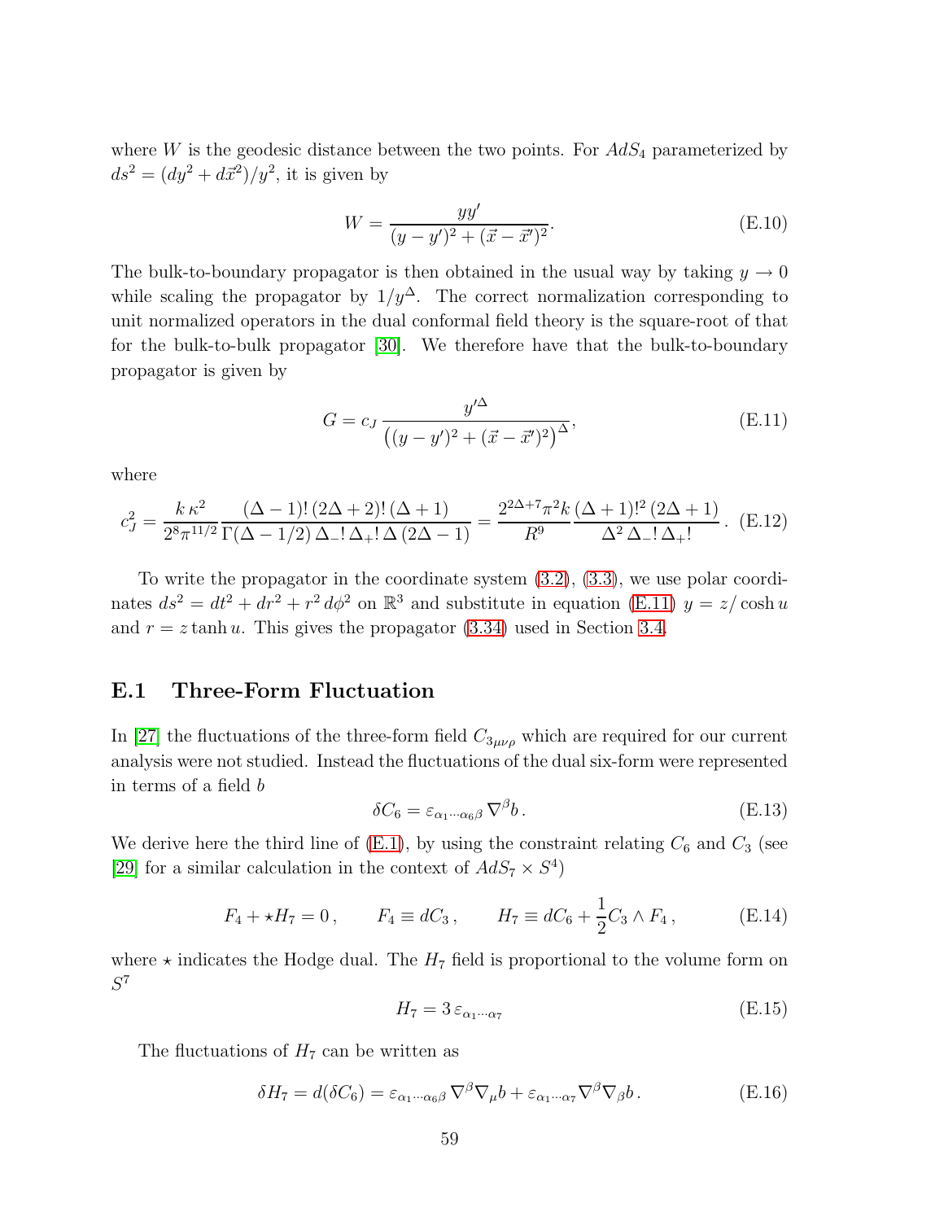where $W$ is the geodesic distance between the two points. For $AdS_4$ parameterized by $ds^2 = (dy^2 + d\vec{x}^2)/y^2$, it is given by

$$W = \frac{yy'}{(y-y')^2 + (\vec{x}-\vec{x}')^2}. \tag{E.10}$$

The bulk-to-boundary propagator is then obtained in the usual way by taking $y \to 0$ while scaling the propagator by $1/y^\Delta$. The correct normalization corresponding to unit normalized operators in the dual conformal field theory is the square-root of that for the bulk-to-bulk propagator [30]. We therefore have that the bulk-to-boundary propagator is given by

$$G = c_J \, \frac{y'^\Delta}{\left((y-y')^2 + (\vec{x}-\vec{x}')^2\right)^\Delta}, \tag{E.11}$$

where

$$c_J^2 = \frac{k\,\kappa^2}{2^8 \pi^{11/2}} \frac{(\Delta-1)!\,(2\Delta+2)!\,(\Delta+1)}{\Gamma(\Delta-1/2)\,\Delta_-!\,\Delta_+!\,\Delta\,(2\Delta-1)} = \frac{2^{2\Delta+7}\pi^2 k}{R^9} \frac{(\Delta+1)!^2\,(2\Delta+1)}{\Delta^2\,\Delta_-!\,\Delta_+!}\,. \tag{E.12}$$

To write the propagator in the coordinate system (3.2), (3.3), we use polar coordinates $ds^2 = dt^2 + dr^2 + r^2\,d\phi^2$ on $\mathbb{R}^3$ and substitute in equation (E.11) $y = z/\cosh u$ and $r = z\tanh u$. This gives the propagator (3.34) used in Section 3.4.

## E.1 Three-Form Fluctuation

In [27] the fluctuations of the three-form field $C_{3_{\mu\nu\rho}}$ which are required for our current analysis were not studied. Instead the fluctuations of the dual six-form were represented in terms of a field $b$

$$\delta C_6 = \varepsilon_{\alpha_1\cdots\alpha_6\beta}\,\nabla^\beta b\,. \tag{E.13}$$

We derive here the third line of (E.1), by using the constraint relating $C_6$ and $C_3$ (see [29] for a similar calculation in the context of $AdS_7 \times S^4$)

$$F_4 + \star H_7 = 0\,, \qquad F_4 \equiv dC_3\,, \qquad H_7 \equiv dC_6 + \frac{1}{2} C_3 \wedge F_4\,, \tag{E.14}$$

where $\star$ indicates the Hodge dual. The $H_7$ field is proportional to the volume form on $S^7$

$$H_7 = 3\,\varepsilon_{\alpha_1\cdots\alpha_7} \tag{E.15}$$

The fluctuations of $H_7$ can be written as

$$\delta H_7 = d(\delta C_6) = \varepsilon_{\alpha_1\cdots\alpha_6\beta}\,\nabla^\beta\nabla_\mu b + \varepsilon_{\alpha_1\cdots\alpha_7}\,\nabla^\beta\nabla_\beta b\,. \tag{E.16}$$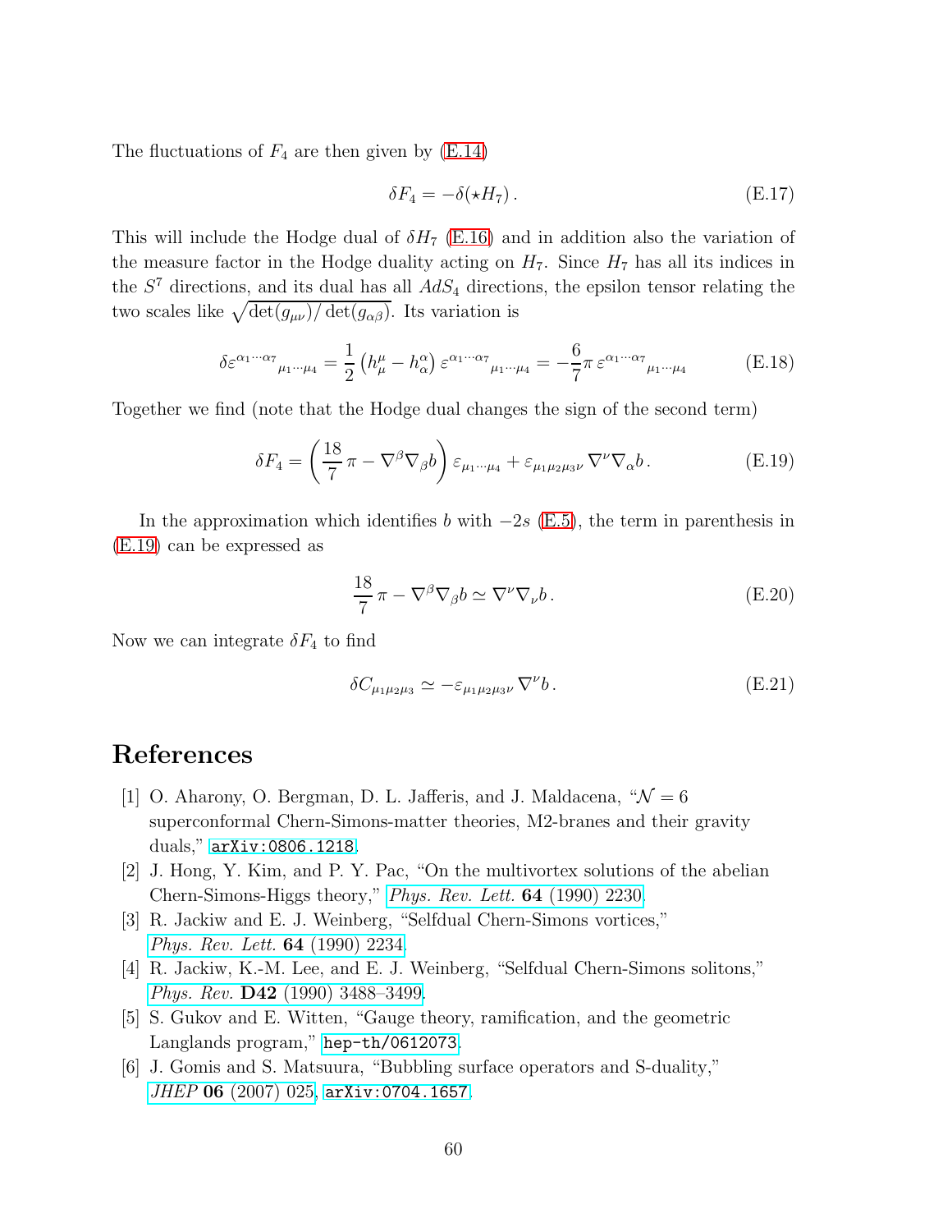The fluctuations of $F_4$ are then given by (E.14)

$$\delta F_4 = -\delta(\star H_7)\,. \tag{E.17}$$

This will include the Hodge dual of $\delta H_7$ (E.16) and in addition also the variation of the measure factor in the Hodge duality acting on $H_7$. Since $H_7$ has all its indices in the $S^7$ directions, and its dual has all $AdS_4$ directions, the epsilon tensor relating the two scales like $\sqrt{\det(g_{\mu\nu})/\det(g_{\alpha\beta})}$. Its variation is

$$\delta\varepsilon^{\alpha_1\cdots\alpha_7}{}_{\mu_1\cdots\mu_4} = \frac{1}{2}\left(h^\mu_\mu - h^\alpha_\alpha\right)\varepsilon^{\alpha_1\cdots\alpha_7}{}_{\mu_1\cdots\mu_4} = -\frac{6}{7}\pi\,\varepsilon^{\alpha_1\cdots\alpha_7}{}_{\mu_1\cdots\mu_4} \tag{E.18}$$

Together we find (note that the Hodge dual changes the sign of the second term)

$$\delta F_4 = \left(\frac{18}{7}\,\pi - \nabla^\beta\nabla_\beta b\right)\varepsilon_{\mu_1\cdots\mu_4} + \varepsilon_{\mu_1\mu_2\mu_3\nu}\,\nabla^\nu\nabla_\alpha b\,. \tag{E.19}$$

In the approximation which identifies $b$ with $-2s$ (E.5), the term in parenthesis in (E.19) can be expressed as

$$\frac{18}{7}\,\pi - \nabla^\beta\nabla_\beta b \simeq \nabla^\nu\nabla_\nu b\,. \tag{E.20}$$

Now we can integrate $\delta F_4$ to find

$$\delta C_{\mu_1\mu_2\mu_3} \simeq -\varepsilon_{\mu_1\mu_2\mu_3\nu}\,\nabla^\nu b\,. \tag{E.21}$$

# References

[1] O. Aharony, O. Bergman, D. L. Jafferis, and J. Maldacena, "$\mathcal{N}=6$ superconformal Chern-Simons-matter theories, M2-branes and their gravity duals," arXiv:0806.1218.

[2] J. Hong, Y. Kim, and P. Y. Pac, "On the multivortex solutions of the abelian Chern-Simons-Higgs theory," *Phys. Rev. Lett.* **64** (1990) 2230.

[3] R. Jackiw and E. J. Weinberg, "Selfdual Chern-Simons vortices," *Phys. Rev. Lett.* **64** (1990) 2234.

[4] R. Jackiw, K.-M. Lee, and E. J. Weinberg, "Selfdual Chern-Simons solitons," *Phys. Rev.* **D42** (1990) 3488–3499.

[5] S. Gukov and E. Witten, "Gauge theory, ramification, and the geometric Langlands program," hep-th/0612073.

[6] J. Gomis and S. Matsuura, "Bubbling surface operators and S-duality," *JHEP* **06** (2007) 025, arXiv:0704.1657.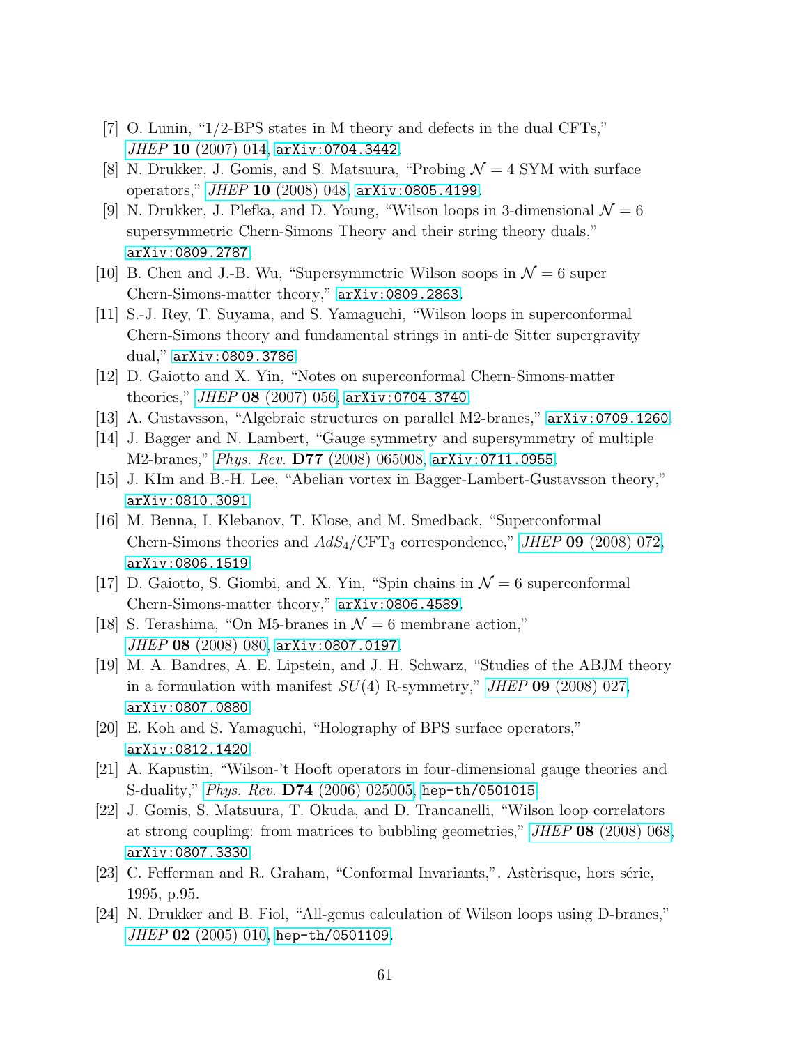- [7] O. Lunin, "1/2-BPS states in M theory and defects in the dual CFTs," *JHEP* **10** (2007) 014, arXiv:0704.3442.
- [8] N. Drukker, J. Gomis, and S. Matsuura, "Probing $\mathcal{N}=4$ SYM with surface operators," *JHEP* **10** (2008) 048, arXiv:0805.4199.
- [9] N. Drukker, J. Plefka, and D. Young, "Wilson loops in 3-dimensional $\mathcal{N}=6$ supersymmetric Chern-Simons Theory and their string theory duals," arXiv:0809.2787.
- [10] B. Chen and J.-B. Wu, "Supersymmetric Wilson soops in $\mathcal{N}=6$ super Chern-Simons-matter theory," arXiv:0809.2863.
- [11] S.-J. Rey, T. Suyama, and S. Yamaguchi, "Wilson loops in superconformal Chern-Simons theory and fundamental strings in anti-de Sitter supergravity dual," arXiv:0809.3786.
- [12] D. Gaiotto and X. Yin, "Notes on superconformal Chern-Simons-matter theories," *JHEP* **08** (2007) 056, arXiv:0704.3740.
- [13] A. Gustavsson, "Algebraic structures on parallel M2-branes," arXiv:0709.1260.
- [14] J. Bagger and N. Lambert, "Gauge symmetry and supersymmetry of multiple M2-branes," *Phys. Rev.* **D77** (2008) 065008, arXiv:0711.0955.
- [15] J. KIm and B.-H. Lee, "Abelian vortex in Bagger-Lambert-Gustavsson theory," arXiv:0810.3091.
- [16] M. Benna, I. Klebanov, T. Klose, and M. Smedback, "Superconformal Chern-Simons theories and $AdS_4$/CFT$_3$ correspondence," *JHEP* **09** (2008) 072, arXiv:0806.1519.
- [17] D. Gaiotto, S. Giombi, and X. Yin, "Spin chains in $\mathcal{N}=6$ superconformal Chern-Simons-matter theory," arXiv:0806.4589.
- [18] S. Terashima, "On M5-branes in $\mathcal{N}=6$ membrane action," *JHEP* **08** (2008) 080, arXiv:0807.0197.
- [19] M. A. Bandres, A. E. Lipstein, and J. H. Schwarz, "Studies of the ABJM theory in a formulation with manifest $SU(4)$ R-symmetry," *JHEP* **09** (2008) 027, arXiv:0807.0880.
- [20] E. Koh and S. Yamaguchi, "Holography of BPS surface operators," arXiv:0812.1420.
- [21] A. Kapustin, "Wilson-'t Hooft operators in four-dimensional gauge theories and S-duality," *Phys. Rev.* **D74** (2006) 025005, hep-th/0501015.
- [22] J. Gomis, S. Matsuura, T. Okuda, and D. Trancanelli, "Wilson loop correlators at strong coupling: from matrices to bubbling geometries," *JHEP* **08** (2008) 068, arXiv:0807.3330.
- [23] C. Fefferman and R. Graham, "Conformal Invariants,". Astèrisque, hors série, 1995, p.95.
- [24] N. Drukker and B. Fiol, "All-genus calculation of Wilson loops using D-branes," *JHEP* **02** (2005) 010, hep-th/0501109.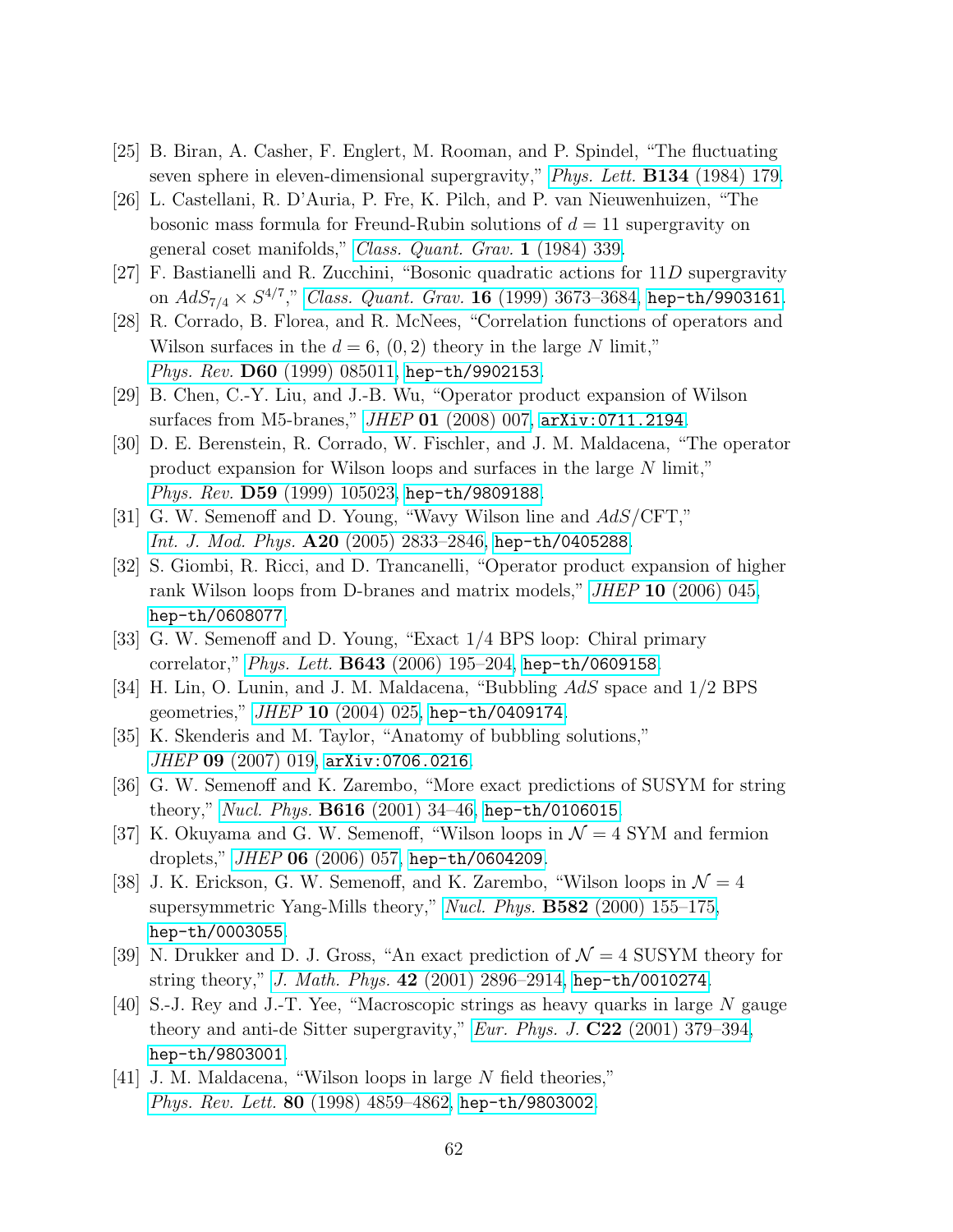[25] B. Biran, A. Casher, F. Englert, M. Rooman, and P. Spindel, "The fluctuating seven sphere in eleven-dimensional supergravity," *Phys. Lett.* **B134** (1984) 179.

[26] L. Castellani, R. D'Auria, P. Fre, K. Pilch, and P. van Nieuwenhuizen, "The bosonic mass formula for Freund-Rubin solutions of $d = 11$ supergravity on general coset manifolds," *Class. Quant. Grav.* **1** (1984) 339.

[27] F. Bastianelli and R. Zucchini, "Bosonic quadratic actions for $11D$ supergravity on $AdS_{7/4} \times S^{4/7}$," *Class. Quant. Grav.* **16** (1999) 3673–3684, hep-th/9903161.

[28] R. Corrado, B. Florea, and R. McNees, "Correlation functions of operators and Wilson surfaces in the $d = 6$, $(0, 2)$ theory in the large $N$ limit," *Phys. Rev.* **D60** (1999) 085011, hep-th/9902153.

[29] B. Chen, C.-Y. Liu, and J.-B. Wu, "Operator product expansion of Wilson surfaces from M5-branes," *JHEP* **01** (2008) 007, arXiv:0711.2194.

[30] D. E. Berenstein, R. Corrado, W. Fischler, and J. M. Maldacena, "The operator product expansion for Wilson loops and surfaces in the large $N$ limit," *Phys. Rev.* **D59** (1999) 105023, hep-th/9809188.

[31] G. W. Semenoff and D. Young, "Wavy Wilson line and $AdS$/CFT," *Int. J. Mod. Phys.* **A20** (2005) 2833–2846, hep-th/0405288.

[32] S. Giombi, R. Ricci, and D. Trancanelli, "Operator product expansion of higher rank Wilson loops from D-branes and matrix models," *JHEP* **10** (2006) 045, hep-th/0608077.

[33] G. W. Semenoff and D. Young, "Exact 1/4 BPS loop: Chiral primary correlator," *Phys. Lett.* **B643** (2006) 195–204, hep-th/0609158.

[34] H. Lin, O. Lunin, and J. M. Maldacena, "Bubbling $AdS$ space and 1/2 BPS geometries," *JHEP* **10** (2004) 025, hep-th/0409174.

[35] K. Skenderis and M. Taylor, "Anatomy of bubbling solutions," *JHEP* **09** (2007) 019, arXiv:0706.0216.

[36] G. W. Semenoff and K. Zarembo, "More exact predictions of SUSYM for string theory," *Nucl. Phys.* **B616** (2001) 34–46, hep-th/0106015.

[37] K. Okuyama and G. W. Semenoff, "Wilson loops in $\mathcal{N} = 4$ SYM and fermion droplets," *JHEP* **06** (2006) 057, hep-th/0604209.

[38] J. K. Erickson, G. W. Semenoff, and K. Zarembo, "Wilson loops in $\mathcal{N} = 4$ supersymmetric Yang-Mills theory," *Nucl. Phys.* **B582** (2000) 155–175, hep-th/0003055.

[39] N. Drukker and D. J. Gross, "An exact prediction of $\mathcal{N} = 4$ SUSYM theory for string theory," *J. Math. Phys.* **42** (2001) 2896–2914, hep-th/0010274.

[40] S.-J. Rey and J.-T. Yee, "Macroscopic strings as heavy quarks in large $N$ gauge theory and anti-de Sitter supergravity," *Eur. Phys. J.* **C22** (2001) 379–394, hep-th/9803001.

[41] J. M. Maldacena, "Wilson loops in large $N$ field theories," *Phys. Rev. Lett.* **80** (1998) 4859–4862, hep-th/9803002.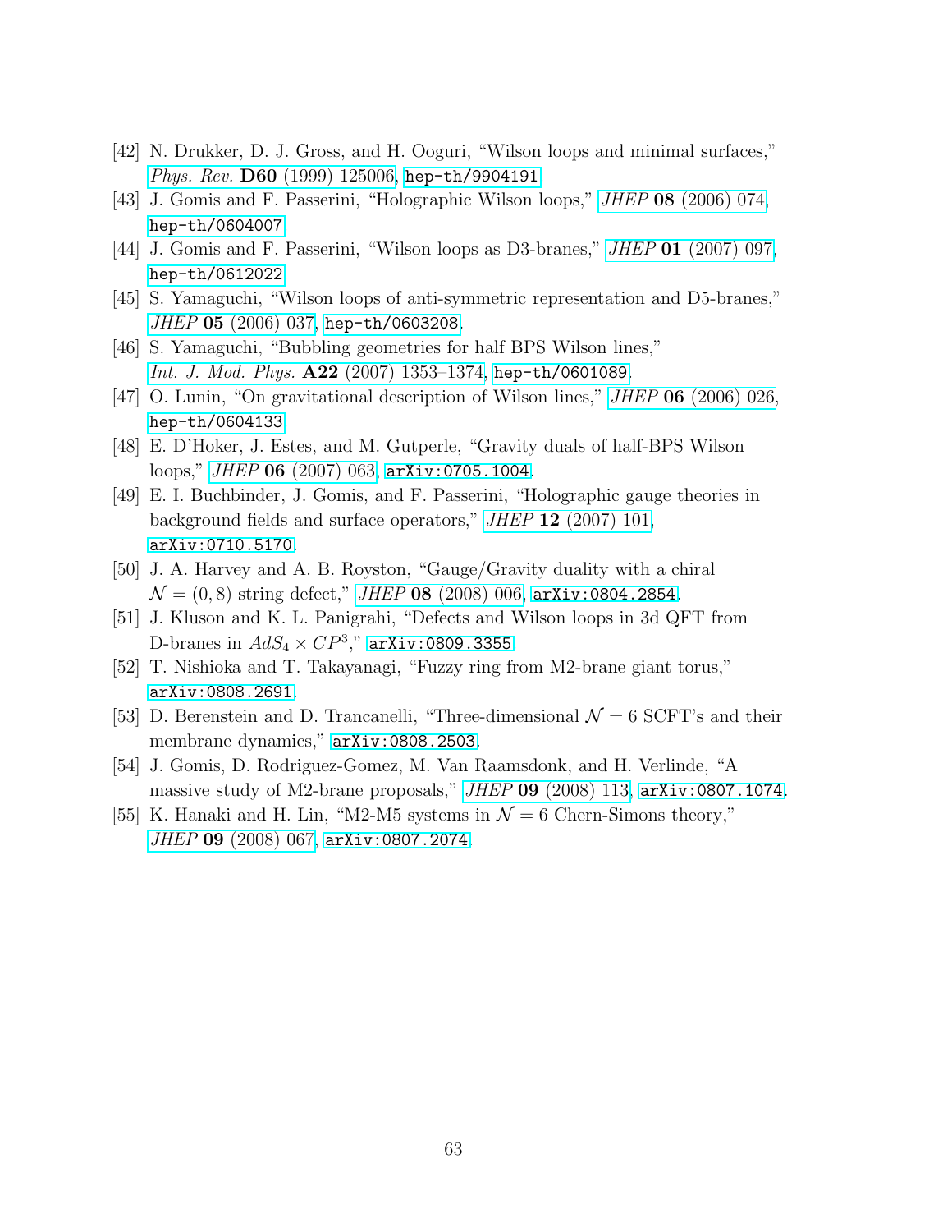[42] N. Drukker, D. J. Gross, and H. Ooguri, "Wilson loops and minimal surfaces," *Phys. Rev.* **D60** (1999) 125006, hep-th/9904191.

[43] J. Gomis and F. Passerini, "Holographic Wilson loops," *JHEP* **08** (2006) 074, hep-th/0604007.

[44] J. Gomis and F. Passerini, "Wilson loops as D3-branes," *JHEP* **01** (2007) 097, hep-th/0612022.

[45] S. Yamaguchi, "Wilson loops of anti-symmetric representation and D5-branes," *JHEP* **05** (2006) 037, hep-th/0603208.

[46] S. Yamaguchi, "Bubbling geometries for half BPS Wilson lines," *Int. J. Mod. Phys.* **A22** (2007) 1353–1374, hep-th/0601089.

[47] O. Lunin, "On gravitational description of Wilson lines," *JHEP* **06** (2006) 026, hep-th/0604133.

[48] E. D'Hoker, J. Estes, and M. Gutperle, "Gravity duals of half-BPS Wilson loops," *JHEP* **06** (2007) 063, arXiv:0705.1004.

[49] E. I. Buchbinder, J. Gomis, and F. Passerini, "Holographic gauge theories in background fields and surface operators," *JHEP* **12** (2007) 101, arXiv:0710.5170.

[50] J. A. Harvey and A. B. Royston, "Gauge/Gravity duality with a chiral $\mathcal{N} = (0, 8)$ string defect," *JHEP* **08** (2008) 006, arXiv:0804.2854.

[51] J. Kluson and K. L. Panigrahi, "Defects and Wilson loops in 3d QFT from D-branes in $AdS_4 \times CP^3$," arXiv:0809.3355.

[52] T. Nishioka and T. Takayanagi, "Fuzzy ring from M2-brane giant torus," arXiv:0808.2691.

[53] D. Berenstein and D. Trancanelli, "Three-dimensional $\mathcal{N} = 6$ SCFT's and their membrane dynamics," arXiv:0808.2503.

[54] J. Gomis, D. Rodriguez-Gomez, M. Van Raamsdonk, and H. Verlinde, "A massive study of M2-brane proposals," *JHEP* **09** (2008) 113, arXiv:0807.1074.

[55] K. Hanaki and H. Lin, "M2-M5 systems in $\mathcal{N} = 6$ Chern-Simons theory," *JHEP* **09** (2008) 067, arXiv:0807.2074.